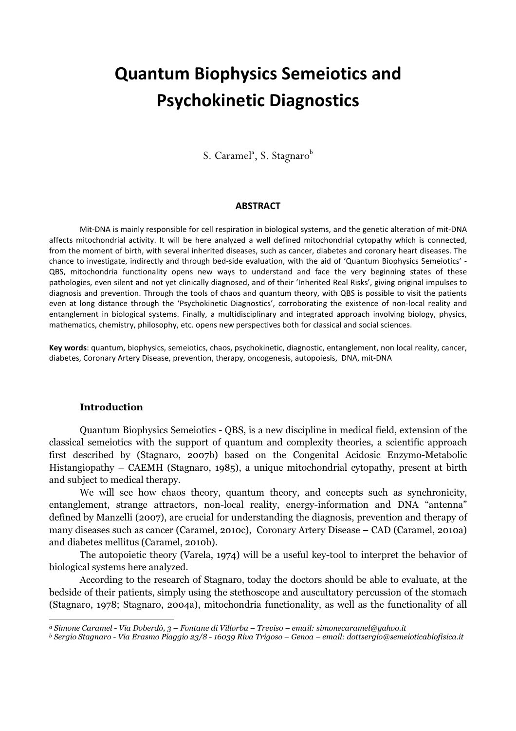# Quantum Biophysics Semeiotics and Psychokinetic Diagnostics

S. Caramel[a], S. Stagnaro[b]

## ABSTRACT

Mit-DNA is mainly responsible for cell respiration in biological systems, and the genetic alteration of mit-DNA affects mitochondrial activity. It will be here analyzed a well defined mitochondrial cytopathy which is connected, from the moment of birth, with several inherited diseases, such as cancer, diabetes and coronary heart diseases. The chance to investigate, indirectly and through bed-side evaluation, with the aid of 'Quantum Biophysics Semeiotics' - QBS, mitochondria functionality opens new ways to understand and face the very beginning states of these pathologies, even silent and not yet clinically diagnosed, and of their 'Inherited Real Risks', giving original impulses to diagnosis and prevention. Through the tools of chaos and quantum theory, with QBS is possible to visit the patients even at long distance through the 'Psychokinetic Diagnostics', corroborating the existence of non-local reality and entanglement in biological systems. Finally, a multidisciplinary and integrated approach involving biology, physics, mathematics, chemistry, philosophy, etc. opens new perspectives both for classical and social sciences.

**Key words**: quantum, biophysics, semeiotics, chaos, psychokinetic, diagnostic, entanglement, non local reality, cancer, diabetes, Coronary Artery Disease, prevention, therapy, oncogenesis, autopoiesis, DNA, mit-DNA

### Introduction

Quantum Biophysics Semeiotics - QBS, is a new discipline in medical field, extension of the classical semeiotics with the support of quantum and complexity theories, a scientific approach first described by (Stagnaro, 2007b) based on the Congenital Acidosic Enzymo-Metabolic Histangiopathy – CAEMH (Stagnaro, 1985), a unique mitochondrial cytopathy, present at birth and subject to medical therapy.

We will see how chaos theory, quantum theory, and concepts such as synchronicity, entanglement, strange attractors, non-local reality, energy-information and DNA "antenna" defined by Manzelli (2007), are crucial for understanding the diagnosis, prevention and therapy of many diseases such as cancer (Caramel, 2010c), Coronary Artery Disease – CAD (Caramel, 2010a) and diabetes mellitus (Caramel, 2010b).

The autopoietic theory (Varela, 1974) will be a useful key-tool to interpret the behavior of biological systems here analyzed.

According to the research of Stagnaro, today the doctors should be able to evaluate, at the bedside of their patients, simply using the stethoscope and auscultatory percussion of the stomach (Stagnaro, 1978; Stagnaro, 2004a), mitochondria functionality, as well as the functionality of all

---

[a] *Simone Caramel - Via Doberdò, 3 – Fontane di Villorba – Treviso – email: simonecaramel@yahoo.it*

[b] *Sergio Stagnaro - Via Erasmo Piaggio 23/8 - 16039 Riva Trigoso – Genoa – email: dottsergio@semeioticabiofisica.it*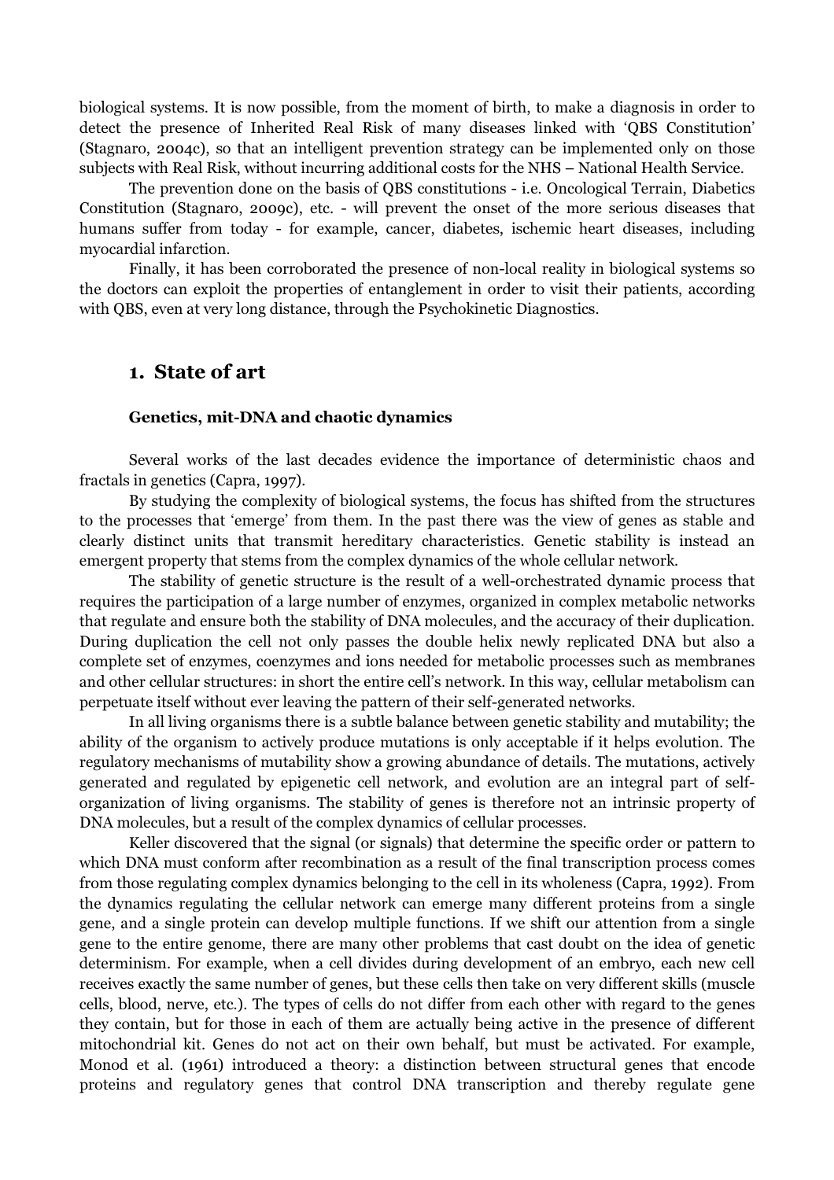biological systems. It is now possible, from the moment of birth, to make a diagnosis in order to detect the presence of Inherited Real Risk of many diseases linked with 'QBS Constitution' (Stagnaro, 2004c), so that an intelligent prevention strategy can be implemented only on those subjects with Real Risk, without incurring additional costs for the NHS – National Health Service.

The prevention done on the basis of QBS constitutions - i.e. Oncological Terrain, Diabetics Constitution (Stagnaro, 2009c), etc. - will prevent the onset of the more serious diseases that humans suffer from today - for example, cancer, diabetes, ischemic heart diseases, including myocardial infarction.

Finally, it has been corroborated the presence of non-local reality in biological systems so the doctors can exploit the properties of entanglement in order to visit their patients, according with QBS, even at very long distance, through the Psychokinetic Diagnostics.

## 1. State of art

#### Genetics, mit-DNA and chaotic dynamics

Several works of the last decades evidence the importance of deterministic chaos and fractals in genetics (Capra, 1997).

By studying the complexity of biological systems, the focus has shifted from the structures to the processes that 'emerge' from them. In the past there was the view of genes as stable and clearly distinct units that transmit hereditary characteristics. Genetic stability is instead an emergent property that stems from the complex dynamics of the whole cellular network.

The stability of genetic structure is the result of a well-orchestrated dynamic process that requires the participation of a large number of enzymes, organized in complex metabolic networks that regulate and ensure both the stability of DNA molecules, and the accuracy of their duplication. During duplication the cell not only passes the double helix newly replicated DNA but also a complete set of enzymes, coenzymes and ions needed for metabolic processes such as membranes and other cellular structures: in short the entire cell's network. In this way, cellular metabolism can perpetuate itself without ever leaving the pattern of their self-generated networks.

In all living organisms there is a subtle balance between genetic stability and mutability; the ability of the organism to actively produce mutations is only acceptable if it helps evolution. The regulatory mechanisms of mutability show a growing abundance of details. The mutations, actively generated and regulated by epigenetic cell network, and evolution are an integral part of self-organization of living organisms. The stability of genes is therefore not an intrinsic property of DNA molecules, but a result of the complex dynamics of cellular processes.

Keller discovered that the signal (or signals) that determine the specific order or pattern to which DNA must conform after recombination as a result of the final transcription process comes from those regulating complex dynamics belonging to the cell in its wholeness (Capra, 1992). From the dynamics regulating the cellular network can emerge many different proteins from a single gene, and a single protein can develop multiple functions. If we shift our attention from a single gene to the entire genome, there are many other problems that cast doubt on the idea of genetic determinism. For example, when a cell divides during development of an embryo, each new cell receives exactly the same number of genes, but these cells then take on very different skills (muscle cells, blood, nerve, etc.). The types of cells do not differ from each other with regard to the genes they contain, but for those in each of them are actually being active in the presence of different mitochondrial kit. Genes do not act on their own behalf, but must be activated. For example, Monod et al. (1961) introduced a theory: a distinction between structural genes that encode proteins and regulatory genes that control DNA transcription and thereby regulate gene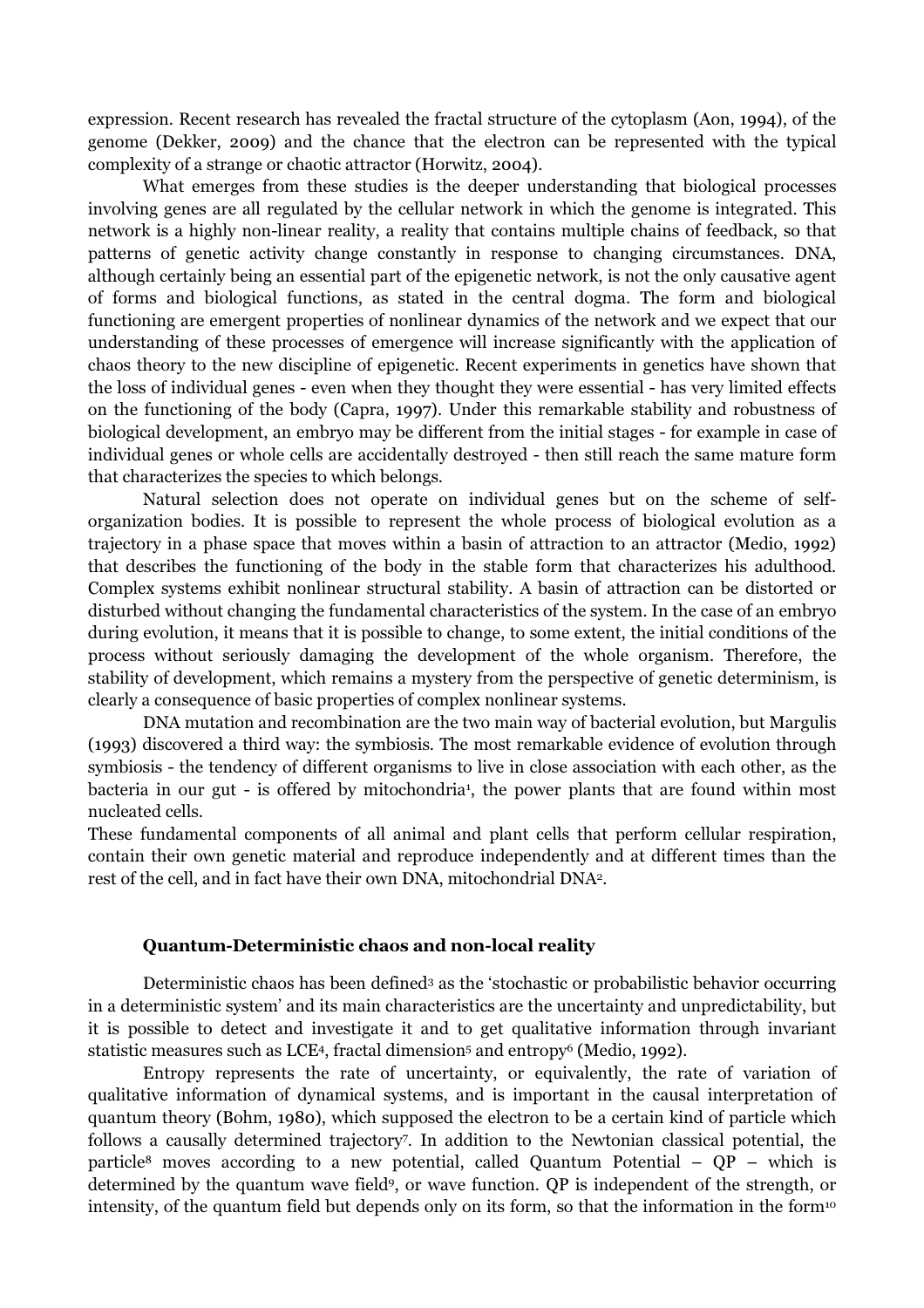expression. Recent research has revealed the fractal structure of the cytoplasm (Aon, 1994), of the genome (Dekker, 2009) and the chance that the electron can be represented with the typical complexity of a strange or chaotic attractor (Horwitz, 2004).

What emerges from these studies is the deeper understanding that biological processes involving genes are all regulated by the cellular network in which the genome is integrated. This network is a highly non-linear reality, a reality that contains multiple chains of feedback, so that patterns of genetic activity change constantly in response to changing circumstances. DNA, although certainly being an essential part of the epigenetic network, is not the only causative agent of forms and biological functions, as stated in the central dogma. The form and biological functioning are emergent properties of nonlinear dynamics of the network and we expect that our understanding of these processes of emergence will increase significantly with the application of chaos theory to the new discipline of epigenetic. Recent experiments in genetics have shown that the loss of individual genes - even when they thought they were essential - has very limited effects on the functioning of the body (Capra, 1997). Under this remarkable stability and robustness of biological development, an embryo may be different from the initial stages - for example in case of individual genes or whole cells are accidentally destroyed - then still reach the same mature form that characterizes the species to which belongs.

Natural selection does not operate on individual genes but on the scheme of self-organization bodies. It is possible to represent the whole process of biological evolution as a trajectory in a phase space that moves within a basin of attraction to an attractor (Medio, 1992) that describes the functioning of the body in the stable form that characterizes his adulthood. Complex systems exhibit nonlinear structural stability. A basin of attraction can be distorted or disturbed without changing the fundamental characteristics of the system. In the case of an embryo during evolution, it means that it is possible to change, to some extent, the initial conditions of the process without seriously damaging the development of the whole organism. Therefore, the stability of development, which remains a mystery from the perspective of genetic determinism, is clearly a consequence of basic properties of complex nonlinear systems.

DNA mutation and recombination are the two main way of bacterial evolution, but Margulis (1993) discovered a third way: the symbiosis. The most remarkable evidence of evolution through symbiosis - the tendency of different organisms to live in close association with each other, as the bacteria in our gut - is offered by mitochondria[1], the power plants that are found within most nucleated cells.

These fundamental components of all animal and plant cells that perform cellular respiration, contain their own genetic material and reproduce independently and at different times than the rest of the cell, and in fact have their own DNA, mitochondrial DNA[2].

### Quantum-Deterministic chaos and non-local reality

Deterministic chaos has been defined[3] as the 'stochastic or probabilistic behavior occurring in a deterministic system' and its main characteristics are the uncertainty and unpredictability, but it is possible to detect and investigate it and to get qualitative information through invariant statistic measures such as LCE[4], fractal dimension[5] and entropy[6] (Medio, 1992).

Entropy represents the rate of uncertainty, or equivalently, the rate of variation of qualitative information of dynamical systems, and is important in the causal interpretation of quantum theory (Bohm, 1980), which supposed the electron to be a certain kind of particle which follows a causally determined trajectory[7]. In addition to the Newtonian classical potential, the particle[8] moves according to a new potential, called Quantum Potential – QP – which is determined by the quantum wave field[9], or wave function. QP is independent of the strength, or intensity, of the quantum field but depends only on its form, so that the information in the form[10]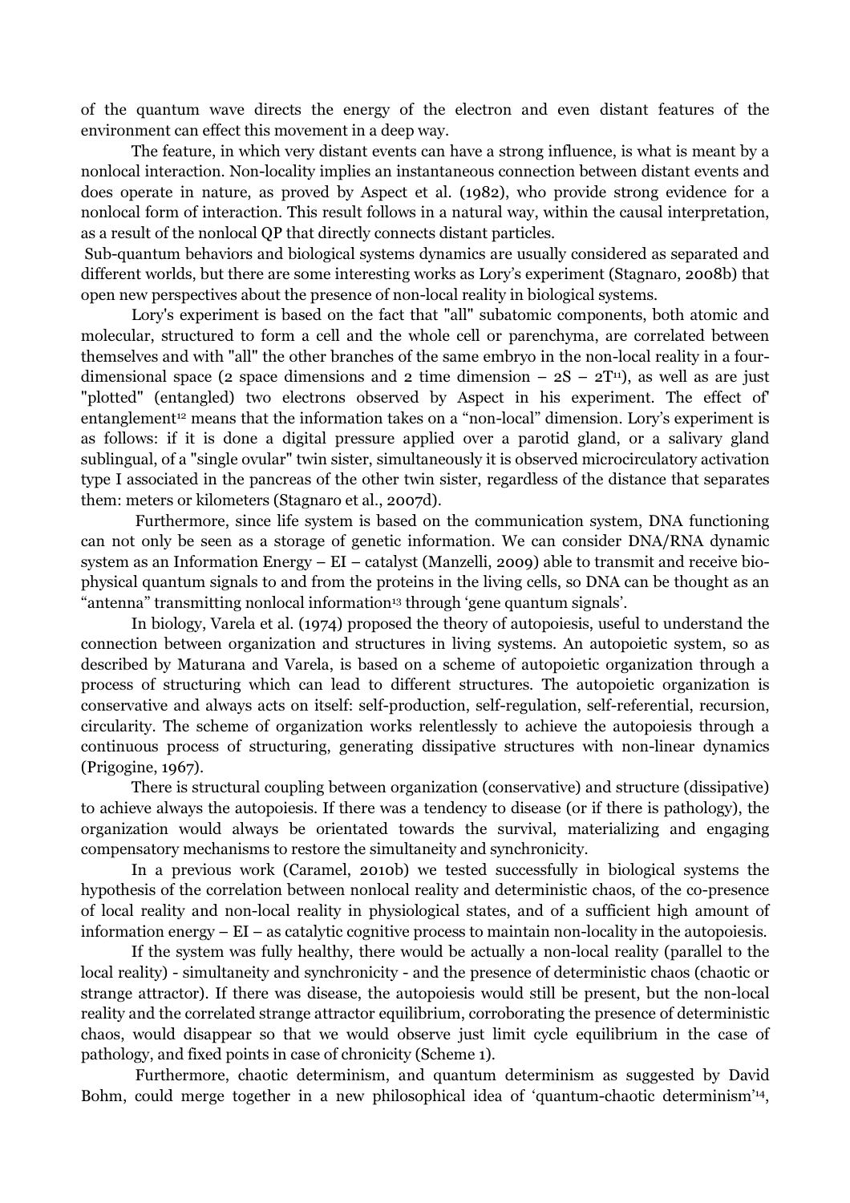of the quantum wave directs the energy of the electron and even distant features of the environment can effect this movement in a deep way.

The feature, in which very distant events can have a strong influence, is what is meant by a nonlocal interaction. Non-locality implies an instantaneous connection between distant events and does operate in nature, as proved by Aspect et al. (1982), who provide strong evidence for a nonlocal form of interaction. This result follows in a natural way, within the causal interpretation, as a result of the nonlocal QP that directly connects distant particles.

Sub-quantum behaviors and biological systems dynamics are usually considered as separated and different worlds, but there are some interesting works as Lory's experiment (Stagnaro, 2008b) that open new perspectives about the presence of non-local reality in biological systems.

Lory's experiment is based on the fact that "all" subatomic components, both atomic and molecular, structured to form a cell and the whole cell or parenchyma, are correlated between themselves and with "all" the other branches of the same embryo in the non-local reality in a four-dimensional space (2 space dimensions and 2 time dimension – 2S – 2T[11]), as well as are just "plotted" (entangled) two electrons observed by Aspect in his experiment. The effect of' entanglement[12] means that the information takes on a "non-local" dimension. Lory's experiment is as follows: if it is done a digital pressure applied over a parotid gland, or a salivary gland sublingual, of a "single ovular" twin sister, simultaneously it is observed microcirculatory activation type I associated in the pancreas of the other twin sister, regardless of the distance that separates them: meters or kilometers (Stagnaro et al., 2007d).

Furthermore, since life system is based on the communication system, DNA functioning can not only be seen as a storage of genetic information. We can consider DNA/RNA dynamic system as an Information Energy – EI – catalyst (Manzelli, 2009) able to transmit and receive bio-physical quantum signals to and from the proteins in the living cells, so DNA can be thought as an "antenna" transmitting nonlocal information[13] through 'gene quantum signals'.

In biology, Varela et al. (1974) proposed the theory of autopoiesis, useful to understand the connection between organization and structures in living systems. An autopoietic system, so as described by Maturana and Varela, is based on a scheme of autopoietic organization through a process of structuring which can lead to different structures. The autopoietic organization is conservative and always acts on itself: self-production, self-regulation, self-referential, recursion, circularity. The scheme of organization works relentlessly to achieve the autopoiesis through a continuous process of structuring, generating dissipative structures with non-linear dynamics (Prigogine, 1967).

There is structural coupling between organization (conservative) and structure (dissipative) to achieve always the autopoiesis. If there was a tendency to disease (or if there is pathology), the organization would always be orientated towards the survival, materializing and engaging compensatory mechanisms to restore the simultaneity and synchronicity.

In a previous work (Caramel, 2010b) we tested successfully in biological systems the hypothesis of the correlation between nonlocal reality and deterministic chaos, of the co-presence of local reality and non-local reality in physiological states, and of a sufficient high amount of information energy – EI – as catalytic cognitive process to maintain non-locality in the autopoiesis.

If the system was fully healthy, there would be actually a non-local reality (parallel to the local reality) - simultaneity and synchronicity - and the presence of deterministic chaos (chaotic or strange attractor). If there was disease, the autopoiesis would still be present, but the non-local reality and the correlated strange attractor equilibrium, corroborating the presence of deterministic chaos, would disappear so that we would observe just limit cycle equilibrium in the case of pathology, and fixed points in case of chronicity (Scheme 1).

Furthermore, chaotic determinism, and quantum determinism as suggested by David Bohm, could merge together in a new philosophical idea of 'quantum-chaotic determinism'[14],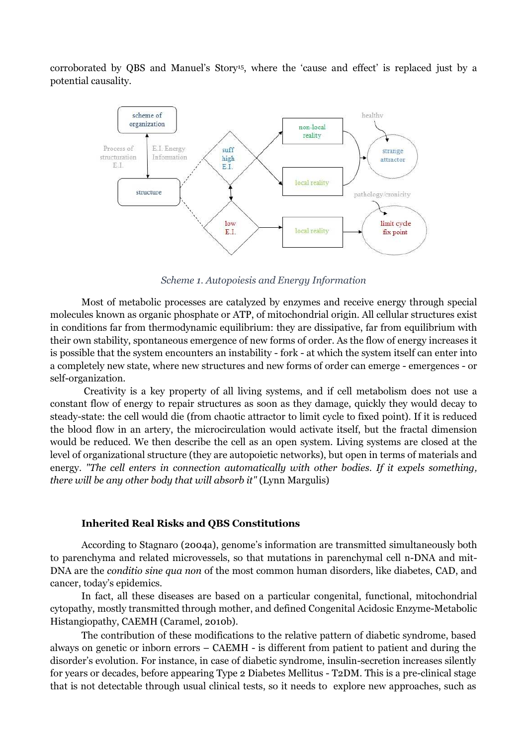corroborated by QBS and Manuel's Story[15], where the 'cause and effect' is replaced just by a potential causality.

*Scheme 1. Autopoiesis and Energy Information*

Most of metabolic processes are catalyzed by enzymes and receive energy through special molecules known as organic phosphate or ATP, of mitochondrial origin. All cellular structures exist in conditions far from thermodynamic equilibrium: they are dissipative, far from equilibrium with their own stability, spontaneous emergence of new forms of order. As the flow of energy increases it is possible that the system encounters an instability - fork - at which the system itself can enter into a completely new state, where new structures and new forms of order can emerge - emergences - or self-organization.

Creativity is a key property of all living systems, and if cell metabolism does not use a constant flow of energy to repair structures as soon as they damage, quickly they would decay to steady-state: the cell would die (from chaotic attractor to limit cycle to fixed point). If it is reduced the blood flow in an artery, the microcirculation would activate itself, but the fractal dimension would be reduced. We then describe the cell as an open system. Living systems are closed at the level of organizational structure (they are autopoietic networks), but open in terms of materials and energy. *"The cell enters in connection automatically with other bodies. If it expels something, there will be any other body that will absorb it"* (Lynn Margulis)

### Inherited Real Risks and QBS Constitutions

According to Stagnaro (2004a), genome's information are transmitted simultaneously both to parenchyma and related microvessels, so that mutations in parenchymal cell n-DNA and mit-DNA are the *conditio sine qua non* of the most common human disorders, like diabetes, CAD, and cancer, today's epidemics.

In fact, all these diseases are based on a particular congenital, functional, mitochondrial cytopathy, mostly transmitted through mother, and defined Congenital Acidosic Enzyme-Metabolic Histangiopathy, CAEMH (Caramel, 2010b).

The contribution of these modifications to the relative pattern of diabetic syndrome, based always on genetic or inborn errors – CAEMH - is different from patient to patient and during the disorder's evolution. For instance, in case of diabetic syndrome, insulin-secretion increases silently for years or decades, before appearing Type 2 Diabetes Mellitus - T2DM. This is a pre-clinical stage that is not detectable through usual clinical tests, so it needs to explore new approaches, such as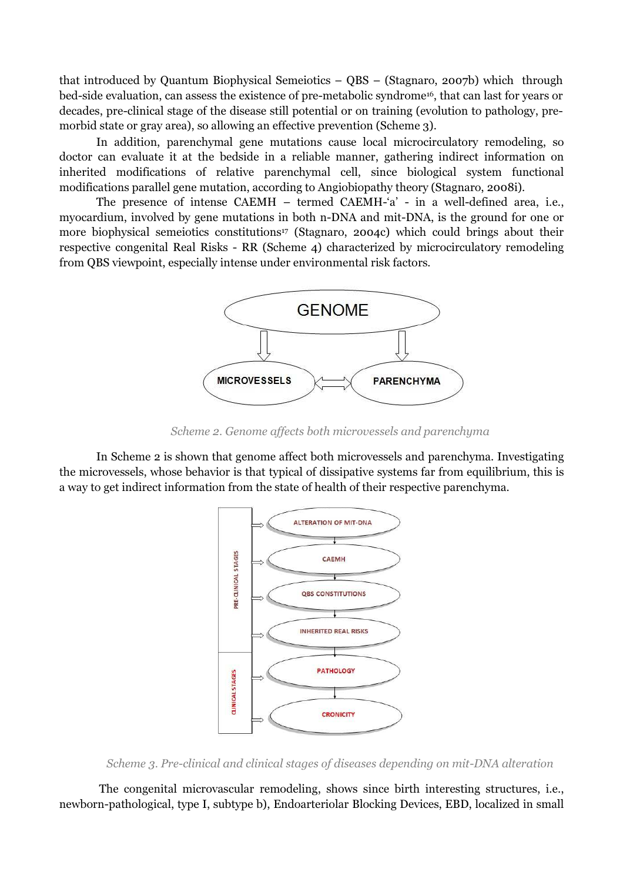that introduced by Quantum Biophysical Semeiotics – QBS – (Stagnaro, 2007b) which through bed-side evaluation, can assess the existence of pre-metabolic syndrome[16], that can last for years or decades, pre-clinical stage of the disease still potential or on training (evolution to pathology, pre-morbid state or gray area), so allowing an effective prevention (Scheme 3).

In addition, parenchymal gene mutations cause local microcirculatory remodeling, so doctor can evaluate it at the bedside in a reliable manner, gathering indirect information on inherited modifications of relative parenchymal cell, since biological system functional modifications parallel gene mutation, according to Angiobiopathy theory (Stagnaro, 2008i).

The presence of intense CAEMH – termed CAEMH-'a' - in a well-defined area, i.e., myocardium, involved by gene mutations in both n-DNA and mit-DNA, is the ground for one or more biophysical semeiotics constitutions[17] (Stagnaro, 2004c) which could brings about their respective congenital Real Risks - RR (Scheme 4) characterized by microcirculatory remodeling from QBS viewpoint, especially intense under environmental risk factors.

GENOME → MICROVESSELS ⟷ PARENCHYMA

*Scheme 2. Genome affects both microvessels and parenchyma*

In Scheme 2 is shown that genome affect both microvessels and parenchyma. Investigating the microvessels, whose behavior is that typical of dissipative systems far from equilibrium, this is a way to get indirect information from the state of health of their respective parenchyma.

PRE-CLINICAL STAGES: ALTERATION OF MIT-DNA → CAEMH → QBS CONSTITUTIONS → INHERITED REAL RISKS

CLINICAL STAGES: PATHOLOGY → CRONICITY

*Scheme 3. Pre-clinical and clinical stages of diseases depending on mit-DNA alteration*

The congenital microvascular remodeling, shows since birth interesting structures, i.e., newborn-pathological, type I, subtype b), Endoarteriolar Blocking Devices, EBD, localized in small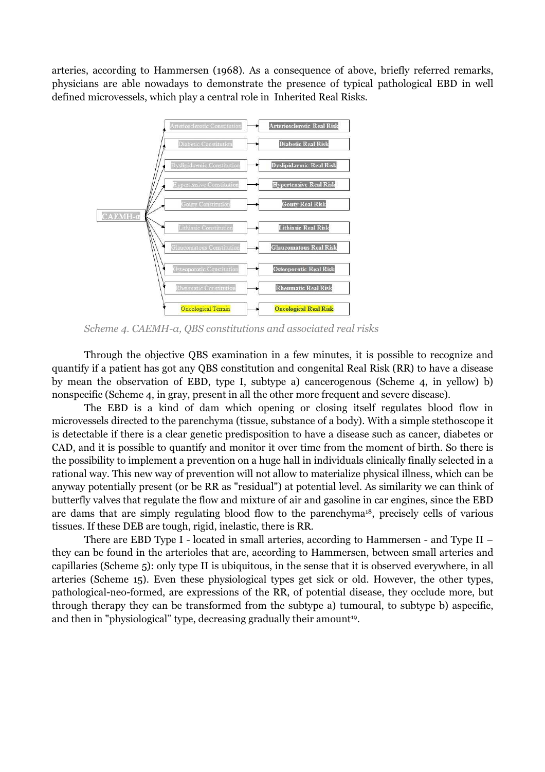arteries, according to Hammersen (1968). As a consequence of above, briefly referred remarks, physicians are able nowadays to demonstrate the presence of typical pathological EBD in well defined microvessels, which play a central role in Inherited Real Risks.

| CAEMH-α | |
|---|---|
| Arteriosclerotic Constitution | Arteriosclerotic Real Risk |
| Diabetic Constitution | Diabetic Real Risk |
| Dyslipidaemic Constitution | Dyslipidaemic Real Risk |
| Hypertensive Constitution | Hypertensive Real Risk |
| Gouty Constitution | Gouty Real Risk |
| Lithiasic Constitution | Lithiasic Real Risk |
| Glaucomatous Constitution | Glaucomatous Real Risk |
| Osteoporotic Constitution | Osteoporotic Real Risk |
| Rheumatic Constitution | Rheumatic Real Risk |
| Oncological Terrain | Oncological Real Risk |

*Scheme 4. CAEMH-α, QBS constitutions and associated real risks*

Through the objective QBS examination in a few minutes, it is possible to recognize and quantify if a patient has got any QBS constitution and congenital Real Risk (RR) to have a disease by mean the observation of EBD, type I, subtype a) cancerogenous (Scheme 4, in yellow) b) nonspecific (Scheme 4, in gray, present in all the other more frequent and severe disease).

The EBD is a kind of dam which opening or closing itself regulates blood flow in microvessels directed to the parenchyma (tissue, substance of a body). With a simple stethoscope it is detectable if there is a clear genetic predisposition to have a disease such as cancer, diabetes or CAD, and it is possible to quantify and monitor it over time from the moment of birth. So there is the possibility to implement a prevention on a huge hall in individuals clinically finally selected in a rational way. This new way of prevention will not allow to materialize physical illness, which can be anyway potentially present (or be RR as "residual") at potential level. As similarity we can think of butterfly valves that regulate the flow and mixture of air and gasoline in car engines, since the EBD are dams that are simply regulating blood flow to the parenchyma[18], precisely cells of various tissues. If these DEB are tough, rigid, inelastic, there is RR.

There are EBD Type I - located in small arteries, according to Hammersen - and Type II – they can be found in the arterioles that are, according to Hammersen, between small arteries and capillaries (Scheme 5): only type II is ubiquitous, in the sense that it is observed everywhere, in all arteries (Scheme 15). Even these physiological types get sick or old. However, the other types, pathological-neo-formed, are expressions of the RR, of potential disease, they occlude more, but through therapy they can be transformed from the subtype a) tumoural, to subtype b) aspecific, and then in "physiological" type, decreasing gradually their amount[19].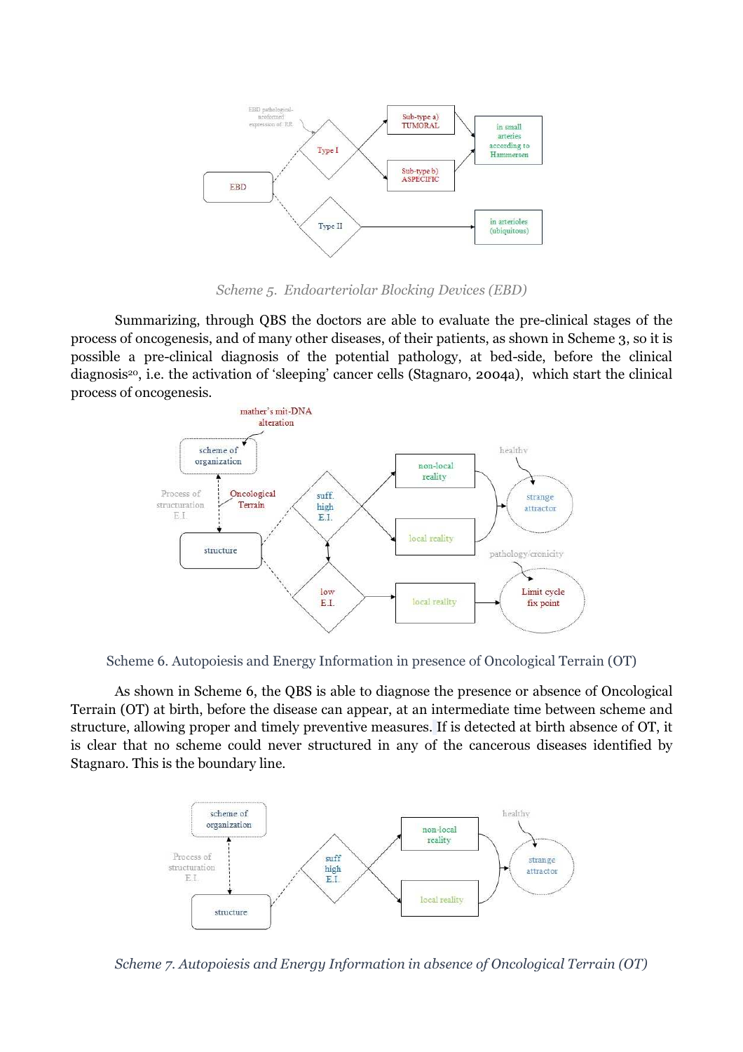Scheme 5. *Endoarteriolar Blocking Devices (EBD)*

Summarizing, through QBS the doctors are able to evaluate the pre-clinical stages of the process of oncogenesis, and of many other diseases, of their patients, as shown in Scheme 3, so it is possible a pre-clinical diagnosis of the potential pathology, at bed-side, before the clinical diagnosis[20], i.e. the activation of 'sleeping' cancer cells (Stagnaro, 2004a), which start the clinical process of oncogenesis.

Scheme 6. Autopoiesis and Energy Information in presence of Oncological Terrain (OT)

As shown in Scheme 6, the QBS is able to diagnose the presence or absence of Oncological Terrain (OT) at birth, before the disease can appear, at an intermediate time between scheme and structure, allowing proper and timely preventive measures. If is detected at birth absence of OT, it is clear that no scheme could never structured in any of the cancerous diseases identified by Stagnaro. This is the boundary line.

*Scheme 7. Autopoiesis and Energy Information in absence of Oncological Terrain (OT)*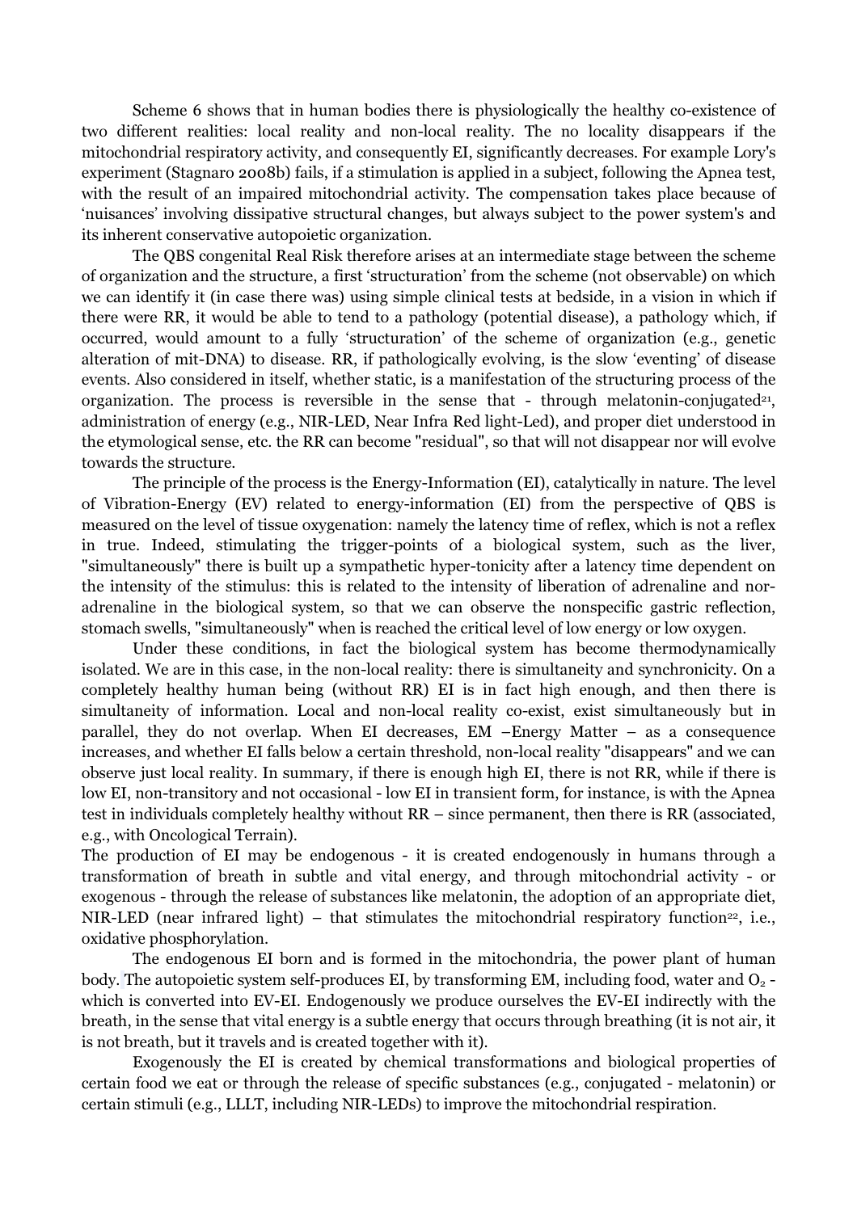Scheme 6 shows that in human bodies there is physiologically the healthy co-existence of two different realities: local reality and non-local reality. The no locality disappears if the mitochondrial respiratory activity, and consequently EI, significantly decreases. For example Lory's experiment (Stagnaro 2008b) fails, if a stimulation is applied in a subject, following the Apnea test, with the result of an impaired mitochondrial activity. The compensation takes place because of 'nuisances' involving dissipative structural changes, but always subject to the power system's and its inherent conservative autopoietic organization.

The QBS congenital Real Risk therefore arises at an intermediate stage between the scheme of organization and the structure, a first 'structuration' from the scheme (not observable) on which we can identify it (in case there was) using simple clinical tests at bedside, in a vision in which if there were RR, it would be able to tend to a pathology (potential disease), a pathology which, if occurred, would amount to a fully 'structuration' of the scheme of organization (e.g., genetic alteration of mit-DNA) to disease. RR, if pathologically evolving, is the slow 'eventing' of disease events. Also considered in itself, whether static, is a manifestation of the structuring process of the organization. The process is reversible in the sense that - through melatonin-conjugated[21], administration of energy (e.g., NIR-LED, Near Infra Red light-Led), and proper diet understood in the etymological sense, etc. the RR can become "residual", so that will not disappear nor will evolve towards the structure.

The principle of the process is the Energy-Information (EI), catalytically in nature. The level of Vibration-Energy (EV) related to energy-information (EI) from the perspective of QBS is measured on the level of tissue oxygenation: namely the latency time of reflex, which is not a reflex in true. Indeed, stimulating the trigger-points of a biological system, such as the liver, "simultaneously" there is built up a sympathetic hyper-tonicity after a latency time dependent on the intensity of the stimulus: this is related to the intensity of liberation of adrenaline and nor-adrenaline in the biological system, so that we can observe the nonspecific gastric reflection, stomach swells, "simultaneously" when is reached the critical level of low energy or low oxygen.

Under these conditions, in fact the biological system has become thermodynamically isolated. We are in this case, in the non-local reality: there is simultaneity and synchronicity. On a completely healthy human being (without RR) EI is in fact high enough, and then there is simultaneity of information. Local and non-local reality co-exist, exist simultaneously but in parallel, they do not overlap. When EI decreases, EM –Energy Matter – as a consequence increases, and whether EI falls below a certain threshold, non-local reality "disappears" and we can observe just local reality. In summary, if there is enough high EI, there is not RR, while if there is low EI, non-transitory and not occasional - low EI in transient form, for instance, is with the Apnea test in individuals completely healthy without RR – since permanent, then there is RR (associated, e.g., with Oncological Terrain).

The production of EI may be endogenous - it is created endogenously in humans through a transformation of breath in subtle and vital energy, and through mitochondrial activity - or exogenous - through the release of substances like melatonin, the adoption of an appropriate diet, NIR-LED (near infrared light) – that stimulates the mitochondrial respiratory function[22], i.e., oxidative phosphorylation.

The endogenous EI born and is formed in the mitochondria, the power plant of human body. The autopoietic system self-produces EI, by transforming EM, including food, water and $O_2$ - which is converted into EV-EI. Endogenously we produce ourselves the EV-EI indirectly with the breath, in the sense that vital energy is a subtle energy that occurs through breathing (it is not air, it is not breath, but it travels and is created together with it).

Exogenously the EI is created by chemical transformations and biological properties of certain food we eat or through the release of specific substances (e.g., conjugated - melatonin) or certain stimuli (e.g., LLLT, including NIR-LEDs) to improve the mitochondrial respiration.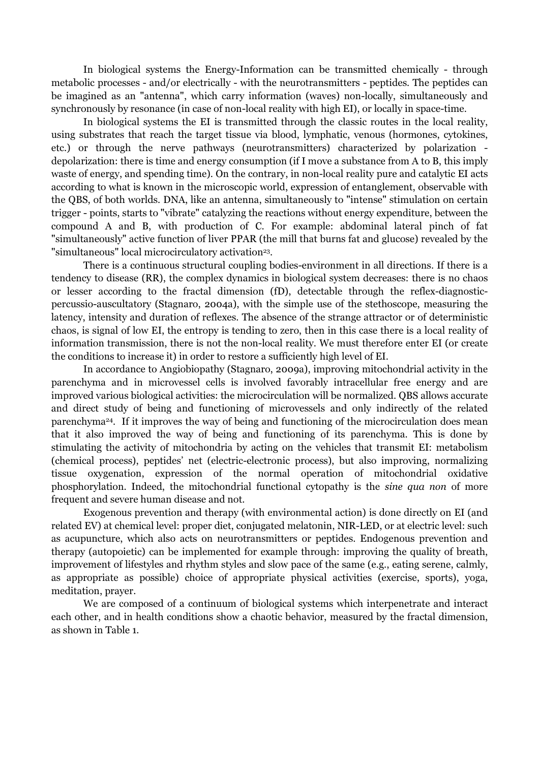In biological systems the Energy-Information can be transmitted chemically - through metabolic processes - and/or electrically - with the neurotransmitters - peptides. The peptides can be imagined as an "antenna", which carry information (waves) non-locally, simultaneously and synchronously by resonance (in case of non-local reality with high EI), or locally in space-time.

In biological systems the EI is transmitted through the classic routes in the local reality, using substrates that reach the target tissue via blood, lymphatic, venous (hormones, cytokines, etc.) or through the nerve pathways (neurotransmitters) characterized by polarization - depolarization: there is time and energy consumption (if I move a substance from A to B, this imply waste of energy, and spending time). On the contrary, in non-local reality pure and catalytic EI acts according to what is known in the microscopic world, expression of entanglement, observable with the QBS, of both worlds. DNA, like an antenna, simultaneously to "intense" stimulation on certain trigger - points, starts to "vibrate" catalyzing the reactions without energy expenditure, between the compound A and B, with production of C. For example: abdominal lateral pinch of fat "simultaneously" active function of liver PPAR (the mill that burns fat and glucose) revealed by the "simultaneous" local microcirculatory activation[23].

There is a continuous structural coupling bodies-environment in all directions. If there is a tendency to disease (RR), the complex dynamics in biological system decreases: there is no chaos or lesser according to the fractal dimension (fD), detectable through the reflex-diagnostic-percussio-auscultatory (Stagnaro, 2004a), with the simple use of the stethoscope, measuring the latency, intensity and duration of reflexes. The absence of the strange attractor or of deterministic chaos, is signal of low EI, the entropy is tending to zero, then in this case there is a local reality of information transmission, there is not the non-local reality. We must therefore enter EI (or create the conditions to increase it) in order to restore a sufficiently high level of EI.

In accordance to Angiobiopathy (Stagnaro, 2009a), improving mitochondrial activity in the parenchyma and in microvessel cells is involved favorably intracellular free energy and are improved various biological activities: the microcirculation will be normalized. QBS allows accurate and direct study of being and functioning of microvessels and only indirectly of the related parenchyma[24]. If it improves the way of being and functioning of the microcirculation does mean that it also improved the way of being and functioning of its parenchyma. This is done by stimulating the activity of mitochondria by acting on the vehicles that transmit EI: metabolism (chemical process), peptides' net (electric-electronic process), but also improving, normalizing tissue oxygenation, expression of the normal operation of mitochondrial oxidative phosphorylation. Indeed, the mitochondrial functional cytopathy is the *sine qua non* of more frequent and severe human disease and not.

Exogenous prevention and therapy (with environmental action) is done directly on EI (and related EV) at chemical level: proper diet, conjugated melatonin, NIR-LED, or at electric level: such as acupuncture, which also acts on neurotransmitters or peptides. Endogenous prevention and therapy (autopoietic) can be implemented for example through: improving the quality of breath, improvement of lifestyles and rhythm styles and slow pace of the same (e.g., eating serene, calmly, as appropriate as possible) choice of appropriate physical activities (exercise, sports), yoga, meditation, prayer.

We are composed of a continuum of biological systems which interpenetrate and interact each other, and in health conditions show a chaotic behavior, measured by the fractal dimension, as shown in Table 1.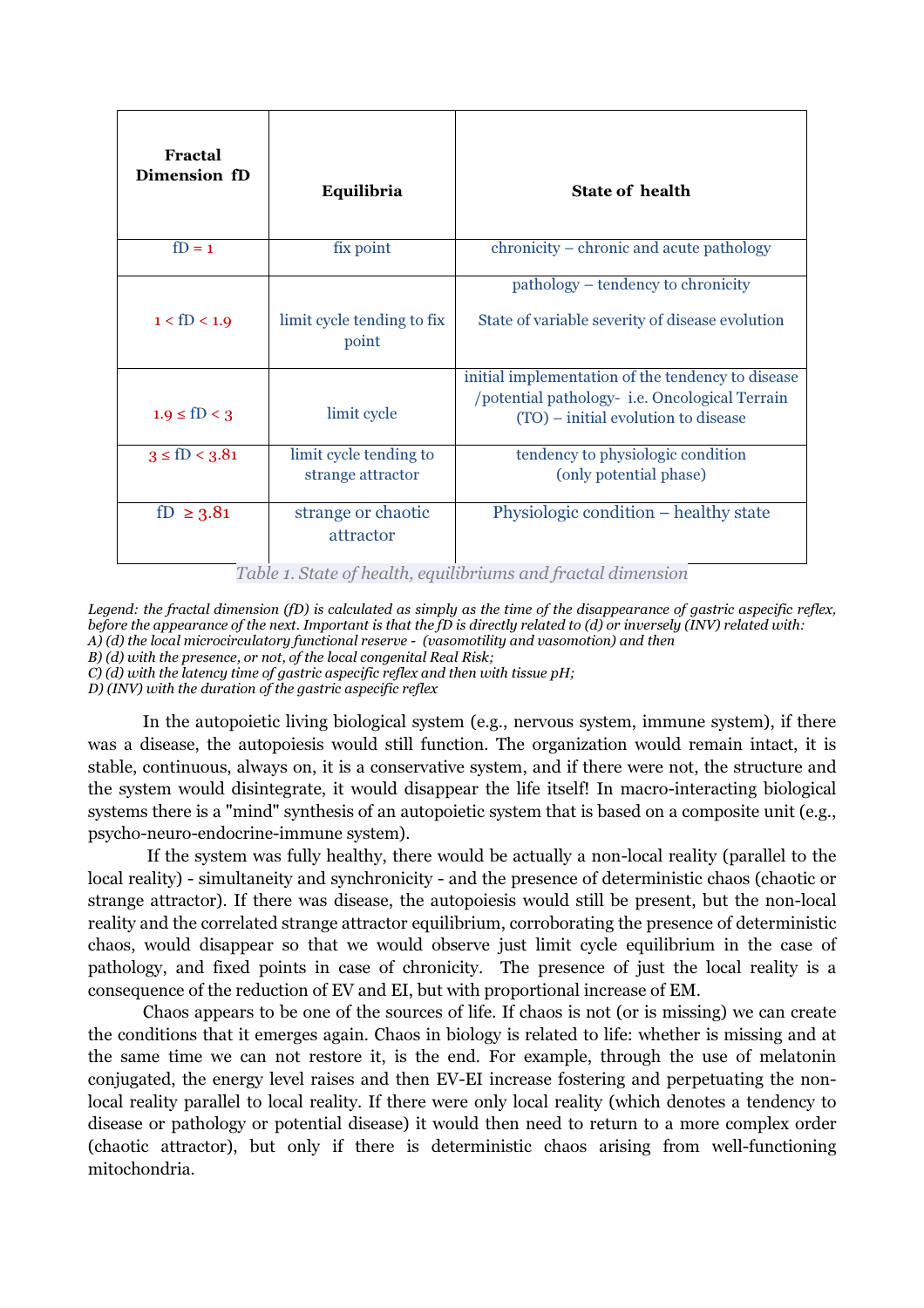| Fractal Dimension fD | Equilibria | State of health |
|---|---|---|
| fD = 1 | fix point | chronicity – chronic and acute pathology |
| 1 < fD < 1.9 | limit cycle tending to fix point | pathology – tendency to chronicity<br><br>State of variable severity of disease evolution |
| 1.9 ≤ fD < 3 | limit cycle | initial implementation of the tendency to disease /potential pathology- i.e. Oncological Terrain (TO) – initial evolution to disease |
| 3 ≤ fD < 3.81 | limit cycle tending to strange attractor | tendency to physiologic condition (only potential phase) |
| fD ≥ 3.81 | strange or chaotic attractor | Physiologic condition – healthy state |

*Table 1. State of health, equilibriums and fractal dimension*

*Legend: the fractal dimension (fD) is calculated as simply as the time of the disappearance of gastric aspecific reflex, before the appearance of the next. Important is that the fD is directly related to (d) or inversely (INV) related with:*
*A) (d) the local microcirculatory functional reserve - (vasomotility and vasomotion) and then*
*B) (d) with the presence, or not, of the local congenital Real Risk;*
*C) (d) with the latency time of gastric aspecific reflex and then with tissue pH;*
*D) (INV) with the duration of the gastric aspecific reflex*

In the autopoietic living biological system (e.g., nervous system, immune system), if there was a disease, the autopoiesis would still function. The organization would remain intact, it is stable, continuous, always on, it is a conservative system, and if there were not, the structure and the system would disintegrate, it would disappear the life itself! In macro-interacting biological systems there is a "mind" synthesis of an autopoietic system that is based on a composite unit (e.g., psycho-neuro-endocrine-immune system).

If the system was fully healthy, there would be actually a non-local reality (parallel to the local reality) - simultaneity and synchronicity - and the presence of deterministic chaos (chaotic or strange attractor). If there was disease, the autopoiesis would still be present, but the non-local reality and the correlated strange attractor equilibrium, corroborating the presence of deterministic chaos, would disappear so that we would observe just limit cycle equilibrium in the case of pathology, and fixed points in case of chronicity. The presence of just the local reality is a consequence of the reduction of EV and EI, but with proportional increase of EM.

Chaos appears to be one of the sources of life. If chaos is not (or is missing) we can create the conditions that it emerges again. Chaos in biology is related to life: whether is missing and at the same time we can not restore it, is the end. For example, through the use of melatonin conjugated, the energy level raises and then EV-EI increase fostering and perpetuating the non-local reality parallel to local reality. If there were only local reality (which denotes a tendency to disease or pathology or potential disease) it would then need to return to a more complex order (chaotic attractor), but only if there is deterministic chaos arising from well-functioning mitochondria.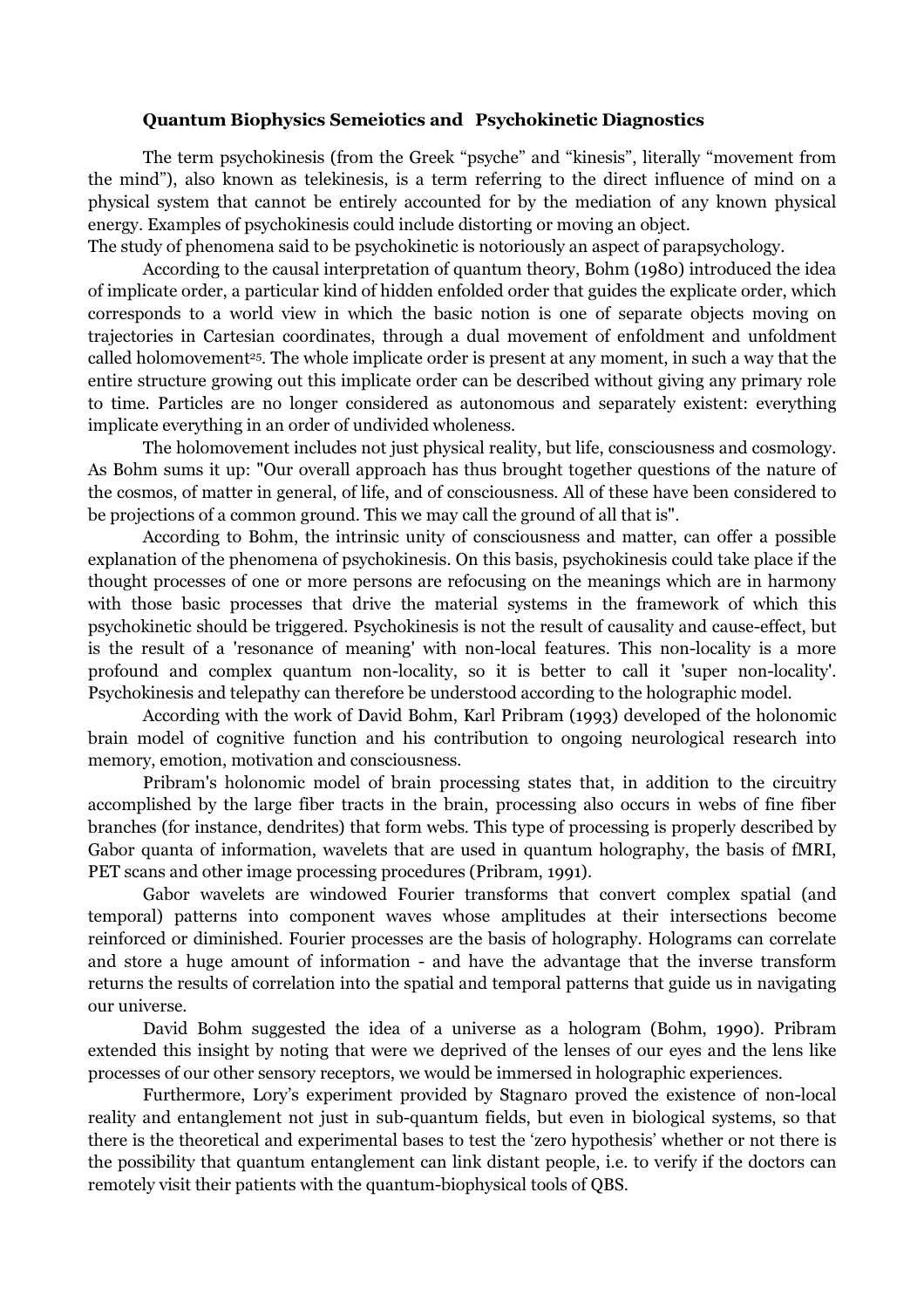**Quantum Biophysics Semeiotics and Psychokinetic Diagnostics**

The term psychokinesis (from the Greek "psyche" and "kinesis", literally "movement from the mind"), also known as telekinesis, is a term referring to the direct influence of mind on a physical system that cannot be entirely accounted for by the mediation of any known physical energy. Examples of psychokinesis could include distorting or moving an object.
The study of phenomena said to be psychokinetic is notoriously an aspect of parapsychology.

According to the causal interpretation of quantum theory, Bohm (1980) introduced the idea of implicate order, a particular kind of hidden enfolded order that guides the explicate order, which corresponds to a world view in which the basic notion is one of separate objects moving on trajectories in Cartesian coordinates, through a dual movement of enfoldment and unfoldment called holomovement[25]. The whole implicate order is present at any moment, in such a way that the entire structure growing out this implicate order can be described without giving any primary role to time. Particles are no longer considered as autonomous and separately existent: everything implicate everything in an order of undivided wholeness.

The holomovement includes not just physical reality, but life, consciousness and cosmology. As Bohm sums it up: "Our overall approach has thus brought together questions of the nature of the cosmos, of matter in general, of life, and of consciousness. All of these have been considered to be projections of a common ground. This we may call the ground of all that is".

According to Bohm, the intrinsic unity of consciousness and matter, can offer a possible explanation of the phenomena of psychokinesis. On this basis, psychokinesis could take place if the thought processes of one or more persons are refocusing on the meanings which are in harmony with those basic processes that drive the material systems in the framework of which this psychokinetic should be triggered. Psychokinesis is not the result of causality and cause-effect, but is the result of a 'resonance of meaning' with non-local features. This non-locality is a more profound and complex quantum non-locality, so it is better to call it 'super non-locality'. Psychokinesis and telepathy can therefore be understood according to the holographic model.

According with the work of David Bohm, Karl Pribram (1993) developed of the holonomic brain model of cognitive function and his contribution to ongoing neurological research into memory, emotion, motivation and consciousness.

Pribram's holonomic model of brain processing states that, in addition to the circuitry accomplished by the large fiber tracts in the brain, processing also occurs in webs of fine fiber branches (for instance, dendrites) that form webs. This type of processing is properly described by Gabor quanta of information, wavelets that are used in quantum holography, the basis of fMRI, PET scans and other image processing procedures (Pribram, 1991).

Gabor wavelets are windowed Fourier transforms that convert complex spatial (and temporal) patterns into component waves whose amplitudes at their intersections become reinforced or diminished. Fourier processes are the basis of holography. Holograms can correlate and store a huge amount of information - and have the advantage that the inverse transform returns the results of correlation into the spatial and temporal patterns that guide us in navigating our universe.

David Bohm suggested the idea of a universe as a hologram (Bohm, 1990). Pribram extended this insight by noting that were we deprived of the lenses of our eyes and the lens like processes of our other sensory receptors, we would be immersed in holographic experiences.

Furthermore, Lory's experiment provided by Stagnaro proved the existence of non-local reality and entanglement not just in sub-quantum fields, but even in biological systems, so that there is the theoretical and experimental bases to test the 'zero hypothesis' whether or not there is the possibility that quantum entanglement can link distant people, i.e. to verify if the doctors can remotely visit their patients with the quantum-biophysical tools of QBS.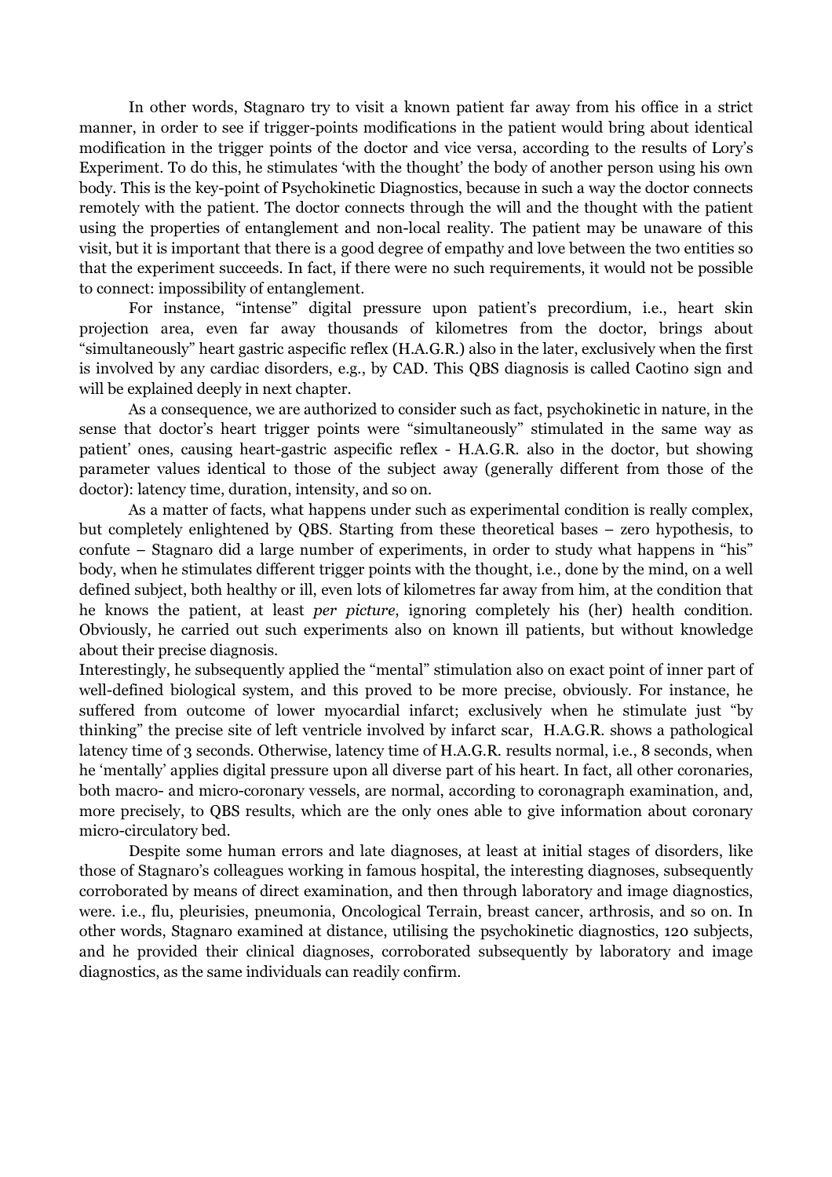In other words, Stagnaro try to visit a known patient far away from his office in a strict manner, in order to see if trigger-points modifications in the patient would bring about identical modification in the trigger points of the doctor and vice versa, according to the results of Lory's Experiment. To do this, he stimulates 'with the thought' the body of another person using his own body. This is the key-point of Psychokinetic Diagnostics, because in such a way the doctor connects remotely with the patient. The doctor connects through the will and the thought with the patient using the properties of entanglement and non-local reality. The patient may be unaware of this visit, but it is important that there is a good degree of empathy and love between the two entities so that the experiment succeeds. In fact, if there were no such requirements, it would not be possible to connect: impossibility of entanglement.

For instance, "intense" digital pressure upon patient's precordium, i.e., heart skin projection area, even far away thousands of kilometres from the doctor, brings about "simultaneously" heart gastric aspecific reflex (H.A.G.R.) also in the later, exclusively when the first is involved by any cardiac disorders, e.g., by CAD. This QBS diagnosis is called Caotino sign and will be explained deeply in next chapter.

As a consequence, we are authorized to consider such as fact, psychokinetic in nature, in the sense that doctor's heart trigger points were "simultaneously" stimulated in the same way as patient' ones, causing heart-gastric aspecific reflex - H.A.G.R. also in the doctor, but showing parameter values identical to those of the subject away (generally different from those of the doctor): latency time, duration, intensity, and so on.

As a matter of facts, what happens under such as experimental condition is really complex, but completely enlightened by QBS. Starting from these theoretical bases – zero hypothesis, to confute – Stagnaro did a large number of experiments, in order to study what happens in "his" body, when he stimulates different trigger points with the thought, i.e., done by the mind, on a well defined subject, both healthy or ill, even lots of kilometres far away from him, at the condition that he knows the patient, at least *per picture*, ignoring completely his (her) health condition. Obviously, he carried out such experiments also on known ill patients, but without knowledge about their precise diagnosis.

Interestingly, he subsequently applied the "mental" stimulation also on exact point of inner part of well-defined biological system, and this proved to be more precise, obviously. For instance, he suffered from outcome of lower myocardial infarct; exclusively when he stimulate just "by thinking" the precise site of left ventricle involved by infarct scar, H.A.G.R. shows a pathological latency time of 3 seconds. Otherwise, latency time of H.A.G.R. results normal, i.e., 8 seconds, when he 'mentally' applies digital pressure upon all diverse part of his heart. In fact, all other coronaries, both macro- and micro-coronary vessels, are normal, according to coronagraph examination, and, more precisely, to QBS results, which are the only ones able to give information about coronary micro-circulatory bed.

Despite some human errors and late diagnoses, at least at initial stages of disorders, like those of Stagnaro's colleagues working in famous hospital, the interesting diagnoses, subsequently corroborated by means of direct examination, and then through laboratory and image diagnostics, were. i.e., flu, pleurisies, pneumonia, Oncological Terrain, breast cancer, arthrosis, and so on. In other words, Stagnaro examined at distance, utilising the psychokinetic diagnostics, 120 subjects, and he provided their clinical diagnoses, corroborated subsequently by laboratory and image diagnostics, as the same individuals can readily confirm.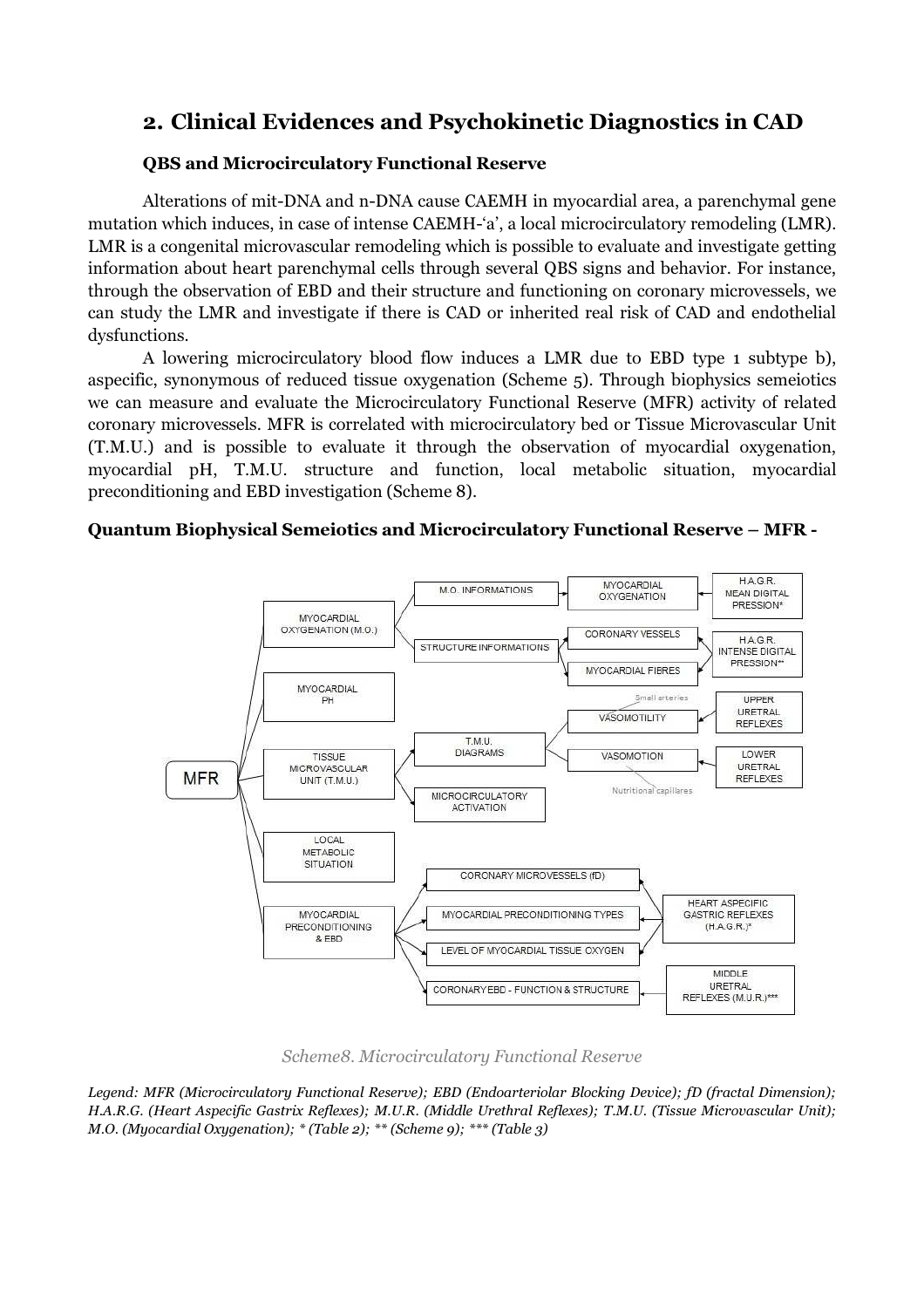## 2. Clinical Evidences and Psychokinetic Diagnostics in CAD

### QBS and Microcirculatory Functional Reserve

Alterations of mit-DNA and n-DNA cause CAEMH in myocardial area, a parenchymal gene mutation which induces, in case of intense CAEMH-'a', a local microcirculatory remodeling (LMR). LMR is a congenital microvascular remodeling which is possible to evaluate and investigate getting information about heart parenchymal cells through several QBS signs and behavior. For instance, through the observation of EBD and their structure and functioning on coronary microvessels, we can study the LMR and investigate if there is CAD or inherited real risk of CAD and endothelial dysfunctions.

A lowering microcirculatory blood flow induces a LMR due to EBD type 1 subtype b), aspecific, synonymous of reduced tissue oxygenation (Scheme 5). Through biophysics semeiotics we can measure and evaluate the Microcirculatory Functional Reserve (MFR) activity of related coronary microvessels. MFR is correlated with microcirculatory bed or Tissue Microvascular Unit (T.M.U.) and is possible to evaluate it through the observation of myocardial oxygenation, myocardial pH, T.M.U. structure and function, local metabolic situation, myocardial preconditioning and EBD investigation (Scheme 8).

**Quantum Biophysical Semeiotics and Microcirculatory Functional Reserve – MFR -**

- MFR
  - MYOCARDIAL OXYGENATION (M.O.)
    - M.O. INFORMATIONS → MYOCARDIAL OXYGENATION ← H.A.G.R. MEAN DIGITAL PRESSION*
    - STRUCTURE INFORMATIONS → CORONARY VESSELS; MYOCARDIAL FIBRES ← H.A.G.R. INTENSE DIGITAL PRESSION**
  - MYOCARDIAL PH
  - TISSUE MICROVASCULAR UNIT (T.M.U.)
    - T.M.U. DIAGRAMS
      - VASOMOTILITY (Small arteries) ← UPPER URETRAL REFLEXES
      - VASOMOTION (Nutritional capillares) ← LOWER URETRAL REFLEXES
    - MICROCIRCULATORY ACTIVATION
  - LOCAL METABOLIC SITUATION
  - MYOCARDIAL PRECONDITIONING & EBD
    - CORONARY MICROVESSELS (fD) ← HEART ASPECIFIC GASTRIC REFLEXES (H.A.G.R.)*
    - MYOCARDIAL PRECONDITIONING TYPES ← HEART ASPECIFIC GASTRIC REFLEXES (H.A.G.R.)*
    - LEVEL OF MYOCARDIAL TISSUE OXYGEN ← HEART ASPECIFIC GASTRIC REFLEXES (H.A.G.R.)*
    - CORONARY EBD - FUNCTION & STRUCTURE ← MIDDLE URETRAL REFLEXES (M.U.R.)***

*Scheme8. Microcirculatory Functional Reserve*

*Legend: MFR (Microcirculatory Functional Reserve); EBD (Endoarteriolar Blocking Device); fD (fractal Dimension); H.A.R.G. (Heart Aspecific Gastrix Reflexes); M.U.R. (Middle Urethral Reflexes); T.M.U. (Tissue Microvascular Unit); M.O. (Myocardial Oxygenation); * (Table 2); ** (Scheme 9); *** (Table 3)*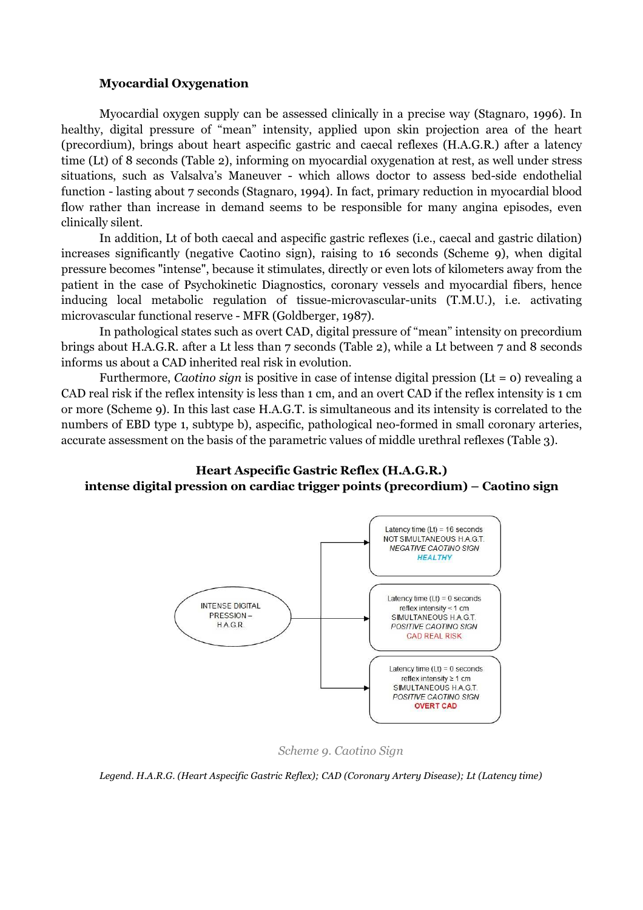### Myocardial Oxygenation

Myocardial oxygen supply can be assessed clinically in a precise way (Stagnaro, 1996). In healthy, digital pressure of "mean" intensity, applied upon skin projection area of the heart (precordium), brings about heart aspecific gastric and caecal reflexes (H.A.G.R.) after a latency time (Lt) of 8 seconds (Table 2), informing on myocardial oxygenation at rest, as well under stress situations, such as Valsalva's Maneuver - which allows doctor to assess bed-side endothelial function - lasting about 7 seconds (Stagnaro, 1994). In fact, primary reduction in myocardial blood flow rather than increase in demand seems to be responsible for many angina episodes, even clinically silent.

In addition, Lt of both caecal and aspecific gastric reflexes (i.e., caecal and gastric dilation) increases significantly (negative Caotino sign), raising to 16 seconds (Scheme 9), when digital pressure becomes "intense", because it stimulates, directly or even lots of kilometers away from the patient in the case of Psychokinetic Diagnostics, coronary vessels and myocardial fibers, hence inducing local metabolic regulation of tissue-microvascular-units (T.M.U.), i.e. activating microvascular functional reserve - MFR (Goldberger, 1987).

In pathological states such as overt CAD, digital pressure of "mean" intensity on precordium brings about H.A.G.R. after a Lt less than 7 seconds (Table 2), while a Lt between 7 and 8 seconds informs us about a CAD inherited real risk in evolution.

Furthermore, *Caotino sign* is positive in case of intense digital pression (Lt = 0) revealing a CAD real risk if the reflex intensity is less than 1 cm, and an overt CAD if the reflex intensity is 1 cm or more (Scheme 9). In this last case H.A.G.T. is simultaneous and its intensity is correlated to the numbers of EBD type 1, subtype b), aspecific, pathological neo-formed in small coronary arteries, accurate assessment on the basis of the parametric values of middle urethral reflexes (Table 3).

**Heart Aspecific Gastric Reflex (H.A.G.R.)**
**intense digital pression on cardiac trigger points (precordium) – Caotino sign**

INTENSE DIGITAL PRESSION – H.A.G.R.

- Latency time (Lt) = 16 seconds; NOT SIMULTANEOUS H.A.G.T.; *NEGATIVE CAOTINO SIGN*; *HEALTHY*
- Latency time (Lt) = 0 seconds; reflex intensity < 1 cm; SIMULTANEOUS H.A.G.T.; *POSITIVE CAOTINO SIGN*; CAD REAL RISK
- Latency time (Lt) = 0 seconds; reflex intensity ≥ 1 cm; SIMULTANEOUS H.A.G.T.; *POSITIVE CAOTINO SIGN*; OVERT CAD

*Scheme 9. Caotino Sign*

*Legend. H.A.R.G. (Heart Aspecific Gastric Reflex); CAD (Coronary Artery Disease); Lt (Latency time)*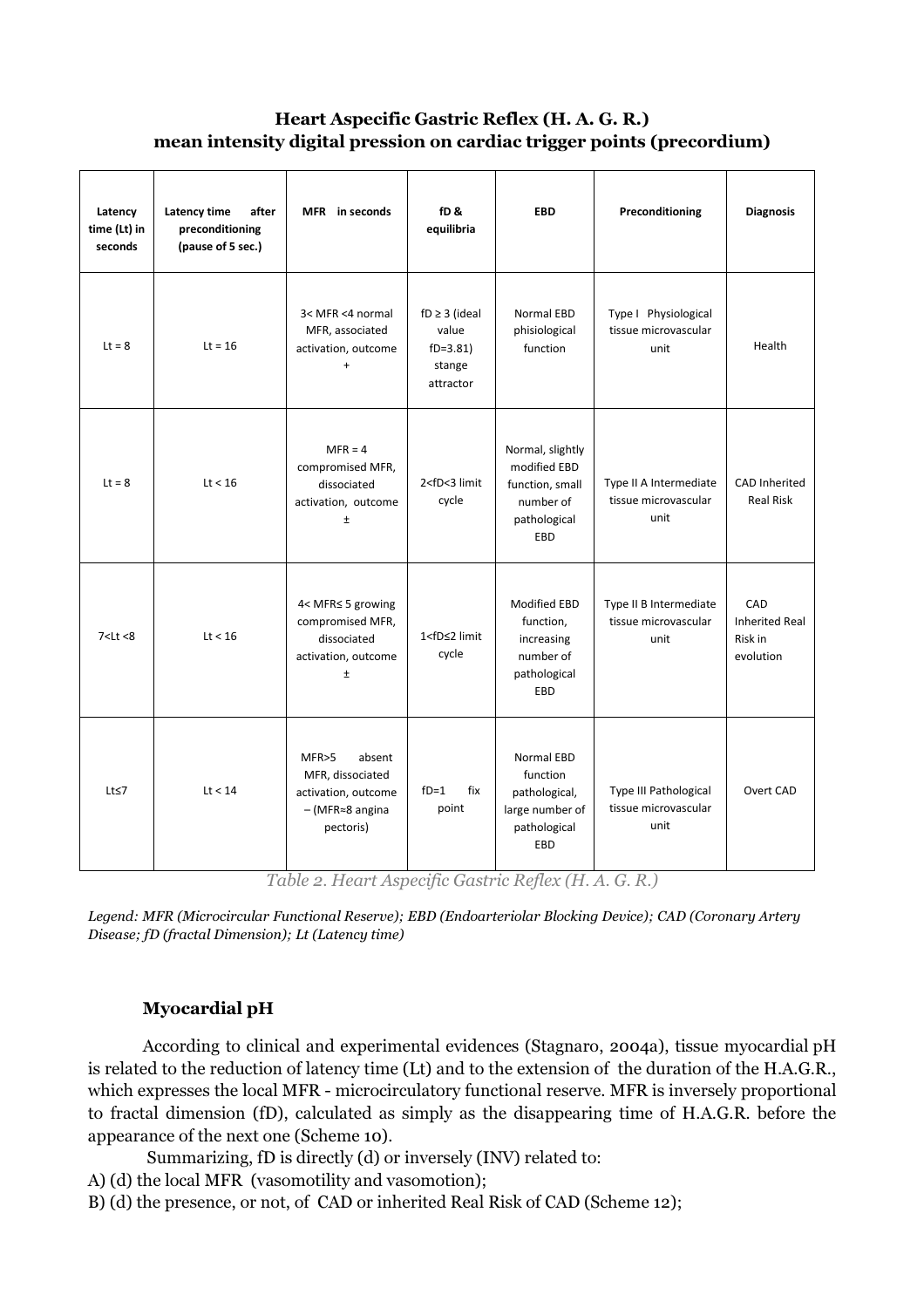## Heart Aspecific Gastric Reflex (H. A. G. R.)
## mean intensity digital pression on cardiac trigger points (precordium)

| Latency time (Lt) in seconds | Latency time after preconditioning (pause of 5 sec.) | MFR in seconds | fD & equilibria | EBD | Preconditioning | Diagnosis |
|---|---|---|---|---|---|---|
| Lt = 8 | Lt = 16 | 3< MFR <4 normal MFR, associated activation, outcome + | fD ≥ 3 (ideal value fD=3.81) stange attractor | Normal EBD phisiological function | Type I Physiological tissue microvascular unit | Health |
| Lt = 8 | Lt < 16 | MFR = 4 compromised MFR, dissociated activation, outcome ± | 2<fD<3 limit cycle | Normal, slightly modified EBD function, small number of pathological EBD | Type II A Intermediate tissue microvascular unit | CAD Inherited Real Risk |
| 7<Lt <8 | Lt < 16 | 4< MFR≤ 5 growing compromised MFR, dissociated activation, outcome ± | 1<fD≤2 limit cycle | Modified EBD function, increasing number of pathological EBD | Type II B Intermediate tissue microvascular unit | CAD Inherited Real Risk in evolution |
| Lt≤7 | Lt < 14 | MFR>5 absent MFR, dissociated activation, outcome – (MFR≈8 angina pectoris) | fD=1 fix point | Normal EBD function pathological, large number of pathological EBD | Type III Pathological tissue microvascular unit | Overt CAD |

*Table 2. Heart Aspecific Gastric Reflex (H. A. G. R.)*

*Legend: MFR (Microcircular Functional Reserve); EBD (Endoarteriolar Blocking Device); CAD (Coronary Artery Disease; fD (fractal Dimension); Lt (Latency time)*

### Myocardial pH

According to clinical and experimental evidences (Stagnaro, 2004a), tissue myocardial pH is related to the reduction of latency time (Lt) and to the extension of the duration of the H.A.G.R., which expresses the local MFR - microcirculatory functional reserve. MFR is inversely proportional to fractal dimension (fD), calculated as simply as the disappearing time of H.A.G.R. before the appearance of the next one (Scheme 10).

Summarizing, fD is directly (d) or inversely (INV) related to:

A) (d) the local MFR (vasomotility and vasomotion);

B) (d) the presence, or not, of CAD or inherited Real Risk of CAD (Scheme 12);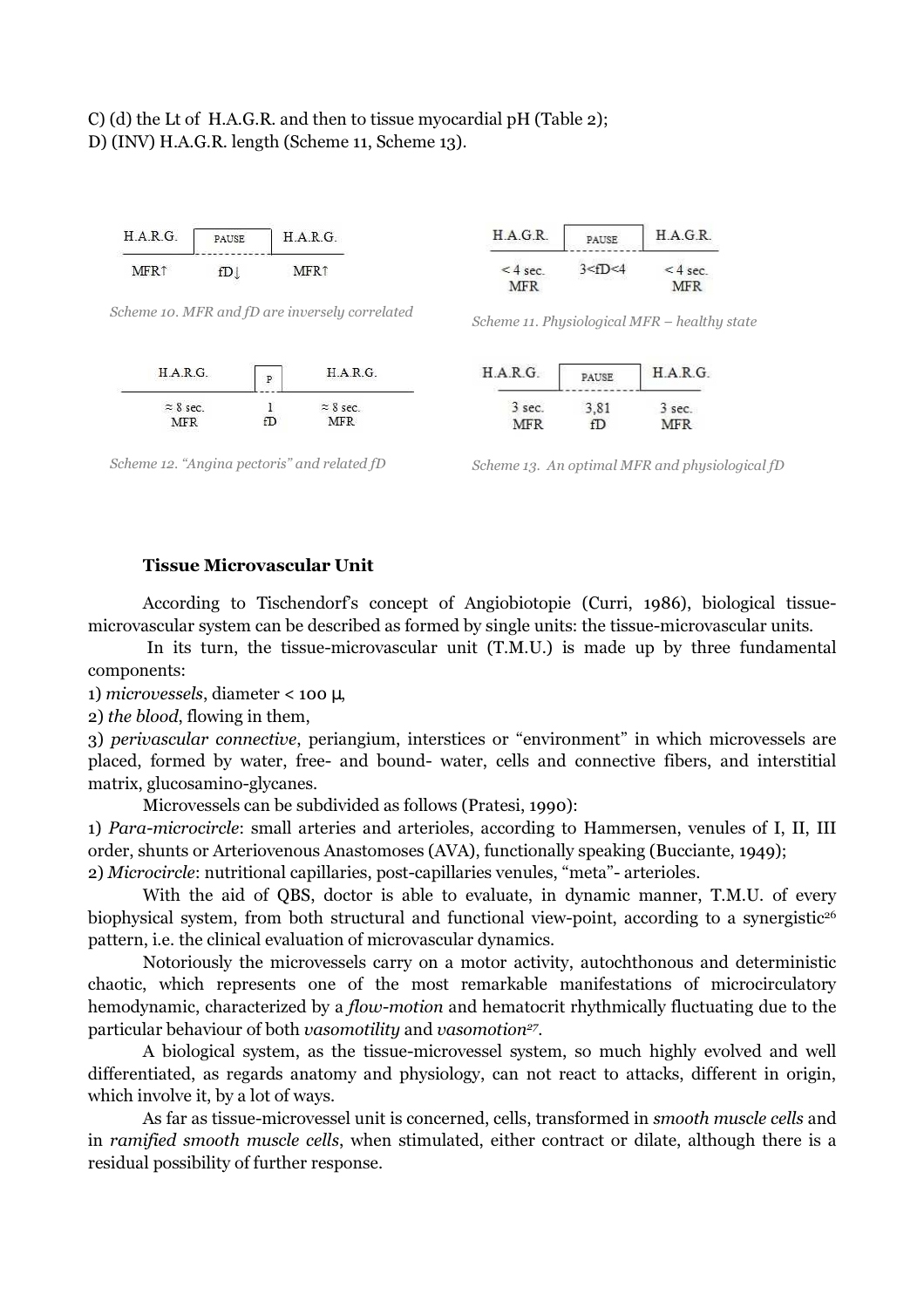C) (d) the Lt of H.A.G.R. and then to tissue myocardial pH (Table 2);
D) (INV) H.A.G.R. length (Scheme 11, Scheme 13).

| H.A.R.G. | PAUSE | H.A.R.G. |
|---|---|---|
| MFR↑ | fD↓ | MFR↑ |

*Scheme 10. MFR and fD are inversely correlated*

| H.A.G.R. | PAUSE | H.A.G.R. |
|---|---|---|
| < 4 sec. MFR | 3<fD<4 | < 4 sec. MFR |

*Scheme 11. Physiological MFR – healthy state*

| H.A.R.G. | P | H.A.R.G. |
|---|---|---|
| ≈ 8 sec. MFR | 1 fD | ≈ 8 sec. MFR |

*Scheme 12. "Angina pectoris" and related fD*

| H.A.R.G. | PAUSE | H.A.R.G. |
|---|---|---|
| 3 sec. MFR | 3,81 fD | 3 sec. MFR |

*Scheme 13. An optimal MFR and physiological fD*

### Tissue Microvascular Unit

According to Tischendorf's concept of Angiobiotopie (Curri, 1986), biological tissue-microvascular system can be described as formed by single units: the tissue-microvascular units.

In its turn, the tissue-microvascular unit (T.M.U.) is made up by three fundamental components:

1) *microvessels*, diameter < 100 μ,
2) *the blood*, flowing in them,
3) *perivascular connective*, periangium, interstices or "environment" in which microvessels are placed, formed by water, free- and bound- water, cells and connective fibers, and interstitial matrix, glucosamino-glycanes.

Microvessels can be subdivided as follows (Pratesi, 1990):

1) *Para-microcircle*: small arteries and arterioles, according to Hammersen, venules of I, II, III order, shunts or Arteriovenous Anastomoses (AVA), functionally speaking (Bucciante, 1949);
2) *Microcircle*: nutritional capillaries, post-capillaries venules, "meta"- arterioles.

With the aid of QBS, doctor is able to evaluate, in dynamic manner, T.M.U. of every biophysical system, from both structural and functional view-point, according to a synergistic[26] pattern, i.e. the clinical evaluation of microvascular dynamics.

Notoriously the microvessels carry on a motor activity, autochthonous and deterministic chaotic, which represents one of the most remarkable manifestations of microcirculatory hemodynamic, characterized by a *flow-motion* and hematocrit rhythmically fluctuating due to the particular behaviour of both *vasomotility* and *vasomotion*[27].

A biological system, as the tissue-microvessel system, so much highly evolved and well differentiated, as regards anatomy and physiology, can not react to attacks, different in origin, which involve it, by a lot of ways.

As far as tissue-microvessel unit is concerned, cells, transformed in *smooth muscle cells* and in *ramified smooth muscle cells*, when stimulated, either contract or dilate, although there is a residual possibility of further response.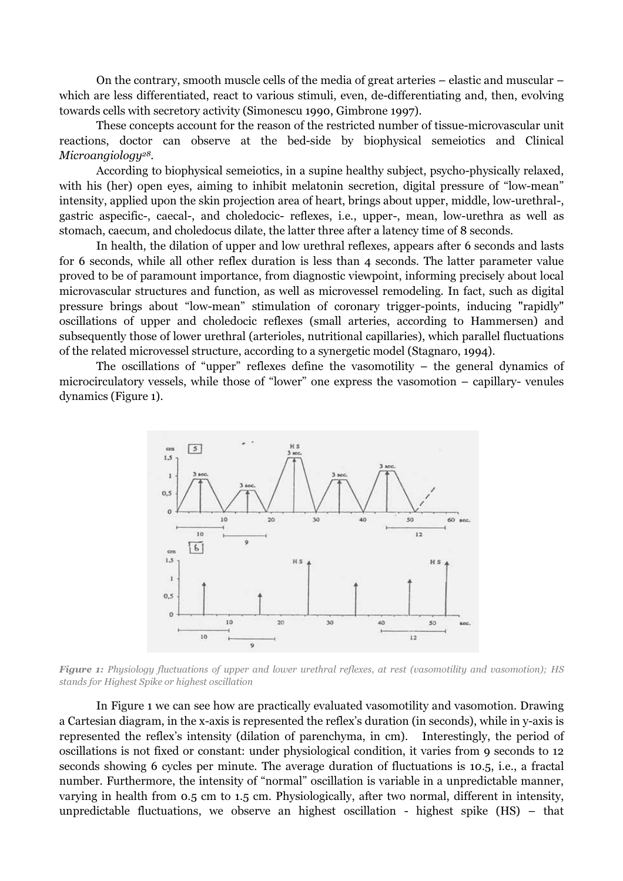On the contrary, smooth muscle cells of the media of great arteries – elastic and muscular – which are less differentiated, react to various stimuli, even, de-differentiating and, then, evolving towards cells with secretory activity (Simonescu 1990, Gimbrone 1997).

These concepts account for the reason of the restricted number of tissue-microvascular unit reactions, doctor can observe at the bed-side by biophysical semeiotics and Clinical *Microangiology*[28].

According to biophysical semeiotics, in a supine healthy subject, psycho-physically relaxed, with his (her) open eyes, aiming to inhibit melatonin secretion, digital pressure of "low-mean" intensity, applied upon the skin projection area of heart, brings about upper, middle, low-urethral-, gastric aspecific-, caecal-, and choledocic- reflexes, i.e., upper-, mean, low-urethra as well as stomach, caecum, and choledocus dilate, the latter three after a latency time of 8 seconds.

In health, the dilation of upper and low urethral reflexes, appears after 6 seconds and lasts for 6 seconds, while all other reflex duration is less than 4 seconds. The latter parameter value proved to be of paramount importance, from diagnostic viewpoint, informing precisely about local microvascular structures and function, as well as microvessel remodeling. In fact, such as digital pressure brings about "low-mean" stimulation of coronary trigger-points, inducing "rapidly" oscillations of upper and choledocic reflexes (small arteries, according to Hammersen) and subsequently those of lower urethral (arterioles, nutritional capillaries), which parallel fluctuations of the related microvessel structure, according to a synergetic model (Stagnaro, 1994).

The oscillations of "upper" reflexes define the vasomotility – the general dynamics of microcirculatory vessels, while those of "lower" one express the vasomotion – capillary- venules dynamics (Figure 1).

***Figure 1:*** *Physiology fluctuations of upper and lower urethral reflexes, at rest (vasomotility and vasomotion); HS stands for Highest Spike or highest oscillation*

In Figure 1 we can see how are practically evaluated vasomotility and vasomotion. Drawing a Cartesian diagram, in the x-axis is represented the reflex's duration (in seconds), while in y-axis is represented the reflex's intensity (dilation of parenchyma, in cm). Interestingly, the period of oscillations is not fixed or constant: under physiological condition, it varies from 9 seconds to 12 seconds showing 6 cycles per minute. The average duration of fluctuations is 10.5, i.e., a fractal number. Furthermore, the intensity of "normal" oscillation is variable in a unpredictable manner, varying in health from 0.5 cm to 1.5 cm. Physiologically, after two normal, different in intensity, unpredictable fluctuations, we observe an highest oscillation - highest spike (HS) – that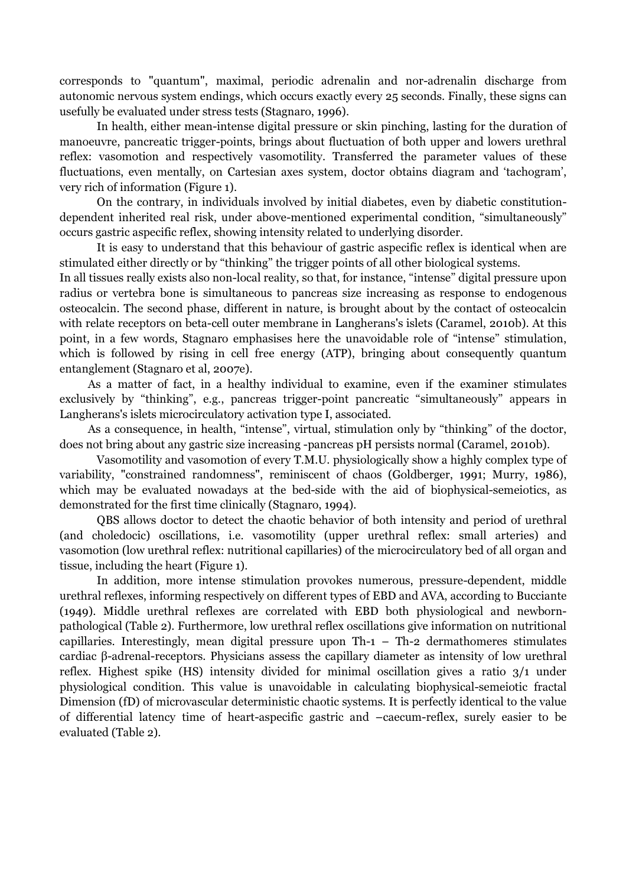corresponds to "quantum", maximal, periodic adrenalin and nor-adrenalin discharge from autonomic nervous system endings, which occurs exactly every 25 seconds. Finally, these signs can usefully be evaluated under stress tests (Stagnaro, 1996).

In health, either mean-intense digital pressure or skin pinching, lasting for the duration of manoeuvre, pancreatic trigger-points, brings about fluctuation of both upper and lowers urethral reflex: vasomotion and respectively vasomotility. Transferred the parameter values of these fluctuations, even mentally, on Cartesian axes system, doctor obtains diagram and 'tachogram', very rich of information (Figure 1).

On the contrary, in individuals involved by initial diabetes, even by diabetic constitution-dependent inherited real risk, under above-mentioned experimental condition, "simultaneously" occurs gastric aspecific reflex, showing intensity related to underlying disorder.

It is easy to understand that this behaviour of gastric aspecific reflex is identical when are stimulated either directly or by "thinking" the trigger points of all other biological systems.
In all tissues really exists also non-local reality, so that, for instance, "intense" digital pressure upon radius or vertebra bone is simultaneous to pancreas size increasing as response to endogenous osteocalcin. The second phase, different in nature, is brought about by the contact of osteocalcin with relate receptors on beta-cell outer membrane in Langherans's islets (Caramel, 2010b). At this point, in a few words, Stagnaro emphasises here the unavoidable role of "intense" stimulation, which is followed by rising in cell free energy (ATP), bringing about consequently quantum entanglement (Stagnaro et al, 2007e).

As a matter of fact, in a healthy individual to examine, even if the examiner stimulates exclusively by "thinking", e.g., pancreas trigger-point pancreatic "simultaneously" appears in Langherans's islets microcirculatory activation type I, associated.

As a consequence, in health, "intense", virtual, stimulation only by "thinking" of the doctor, does not bring about any gastric size increasing -pancreas pH persists normal (Caramel, 2010b).

Vasomotility and vasomotion of every T.M.U. physiologically show a highly complex type of variability, "constrained randomness", reminiscent of chaos (Goldberger, 1991; Murry, 1986), which may be evaluated nowadays at the bed-side with the aid of biophysical-semeiotics, as demonstrated for the first time clinically (Stagnaro, 1994).

QBS allows doctor to detect the chaotic behavior of both intensity and period of urethral (and choledocic) oscillations, i.e. vasomotility (upper urethral reflex: small arteries) and vasomotion (low urethral reflex: nutritional capillaries) of the microcirculatory bed of all organ and tissue, including the heart (Figure 1).

In addition, more intense stimulation provokes numerous, pressure-dependent, middle urethral reflexes, informing respectively on different types of EBD and AVA, according to Bucciante (1949). Middle urethral reflexes are correlated with EBD both physiological and newborn-pathological (Table 2). Furthermore, low urethral reflex oscillations give information on nutritional capillaries. Interestingly, mean digital pressure upon Th-1 – Th-2 dermathomeres stimulates cardiac β-adrenal-receptors. Physicians assess the capillary diameter as intensity of low urethral reflex. Highest spike (HS) intensity divided for minimal oscillation gives a ratio 3/1 under physiological condition. This value is unavoidable in calculating biophysical-semeiotic fractal Dimension (fD) of microvascular deterministic chaotic systems. It is perfectly identical to the value of differential latency time of heart-aspecific gastric and –caecum-reflex, surely easier to be evaluated (Table 2).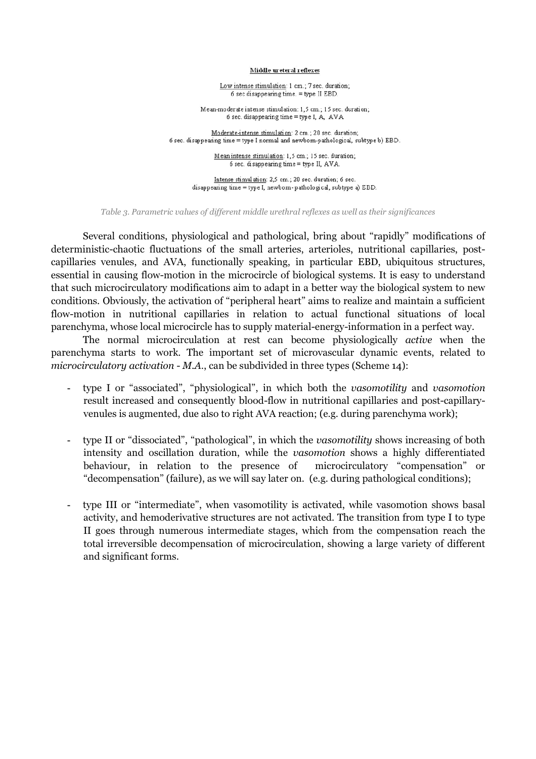<u>Middle ureteral reflexes</u>

<u>Low intense stimulation</u>: 1 cm.; 7 sec. duration;
6 sec disappearing time. = type II EBD

Mean-moderate intense stimulation: 1,5 cm.; 15 sec. duration;
6 sec. disappearing time = type I, A, AVA

<u>Moderate-intense stimulation</u>: 2 cm.; 20 sec. duration;
6 sec. disappearing time = type I normal and newborn-pathological, subtype b) EBD.

<u>Mean intense stimulation</u>: 1,5 cm.; 15 sec. duration;
6 sec. disappearing time = type II, AVA.

<u>Intense stimulation</u>: 2,5 cm.; 20 sec. duration; 6 sec.
disappearing time = type I, newborn-pathological, subtype a) EBD.

*Table 3. Parametric values of different middle urethral reflexes as well as their significances*

Several conditions, physiological and pathological, bring about "rapidly" modifications of deterministic-chaotic fluctuations of the small arteries, arterioles, nutritional capillaries, post-capillaries venules, and AVA, functionally speaking, in particular EBD, ubiquitous structures, essential in causing flow-motion in the microcircle of biological systems. It is easy to understand that such microcirculatory modifications aim to adapt in a better way the biological system to new conditions. Obviously, the activation of "peripheral heart" aims to realize and maintain a sufficient flow-motion in nutritional capillaries in relation to actual functional situations of local parenchyma, whose local microcircle has to supply material-energy-information in a perfect way.

The normal microcirculation at rest can become physiologically *active* when the parenchyma starts to work. The important set of microvascular dynamic events, related to *microcirculatory activation - M.A.*, can be subdivided in three types (Scheme 14):

- type I or "associated", "physiological", in which both the *vasomotility* and *vasomotion* result increased and consequently blood-flow in nutritional capillaries and post-capillary-venules is augmented, due also to right AVA reaction; (e.g. during parenchyma work);

- type II or "dissociated", "pathological", in which the *vasomotility* shows increasing of both intensity and oscillation duration, while the *vasomotion* shows a highly differentiated behaviour, in relation to the presence of microcirculatory "compensation" or "decompensation" (failure), as we will say later on. (e.g. during pathological conditions);

- type III or "intermediate", when vasomotility is activated, while vasomotion shows basal activity, and hemoderivative structures are not activated. The transition from type I to type II goes through numerous intermediate stages, which from the compensation reach the total irreversible decompensation of microcirculation, showing a large variety of different and significant forms.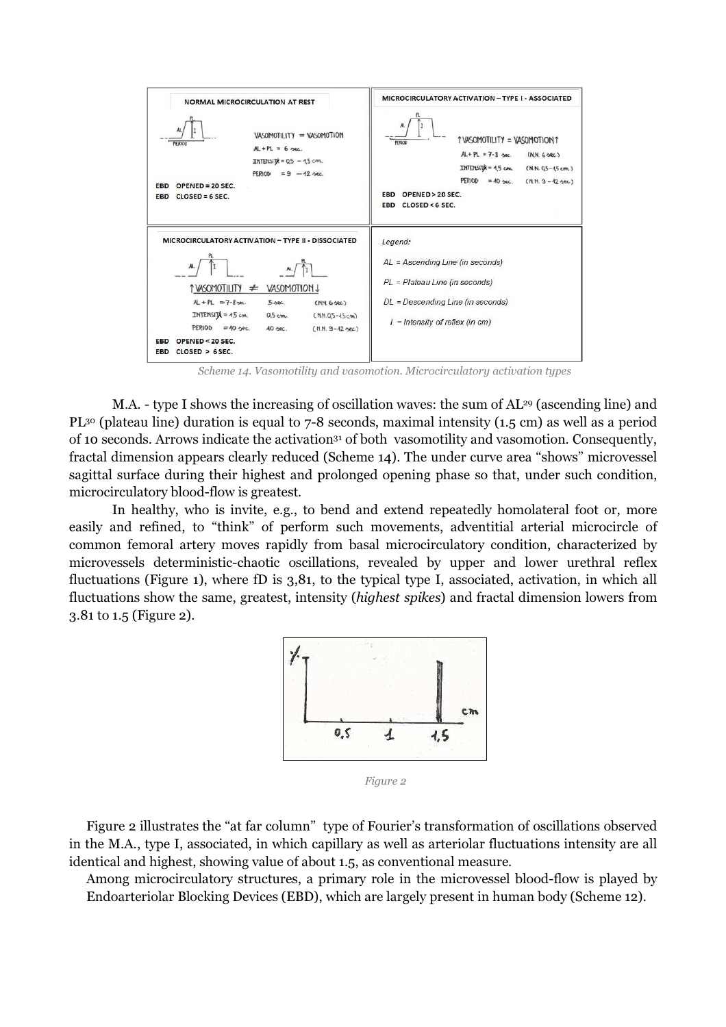| NORMAL MICROCIRCULATION AT REST | MICROCIRCULATORY ACTIVATION – TYPE I - ASSOCIATED |
| --- | --- |
| VASOMOTILITY = VASOMOTION<br>AL + PL = 6 sec.<br>INTENSITY = 0,5 – 1,5 cm.<br>PERIOD = 9 – 12 sec.<br>EBD OPENED = 20 SEC.<br>EBD CLOSED = 6 SEC. | ↑VASOMOTILITY = VASOMOTION↑<br>AL + PL = 7-8 sec. (N.N. 6 sec.)<br>INTENSITY = 1,5 cm. (N.N. 0,5 – 1,5 cm.)<br>PERIOD = 10 sec. (N.N. 9 – 12 sec.)<br>EBD OPENED > 20 SEC.<br>EBD CLOSED < 6 SEC. |
| **MICROCIRCULATORY ACTIVATION – TYPE II - DISSOCIATED** | *Legend:* |
| ↑VASOMOTILITY ≠ VASOMOTION↓<br>AL + PL = 7-8 sec. / 5 sec. (N.N. 6 sec.)<br>INTENSITY = 1,5 cm. / 0,5 cm. (N.N. 0,5 – 1,5 cm.)<br>PERIOD = 10 sec. / 10 sec. (N.N. 9 – 12 sec.)<br>EBD OPENED < 20 SEC.<br>EBD CLOSED > 6 SEC. | *AL = Ascending Line (in seconds)*<br>*PL = Plateau Line (in seconds)*<br>*DL = Descending Line (in seconds)*<br>*I = Intensity of reflex (in cm)* |

*Scheme 14. Vasomotility and vasomotion. Microcirculatory activation types*

M.A. - type I shows the increasing of oscillation waves: the sum of AL[29] (ascending line) and PL[30] (plateau line) duration is equal to 7-8 seconds, maximal intensity (1.5 cm) as well as a period of 10 seconds. Arrows indicate the activation[31] of both vasomotility and vasomotion. Consequently, fractal dimension appears clearly reduced (Scheme 14). The under curve area "shows" microvessel sagittal surface during their highest and prolonged opening phase so that, under such condition, microcirculatory blood-flow is greatest.

In healthy, who is invite, e.g., to bend and extend repeatedly homolateral foot or, more easily and refined, to "think" of perform such movements, adventitial arterial microcircle of common femoral artery moves rapidly from basal microcirculatory condition, characterized by microvessels deterministic-chaotic oscillations, revealed by upper and lower urethral reflex fluctuations (Figure 1), where fD is 3,81, to the typical type I, associated, activation, in which all fluctuations show the same, greatest, intensity (*highest spikes*) and fractal dimension lowers from 3.81 to 1.5 (Figure 2).

*Figure 2*

Figure 2 illustrates the "at far column" type of Fourier's transformation of oscillations observed in the M.A., type I, associated, in which capillary as well as arteriolar fluctuations intensity are all identical and highest, showing value of about 1.5, as conventional measure.

Among microcirculatory structures, a primary role in the microvessel blood-flow is played by Endoarteriolar Blocking Devices (EBD), which are largely present in human body (Scheme 12).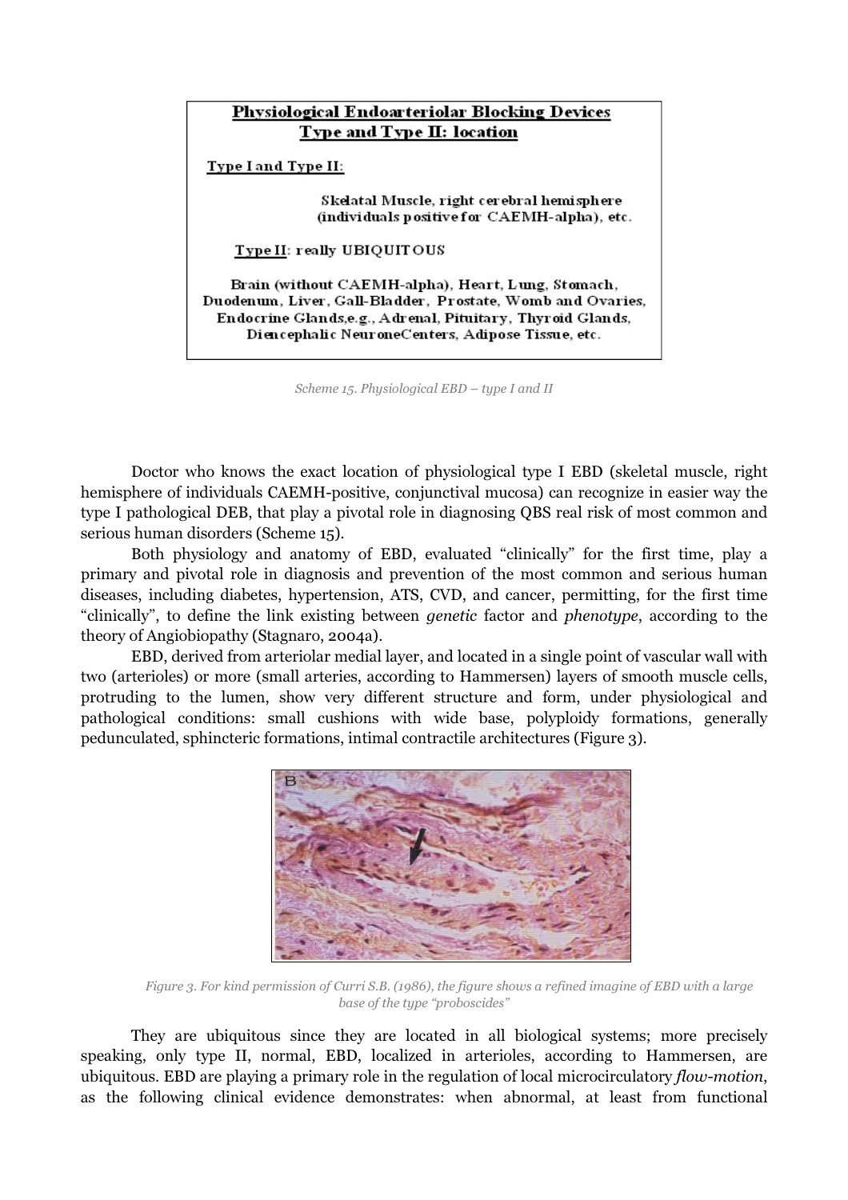**Physiological Endoarteriolar Blocking Devices**
**Type and Type II: location**

**Type I and Type II:**

Skelatal Muscle, right cerebral hemisphere (individuals positive for CAEMH-alpha), etc.

**Type II**: really UBIQUITOUS

Brain (without CAEMH-alpha), Heart, Lung, Stomach, Duodenum, Liver, Gall-Bladder, Prostate, Womb and Ovaries, Endocrine Glands,e.g., Adrenal, Pituitary, Thyroid Glands, Diencephalic NeuroneCenters, Adipose Tissue, etc.

*Scheme 15. Physiological EBD – type I and II*

Doctor who knows the exact location of physiological type I EBD (skeletal muscle, right hemisphere of individuals CAEMH-positive, conjunctival mucosa) can recognize in easier way the type I pathological DEB, that play a pivotal role in diagnosing QBS real risk of most common and serious human disorders (Scheme 15).

Both physiology and anatomy of EBD, evaluated "clinically" for the first time, play a primary and pivotal role in diagnosis and prevention of the most common and serious human diseases, including diabetes, hypertension, ATS, CVD, and cancer, permitting, for the first time "clinically", to define the link existing between *genetic* factor and *phenotype*, according to the theory of Angiobiopathy (Stagnaro, 2004a).

EBD, derived from arteriolar medial layer, and located in a single point of vascular wall with two (arterioles) or more (small arteries, according to Hammersen) layers of smooth muscle cells, protruding to the lumen, show very different structure and form, under physiological and pathological conditions: small cushions with wide base, polyploidy formations, generally pedunculated, sphincteric formations, intimal contractile architectures (Figure 3).

*Figure 3. For kind permission of Curri S.B. (1986), the figure shows a refined imagine of EBD with a large base of the type "proboscides"*

They are ubiquitous since they are located in all biological systems; more precisely speaking, only type II, normal, EBD, localized in arterioles, according to Hammersen, are ubiquitous. EBD are playing a primary role in the regulation of local microcirculatory *flow-motion*, as the following clinical evidence demonstrates: when abnormal, at least from functional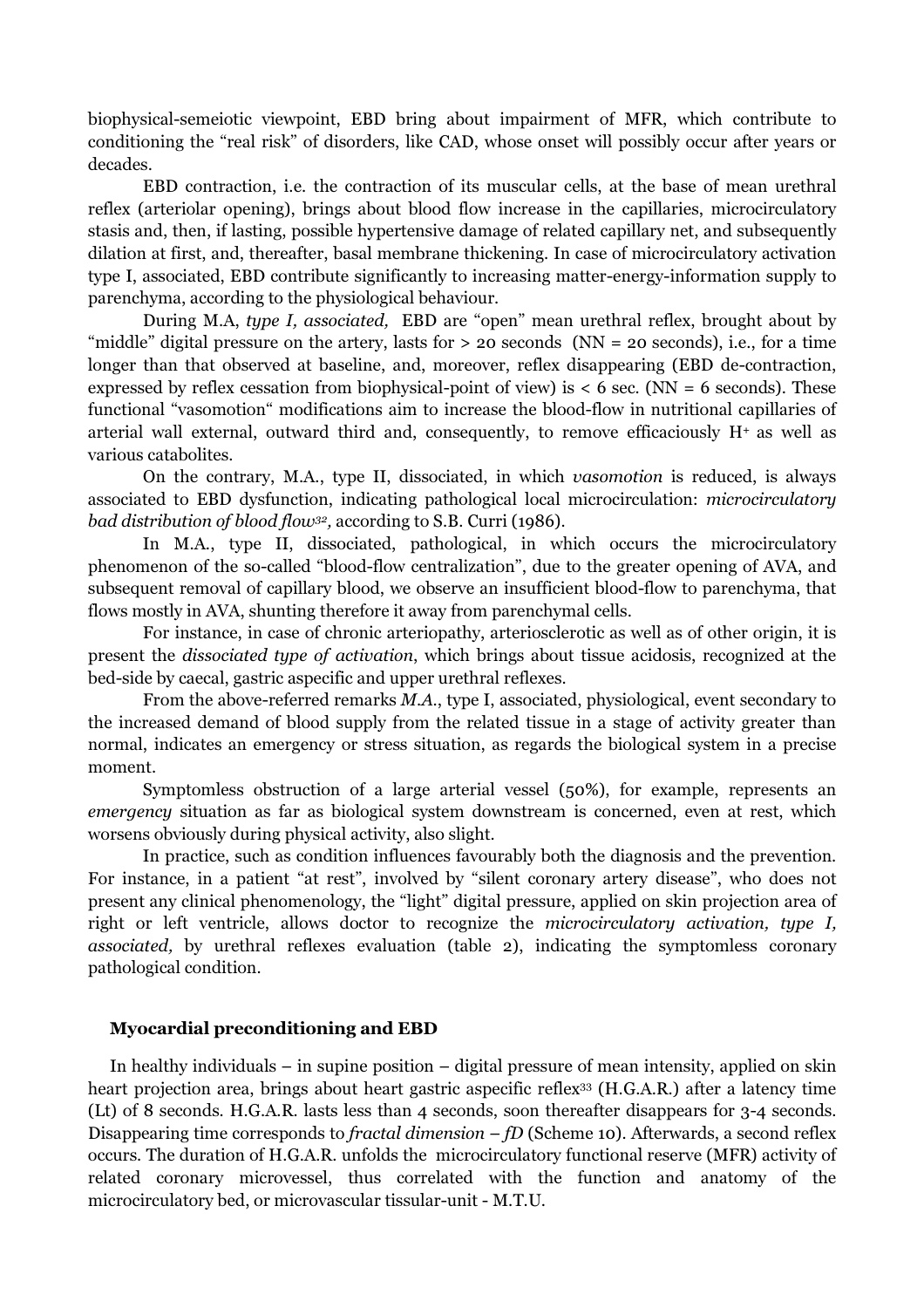biophysical-semeiotic viewpoint, EBD bring about impairment of MFR, which contribute to conditioning the "real risk" of disorders, like CAD, whose onset will possibly occur after years or decades.

EBD contraction, i.e. the contraction of its muscular cells, at the base of mean urethral reflex (arteriolar opening), brings about blood flow increase in the capillaries, microcirculatory stasis and, then, if lasting, possible hypertensive damage of related capillary net, and subsequently dilation at first, and, thereafter, basal membrane thickening. In case of microcirculatory activation type I, associated, EBD contribute significantly to increasing matter-energy-information supply to parenchyma, according to the physiological behaviour.

During M.A, *type I, associated,* EBD are "open" mean urethral reflex, brought about by "middle" digital pressure on the artery, lasts for > 20 seconds (NN = 20 seconds), i.e., for a time longer than that observed at baseline, and, moreover, reflex disappearing (EBD de-contraction, expressed by reflex cessation from biophysical-point of view) is < 6 sec. (NN = 6 seconds). These functional "vasomotion" modifications aim to increase the blood-flow in nutritional capillaries of arterial wall external, outward third and, consequently, to remove efficaciously $H^+$ as well as various catabolites.

On the contrary, M.A., type II, dissociated, in which *vasomotion* is reduced, is always associated to EBD dysfunction, indicating pathological local microcirculation: *microcirculatory bad distribution of blood flow*[32], according to S.B. Curri (1986).

In M.A., type II, dissociated, pathological, in which occurs the microcirculatory phenomenon of the so-called "blood-flow centralization", due to the greater opening of AVA, and subsequent removal of capillary blood, we observe an insufficient blood-flow to parenchyma, that flows mostly in AVA, shunting therefore it away from parenchymal cells.

For instance, in case of chronic arteriopathy, arteriosclerotic as well as of other origin, it is present the *dissociated type of activation*, which brings about tissue acidosis, recognized at the bed-side by caecal, gastric aspecific and upper urethral reflexes.

From the above-referred remarks *M.A.*, type I, associated, physiological, event secondary to the increased demand of blood supply from the related tissue in a stage of activity greater than normal, indicates an emergency or stress situation, as regards the biological system in a precise moment.

Symptomless obstruction of a large arterial vessel (50%), for example, represents an *emergency* situation as far as biological system downstream is concerned, even at rest, which worsens obviously during physical activity, also slight.

In practice, such as condition influences favourably both the diagnosis and the prevention. For instance, in a patient "at rest", involved by "silent coronary artery disease", who does not present any clinical phenomenology, the "light" digital pressure, applied on skin projection area of right or left ventricle, allows doctor to recognize the *microcirculatory activation, type I, associated,* by urethral reflexes evaluation (table 2), indicating the symptomless coronary pathological condition.

## Myocardial preconditioning and EBD

In healthy individuals – in supine position – digital pressure of mean intensity, applied on skin heart projection area, brings about heart gastric aspecific reflex[33] (H.G.A.R.) after a latency time (Lt) of 8 seconds. H.G.A.R. lasts less than 4 seconds, soon thereafter disappears for 3-4 seconds. Disappearing time corresponds to *fractal dimension – fD* (Scheme 10). Afterwards, a second reflex occurs. The duration of H.G.A.R. unfolds the microcirculatory functional reserve (MFR) activity of related coronary microvessel, thus correlated with the function and anatomy of the microcirculatory bed, or microvascular tissular-unit - M.T.U.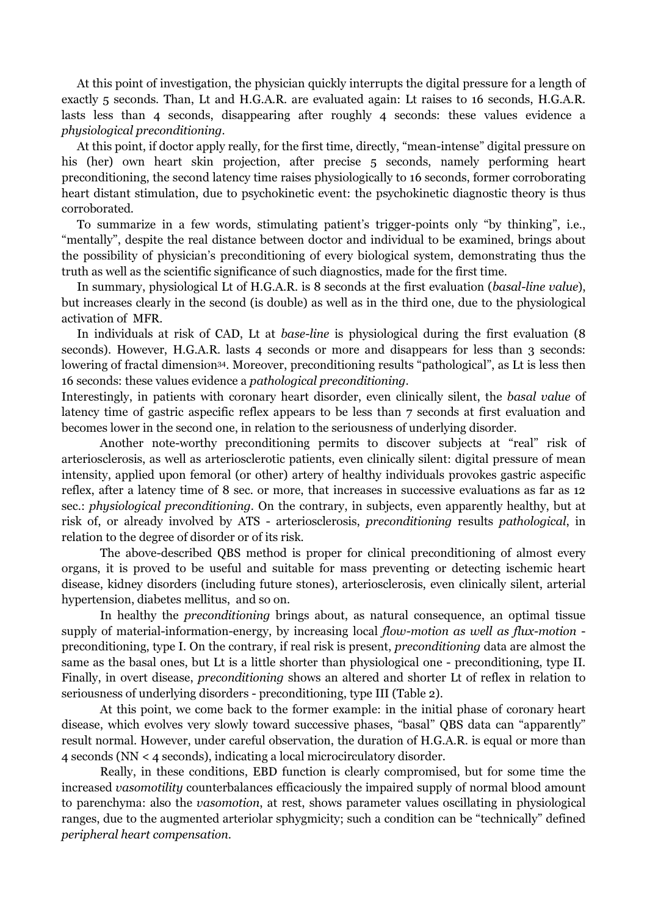At this point of investigation, the physician quickly interrupts the digital pressure for a length of exactly 5 seconds. Than, Lt and H.G.A.R. are evaluated again: Lt raises to 16 seconds, H.G.A.R. lasts less than 4 seconds, disappearing after roughly 4 seconds: these values evidence a *physiological preconditioning*.

At this point, if doctor apply really, for the first time, directly, "mean-intense" digital pressure on his (her) own heart skin projection, after precise 5 seconds, namely performing heart preconditioning, the second latency time raises physiologically to 16 seconds, former corroborating heart distant stimulation, due to psychokinetic event: the psychokinetic diagnostic theory is thus corroborated.

To summarize in a few words, stimulating patient's trigger-points only "by thinking", i.e., "mentally", despite the real distance between doctor and individual to be examined, brings about the possibility of physician's preconditioning of every biological system, demonstrating thus the truth as well as the scientific significance of such diagnostics, made for the first time.

In summary, physiological Lt of H.G.A.R. is 8 seconds at the first evaluation (*basal-line value*), but increases clearly in the second (is double) as well as in the third one, due to the physiological activation of MFR.

In individuals at risk of CAD, Lt at *base-line* is physiological during the first evaluation (8 seconds). However, H.G.A.R. lasts 4 seconds or more and disappears for less than 3 seconds: lowering of fractal dimension[34]. Moreover, preconditioning results "pathological", as Lt is less then 16 seconds: these values evidence a *pathological preconditioning*.
Interestingly, in patients with coronary heart disorder, even clinically silent, the *basal value* of latency time of gastric aspecific reflex appears to be less than 7 seconds at first evaluation and becomes lower in the second one, in relation to the seriousness of underlying disorder.

Another note-worthy preconditioning permits to discover subjects at "real" risk of arteriosclerosis, as well as arteriosclerotic patients, even clinically silent: digital pressure of mean intensity, applied upon femoral (or other) artery of healthy individuals provokes gastric aspecific reflex, after a latency time of 8 sec. or more, that increases in successive evaluations as far as 12 sec.: *physiological preconditioning*. On the contrary, in subjects, even apparently healthy, but at risk of, or already involved by ATS - arteriosclerosis, *preconditioning* results *pathological*, in relation to the degree of disorder or of its risk.

The above-described QBS method is proper for clinical preconditioning of almost every organs, it is proved to be useful and suitable for mass preventing or detecting ischemic heart disease, kidney disorders (including future stones), arteriosclerosis, even clinically silent, arterial hypertension, diabetes mellitus, and so on.

In healthy the *preconditioning* brings about, as natural consequence, an optimal tissue supply of material-information-energy, by increasing local *flow-motion as well as flux-motion* - preconditioning, type I. On the contrary, if real risk is present, *preconditioning* data are almost the same as the basal ones, but Lt is a little shorter than physiological one - preconditioning, type II. Finally, in overt disease, *preconditioning* shows an altered and shorter Lt of reflex in relation to seriousness of underlying disorders - preconditioning, type III (Table 2).

At this point, we come back to the former example: in the initial phase of coronary heart disease, which evolves very slowly toward successive phases, "basal" QBS data can "apparently" result normal. However, under careful observation, the duration of H.G.A.R. is equal or more than 4 seconds (NN < 4 seconds), indicating a local microcirculatory disorder.

Really, in these conditions, EBD function is clearly compromised, but for some time the increased *vasomotility* counterbalances efficaciously the impaired supply of normal blood amount to parenchyma: also the *vasomotion*, at rest, shows parameter values oscillating in physiological ranges, due to the augmented arteriolar sphygmicity; such a condition can be "technically" defined *peripheral heart compensation*.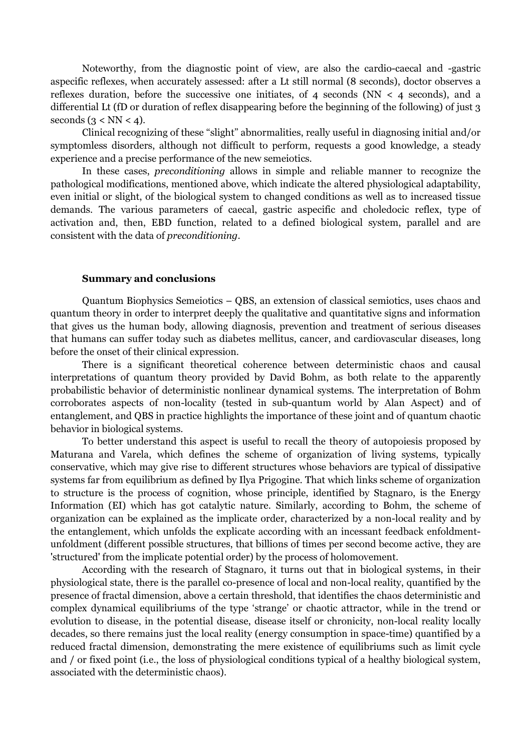Noteworthy, from the diagnostic point of view, are also the cardio-caecal and -gastric aspecific reflexes, when accurately assessed: after a Lt still normal (8 seconds), doctor observes a reflexes duration, before the successive one initiates, of 4 seconds (NN < 4 seconds), and a differential Lt (fD or duration of reflex disappearing before the beginning of the following) of just 3 seconds (3 < NN < 4).

Clinical recognizing of these "slight" abnormalities, really useful in diagnosing initial and/or symptomless disorders, although not difficult to perform, requests a good knowledge, a steady experience and a precise performance of the new semeiotics.

In these cases, *preconditioning* allows in simple and reliable manner to recognize the pathological modifications, mentioned above, which indicate the altered physiological adaptability, even initial or slight, of the biological system to changed conditions as well as to increased tissue demands. The various parameters of caecal, gastric aspecific and choledocic reflex, type of activation and, then, EBD function, related to a defined biological system, parallel and are consistent with the data of *preconditioning*.

**Summary and conclusions**

Quantum Biophysics Semeiotics – QBS, an extension of classical semiotics, uses chaos and quantum theory in order to interpret deeply the qualitative and quantitative signs and information that gives us the human body, allowing diagnosis, prevention and treatment of serious diseases that humans can suffer today such as diabetes mellitus, cancer, and cardiovascular diseases, long before the onset of their clinical expression.

There is a significant theoretical coherence between deterministic chaos and causal interpretations of quantum theory provided by David Bohm, as both relate to the apparently probabilistic behavior of deterministic nonlinear dynamical systems. The interpretation of Bohm corroborates aspects of non-locality (tested in sub-quantum world by Alan Aspect) and of entanglement, and QBS in practice highlights the importance of these joint and of quantum chaotic behavior in biological systems.

To better understand this aspect is useful to recall the theory of autopoiesis proposed by Maturana and Varela, which defines the scheme of organization of living systems, typically conservative, which may give rise to different structures whose behaviors are typical of dissipative systems far from equilibrium as defined by Ilya Prigogine. That which links scheme of organization to structure is the process of cognition, whose principle, identified by Stagnaro, is the Energy Information (EI) which has got catalytic nature. Similarly, according to Bohm, the scheme of organization can be explained as the implicate order, characterized by a non-local reality and by the entanglement, which unfolds the explicate according with an incessant feedback enfoldment-unfoldment (different possible structures, that billions of times per second become active, they are 'structured' from the implicate potential order) by the process of holomovement.

According with the research of Stagnaro, it turns out that in biological systems, in their physiological state, there is the parallel co-presence of local and non-local reality, quantified by the presence of fractal dimension, above a certain threshold, that identifies the chaos deterministic and complex dynamical equilibriums of the type 'strange' or chaotic attractor, while in the trend or evolution to disease, in the potential disease, disease itself or chronicity, non-local reality locally decades, so there remains just the local reality (energy consumption in space-time) quantified by a reduced fractal dimension, demonstrating the mere existence of equilibriums such as limit cycle and / or fixed point (i.e., the loss of physiological conditions typical of a healthy biological system, associated with the deterministic chaos).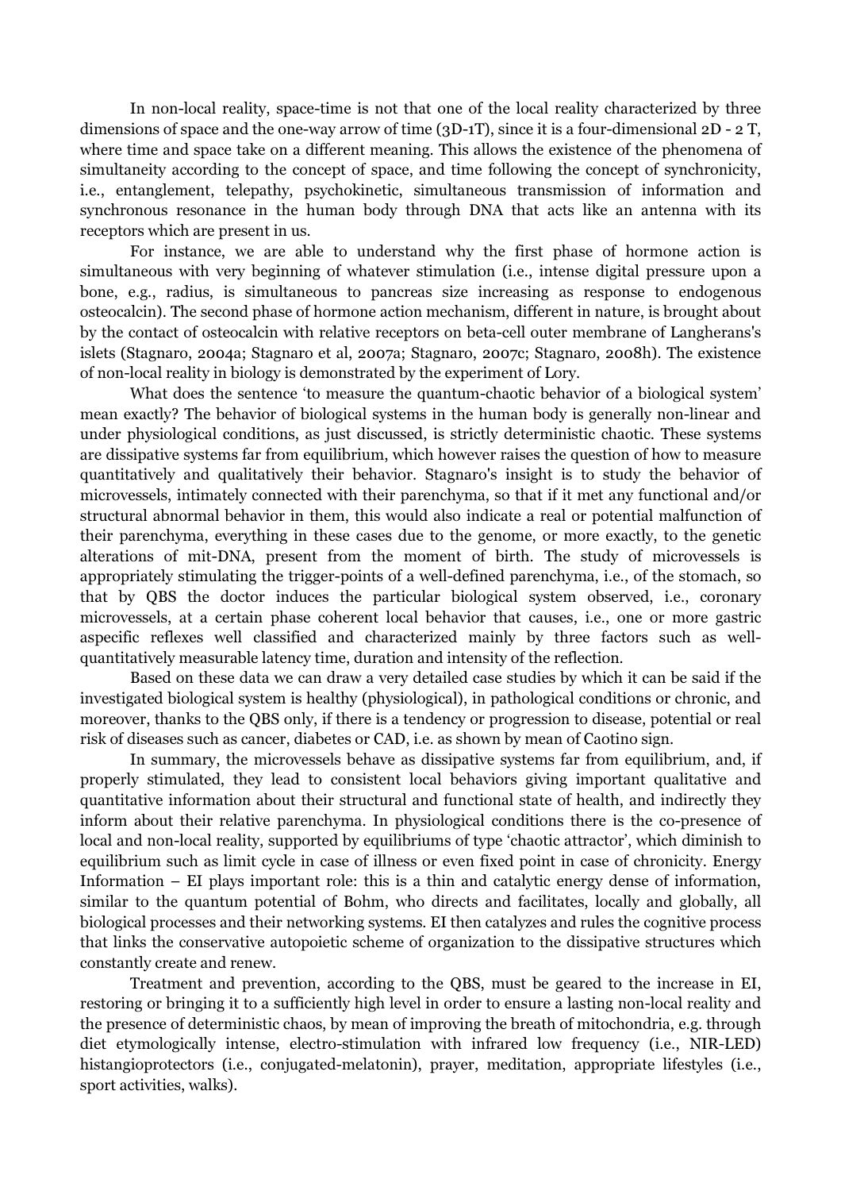In non-local reality, space-time is not that one of the local reality characterized by three dimensions of space and the one-way arrow of time (3D-1T), since it is a four-dimensional 2D - 2 T, where time and space take on a different meaning. This allows the existence of the phenomena of simultaneity according to the concept of space, and time following the concept of synchronicity, i.e., entanglement, telepathy, psychokinetic, simultaneous transmission of information and synchronous resonance in the human body through DNA that acts like an antenna with its receptors which are present in us.

For instance, we are able to understand why the first phase of hormone action is simultaneous with very beginning of whatever stimulation (i.e., intense digital pressure upon a bone, e.g., radius, is simultaneous to pancreas size increasing as response to endogenous osteocalcin). The second phase of hormone action mechanism, different in nature, is brought about by the contact of osteocalcin with relative receptors on beta-cell outer membrane of Langherans's islets (Stagnaro, 2004a; Stagnaro et al, 2007a; Stagnaro, 2007c; Stagnaro, 2008h). The existence of non-local reality in biology is demonstrated by the experiment of Lory.

What does the sentence 'to measure the quantum-chaotic behavior of a biological system' mean exactly? The behavior of biological systems in the human body is generally non-linear and under physiological conditions, as just discussed, is strictly deterministic chaotic. These systems are dissipative systems far from equilibrium, which however raises the question of how to measure quantitatively and qualitatively their behavior. Stagnaro's insight is to study the behavior of microvessels, intimately connected with their parenchyma, so that if it met any functional and/or structural abnormal behavior in them, this would also indicate a real or potential malfunction of their parenchyma, everything in these cases due to the genome, or more exactly, to the genetic alterations of mit-DNA, present from the moment of birth. The study of microvessels is appropriately stimulating the trigger-points of a well-defined parenchyma, i.e., of the stomach, so that by QBS the doctor induces the particular biological system observed, i.e., coronary microvessels, at a certain phase coherent local behavior that causes, i.e., one or more gastric aspecific reflexes well classified and characterized mainly by three factors such as well-quantitatively measurable latency time, duration and intensity of the reflection.

Based on these data we can draw a very detailed case studies by which it can be said if the investigated biological system is healthy (physiological), in pathological conditions or chronic, and moreover, thanks to the QBS only, if there is a tendency or progression to disease, potential or real risk of diseases such as cancer, diabetes or CAD, i.e. as shown by mean of Caotino sign.

In summary, the microvessels behave as dissipative systems far from equilibrium, and, if properly stimulated, they lead to consistent local behaviors giving important qualitative and quantitative information about their structural and functional state of health, and indirectly they inform about their relative parenchyma. In physiological conditions there is the co-presence of local and non-local reality, supported by equilibriums of type 'chaotic attractor', which diminish to equilibrium such as limit cycle in case of illness or even fixed point in case of chronicity. Energy Information – EI plays important role: this is a thin and catalytic energy dense of information, similar to the quantum potential of Bohm, who directs and facilitates, locally and globally, all biological processes and their networking systems. EI then catalyzes and rules the cognitive process that links the conservative autopoietic scheme of organization to the dissipative structures which constantly create and renew.

Treatment and prevention, according to the QBS, must be geared to the increase in EI, restoring or bringing it to a sufficiently high level in order to ensure a lasting non-local reality and the presence of deterministic chaos, by mean of improving the breath of mitochondria, e.g. through diet etymologically intense, electro-stimulation with infrared low frequency (i.e., NIR-LED) histangioprotectors (i.e., conjugated-melatonin), prayer, meditation, appropriate lifestyles (i.e., sport activities, walks).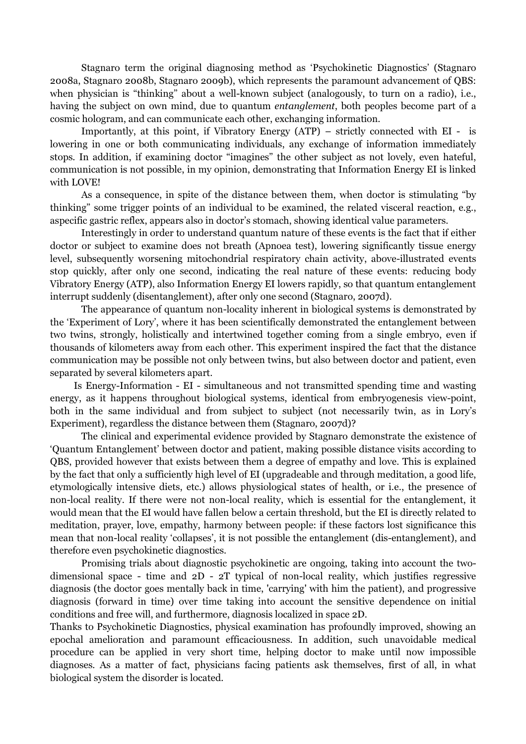Stagnaro term the original diagnosing method as 'Psychokinetic Diagnostics' (Stagnaro 2008a, Stagnaro 2008b, Stagnaro 2009b), which represents the paramount advancement of QBS: when physician is "thinking" about a well-known subject (analogously, to turn on a radio), i.e., having the subject on own mind, due to quantum *entanglement*, both peoples become part of a cosmic hologram, and can communicate each other, exchanging information.

Importantly, at this point, if Vibratory Energy (ATP) – strictly connected with EI - is lowering in one or both communicating individuals, any exchange of information immediately stops. In addition, if examining doctor "imagines" the other subject as not lovely, even hateful, communication is not possible, in my opinion, demonstrating that Information Energy EI is linked with LOVE!

As a consequence, in spite of the distance between them, when doctor is stimulating "by thinking" some trigger points of an individual to be examined, the related visceral reaction, e.g., aspecific gastric reflex, appears also in doctor's stomach, showing identical value parameters.

Interestingly in order to understand quantum nature of these events is the fact that if either doctor or subject to examine does not breath (Apnoea test), lowering significantly tissue energy level, subsequently worsening mitochondrial respiratory chain activity, above-illustrated events stop quickly, after only one second, indicating the real nature of these events: reducing body Vibratory Energy (ATP), also Information Energy EI lowers rapidly, so that quantum entanglement interrupt suddenly (disentanglement), after only one second (Stagnaro, 2007d).

The appearance of quantum non-locality inherent in biological systems is demonstrated by the 'Experiment of Lory', where it has been scientifically demonstrated the entanglement between two twins, strongly, holistically and intertwined together coming from a single embryo, even if thousands of kilometers away from each other. This experiment inspired the fact that the distance communication may be possible not only between twins, but also between doctor and patient, even separated by several kilometers apart.

Is Energy-Information - EI - simultaneous and not transmitted spending time and wasting energy, as it happens throughout biological systems, identical from embryogenesis view-point, both in the same individual and from subject to subject (not necessarily twin, as in Lory's Experiment), regardless the distance between them (Stagnaro, 2007d)?

The clinical and experimental evidence provided by Stagnaro demonstrate the existence of 'Quantum Entanglement' between doctor and patient, making possible distance visits according to QBS, provided however that exists between them a degree of empathy and love. This is explained by the fact that only a sufficiently high level of EI (upgradeable and through meditation, a good life, etymologically intensive diets, etc.) allows physiological states of health, or i.e., the presence of non-local reality. If there were not non-local reality, which is essential for the entanglement, it would mean that the EI would have fallen below a certain threshold, but the EI is directly related to meditation, prayer, love, empathy, harmony between people: if these factors lost significance this mean that non-local reality 'collapses', it is not possible the entanglement (dis-entanglement), and therefore even psychokinetic diagnostics.

Promising trials about diagnostic psychokinetic are ongoing, taking into account the two-dimensional space - time and 2D - 2T typical of non-local reality, which justifies regressive diagnosis (the doctor goes mentally back in time, 'carrying' with him the patient), and progressive diagnosis (forward in time) over time taking into account the sensitive dependence on initial conditions and free will, and furthermore, diagnosis localized in space 2D.

Thanks to Psychokinetic Diagnostics, physical examination has profoundly improved, showing an epochal amelioration and paramount efficaciousness. In addition, such unavoidable medical procedure can be applied in very short time, helping doctor to make until now impossible diagnoses. As a matter of fact, physicians facing patients ask themselves, first of all, in what biological system the disorder is located.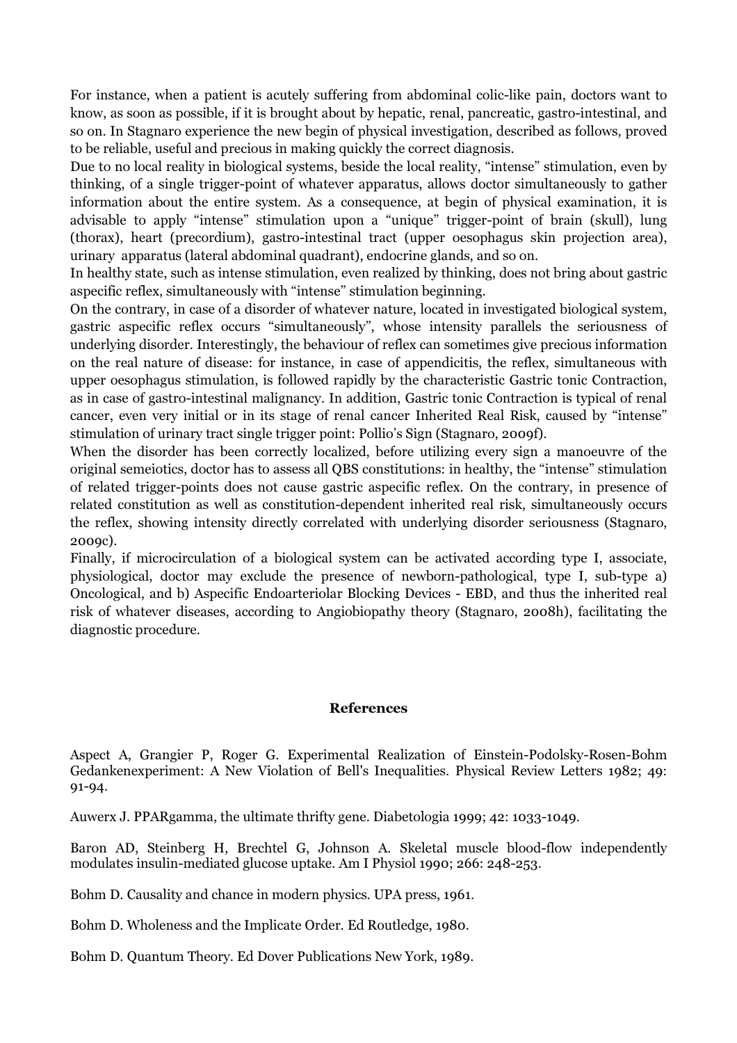For instance, when a patient is acutely suffering from abdominal colic-like pain, doctors want to know, as soon as possible, if it is brought about by hepatic, renal, pancreatic, gastro-intestinal, and so on. In Stagnaro experience the new begin of physical investigation, described as follows, proved to be reliable, useful and precious in making quickly the correct diagnosis.

Due to no local reality in biological systems, beside the local reality, "intense" stimulation, even by thinking, of a single trigger-point of whatever apparatus, allows doctor simultaneously to gather information about the entire system. As a consequence, at begin of physical examination, it is advisable to apply "intense" stimulation upon a "unique" trigger-point of brain (skull), lung (thorax), heart (precordium), gastro-intestinal tract (upper oesophagus skin projection area), urinary apparatus (lateral abdominal quadrant), endocrine glands, and so on.

In healthy state, such as intense stimulation, even realized by thinking, does not bring about gastric aspecific reflex, simultaneously with "intense" stimulation beginning.

On the contrary, in case of a disorder of whatever nature, located in investigated biological system, gastric aspecific reflex occurs "simultaneously", whose intensity parallels the seriousness of underlying disorder. Interestingly, the behaviour of reflex can sometimes give precious information on the real nature of disease: for instance, in case of appendicitis, the reflex, simultaneous with upper oesophagus stimulation, is followed rapidly by the characteristic Gastric tonic Contraction, as in case of gastro-intestinal malignancy. In addition, Gastric tonic Contraction is typical of renal cancer, even very initial or in its stage of renal cancer Inherited Real Risk, caused by "intense" stimulation of urinary tract single trigger point: Pollio's Sign (Stagnaro, 2009f).

When the disorder has been correctly localized, before utilizing every sign a manoeuvre of the original semeiotics, doctor has to assess all QBS constitutions: in healthy, the "intense" stimulation of related trigger-points does not cause gastric aspecific reflex. On the contrary, in presence of related constitution as well as constitution-dependent inherited real risk, simultaneously occurs the reflex, showing intensity directly correlated with underlying disorder seriousness (Stagnaro, 2009c).

Finally, if microcirculation of a biological system can be activated according type I, associate, physiological, doctor may exclude the presence of newborn-pathological, type I, sub-type a) Oncological, and b) Aspecific Endoarteriolar Blocking Devices - EBD, and thus the inherited real risk of whatever diseases, according to Angiobiopathy theory (Stagnaro, 2008h), facilitating the diagnostic procedure.

## References

Aspect A, Grangier P, Roger G. Experimental Realization of Einstein-Podolsky-Rosen-Bohm Gedankenexperiment: A New Violation of Bell's Inequalities. Physical Review Letters 1982; 49: 91-94.

Auwerx J. PPARgamma, the ultimate thrifty gene. Diabetologia 1999; 42: 1033-1049.

Baron AD, Steinberg H, Brechtel G, Johnson A. Skeletal muscle blood-flow independently modulates insulin-mediated glucose uptake. Am I Physiol 1990; 266: 248-253.

Bohm D. Causality and chance in modern physics. UPA press, 1961.

Bohm D. Wholeness and the Implicate Order. Ed Routledge, 1980.

Bohm D. Quantum Theory. Ed Dover Publications New York, 1989.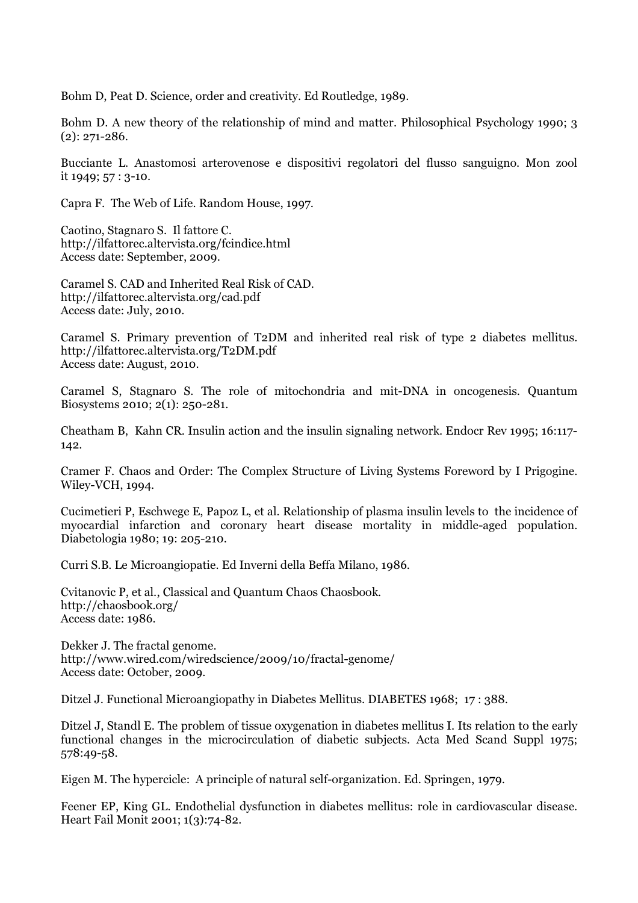Bohm D, Peat D. Science, order and creativity. Ed Routledge, 1989.

Bohm D. A new theory of the relationship of mind and matter. Philosophical Psychology 1990; 3 (2): 271-286.

Bucciante L. Anastomosi arterovenose e dispositivi regolatori del flusso sanguigno. Mon zool it 1949; 57 : 3-10.

Capra F. The Web of Life. Random House, 1997.

Caotino, Stagnaro S. Il fattore C.
http://ilfattorec.altervista.org/fcindice.html
Access date: September, 2009.

Caramel S. CAD and Inherited Real Risk of CAD.
http://ilfattorec.altervista.org/cad.pdf
Access date: July, 2010.

Caramel S. Primary prevention of T2DM and inherited real risk of type 2 diabetes mellitus.
http://ilfattorec.altervista.org/T2DM.pdf
Access date: August, 2010.

Caramel S, Stagnaro S. The role of mitochondria and mit-DNA in oncogenesis. Quantum Biosystems 2010; 2(1): 250-281.

Cheatham B, Kahn CR. Insulin action and the insulin signaling network. Endocr Rev 1995; 16:117-142.

Cramer F. Chaos and Order: The Complex Structure of Living Systems Foreword by I Prigogine. Wiley-VCH, 1994.

Cucimetieri P, Eschwege E, Papoz L, et al. Relationship of plasma insulin levels to the incidence of myocardial infarction and coronary heart disease mortality in middle-aged population. Diabetologia 1980; 19: 205-210.

Curri S.B. Le Microangiopatie. Ed Inverni della Beffa Milano, 1986.

Cvitanovic P, et al., Classical and Quantum Chaos Chaosbook.
http://chaosbook.org/
Access date: 1986.

Dekker J. The fractal genome.
http://www.wired.com/wiredscience/2009/10/fractal-genome/
Access date: October, 2009.

Ditzel J. Functional Microangiopathy in Diabetes Mellitus. DIABETES 1968; 17 : 388.

Ditzel J, Standl E. The problem of tissue oxygenation in diabetes mellitus I. Its relation to the early functional changes in the microcirculation of diabetic subjects. Acta Med Scand Suppl 1975; 578:49-58.

Eigen M. The hypercicle: A principle of natural self-organization. Ed. Springen, 1979.

Feener EP, King GL. Endothelial dysfunction in diabetes mellitus: role in cardiovascular disease. Heart Fail Monit 2001; 1(3):74-82.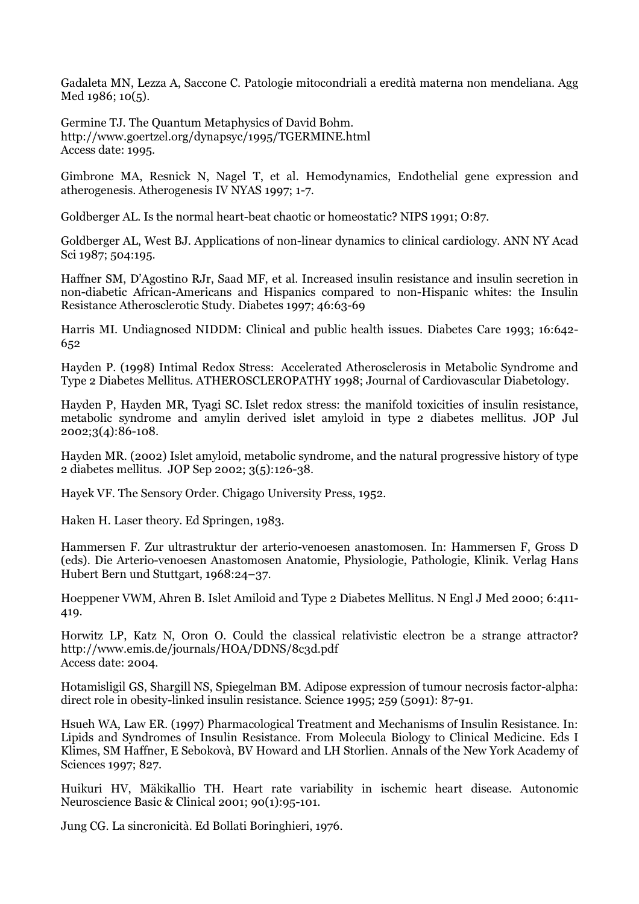Gadaleta MN, Lezza A, Saccone C. Patologie mitocondriali a eredità materna non mendeliana. Agg Med 1986; 10(5).

Germine TJ. The Quantum Metaphysics of David Bohm.
http://www.goertzel.org/dynapsyc/1995/TGERMINE.html
Access date: 1995.

Gimbrone MA, Resnick N, Nagel T, et al. Hemodynamics, Endothelial gene expression and atherogenesis. Atherogenesis IV NYAS 1997; 1-7.

Goldberger AL. Is the normal heart-beat chaotic or homeostatic? NIPS 1991; O:87.

Goldberger AL, West BJ. Applications of non-linear dynamics to clinical cardiology. ANN NY Acad Sci 1987; 504:195.

Haffner SM, D'Agostino RJr, Saad MF, et al. Increased insulin resistance and insulin secretion in non-diabetic African-Americans and Hispanics compared to non-Hispanic whites: the Insulin Resistance Atherosclerotic Study. Diabetes 1997; 46:63-69

Harris MI. Undiagnosed NIDDM: Clinical and public health issues. Diabetes Care 1993; 16:642-652

Hayden P. (1998) Intimal Redox Stress: Accelerated Atherosclerosis in Metabolic Syndrome and Type 2 Diabetes Mellitus. ATHEROSCLEROPATHY 1998; Journal of Cardiovascular Diabetology.

Hayden P, Hayden MR, Tyagi SC. Islet redox stress: the manifold toxicities of insulin resistance, metabolic syndrome and amylin derived islet amyloid in type 2 diabetes mellitus. JOP Jul 2002;3(4):86-108.

Hayden MR. (2002) Islet amyloid, metabolic syndrome, and the natural progressive history of type 2 diabetes mellitus. JOP Sep 2002; 3(5):126-38.

Hayek VF. The Sensory Order. Chigago University Press, 1952.

Haken H. Laser theory. Ed Springen, 1983.

Hammersen F. Zur ultrastruktur der arterio-venoesen anastomosen. In: Hammersen F, Gross D (eds). Die Arterio-venoesen Anastomosen Anatomie, Physiologie, Pathologie, Klinik. Verlag Hans Hubert Bern und Stuttgart, 1968:24–37.

Hoeppener VWM, Ahren B. Islet Amiloid and Type 2 Diabetes Mellitus. N Engl J Med 2000; 6:411-419.

Horwitz LP, Katz N, Oron O. Could the classical relativistic electron be a strange attractor?
http://www.emis.de/journals/HOA/DDNS/8c3d.pdf
Access date: 2004.

Hotamisligil GS, Shargill NS, Spiegelman BM. Adipose expression of tumour necrosis factor-alpha: direct role in obesity-linked insulin resistance. Science 1995; 259 (5091): 87-91.

Hsueh WA, Law ER. (1997) Pharmacological Treatment and Mechanisms of Insulin Resistance. In: Lipids and Syndromes of Insulin Resistance. From Molecula Biology to Clinical Medicine. Eds I Klimes, SM Haffner, E Sebokovà, BV Howard and LH Storlien. Annals of the New York Academy of Sciences 1997; 827.

Huikuri HV, Mäkikallio TH. Heart rate variability in ischemic heart disease. Autonomic Neuroscience Basic & Clinical 2001; 90(1):95-101.

Jung CG. La sincronicità. Ed Bollati Boringhieri, 1976.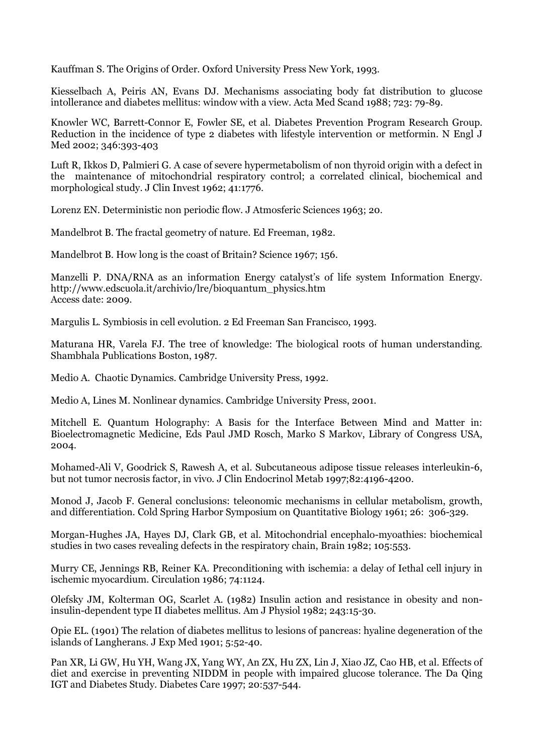Kauffman S. The Origins of Order. Oxford University Press New York, 1993.

Kiesselbach A, Peiris AN, Evans DJ. Mechanisms associating body fat distribution to glucose intollerance and diabetes mellitus: window with a view. Acta Med Scand 1988; 723: 79-89.

Knowler WC, Barrett-Connor E, Fowler SE, et al. Diabetes Prevention Program Research Group. Reduction in the incidence of type 2 diabetes with lifestyle intervention or metformin. N Engl J Med 2002; 346:393-403

Luft R, Ikkos D, Palmieri G. A case of severe hypermetabolism of non thyroid origin with a defect in the maintenance of mitochondrial respiratory control; a correlated clinical, biochemical and morphological study. J Clin Invest 1962; 41:1776.

Lorenz EN. Deterministic non periodic flow. J Atmosferic Sciences 1963; 20.

Mandelbrot B. The fractal geometry of nature. Ed Freeman, 1982.

Mandelbrot B. How long is the coast of Britain? Science 1967; 156.

Manzelli P. DNA/RNA as an information Energy catalyst's of life system Information Energy. http://www.edscuola.it/archivio/lre/bioquantum_physics.htm
Access date: 2009.

Margulis L. Symbiosis in cell evolution. 2 Ed Freeman San Francisco, 1993.

Maturana HR, Varela FJ. The tree of knowledge: The biological roots of human understanding. Shambhala Publications Boston, 1987.

Medio A. Chaotic Dynamics. Cambridge University Press, 1992.

Medio A, Lines M. Nonlinear dynamics. Cambridge University Press, 2001.

Mitchell E. Quantum Holography: A Basis for the Interface Between Mind and Matter in: Bioelectromagnetic Medicine, Eds Paul JMD Rosch, Marko S Markov, Library of Congress USA, 2004.

Mohamed-Ali V, Goodrick S, Rawesh A, et al. Subcutaneous adipose tissue releases interleukin-6, but not tumor necrosis factor, in vivo. J Clin Endocrinol Metab 1997;82:4196-4200.

Monod J, Jacob F. General conclusions: teleonomic mechanisms in cellular metabolism, growth, and differentiation. Cold Spring Harbor Symposium on Quantitative Biology 1961; 26: 306-329.

Morgan-Hughes JA, Hayes DJ, Clark GB, et al. Mitochondrial encephalo-myoathies: biochemical studies in two cases revealing defects in the respiratory chain, Brain 1982; 105:553.

Murry CE, Jennings RB, Reiner KA. Preconditioning with ischemia: a delay of Iethal cell injury in ischemic myocardium. Circulation 1986; 74:1124.

Olefsky JM, Kolterman OG, Scarlet A. (1982) Insulin action and resistance in obesity and non-insulin-dependent type II diabetes mellitus. Am J Physiol 1982; 243:15-30.

Opie EL. (1901) The relation of diabetes mellitus to lesions of pancreas: hyaline degeneration of the islands of Langherans. J Exp Med 1901; 5:52-40.

Pan XR, Li GW, Hu YH, Wang JX, Yang WY, An ZX, Hu ZX, Lin J, Xiao JZ, Cao HB, et al. Effects of diet and exercise in preventing NIDDM in people with impaired glucose tolerance. The Da Qing IGT and Diabetes Study. Diabetes Care 1997; 20:537-544.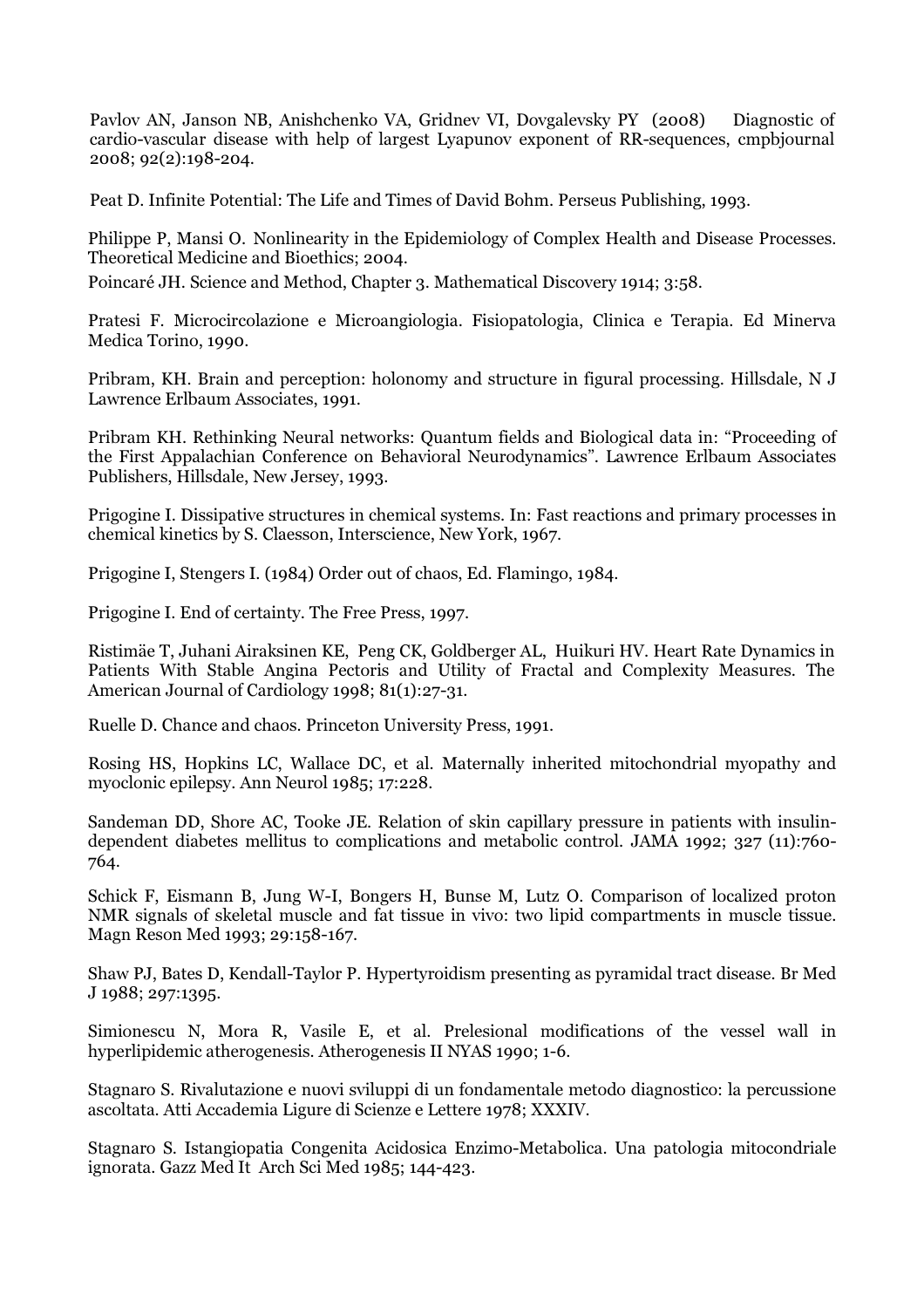Pavlov AN, Janson NB, Anishchenko VA, Gridnev VI, Dovgalevsky PY (2008) Diagnostic of cardio-vascular disease with help of largest Lyapunov exponent of RR-sequences, cmpbjournal 2008; 92(2):198-204.

Peat D. Infinite Potential: The Life and Times of David Bohm. Perseus Publishing, 1993.

Philippe P, Mansi O. Nonlinearity in the Epidemiology of Complex Health and Disease Processes. Theoretical Medicine and Bioethics; 2004.

Poincaré JH. Science and Method, Chapter 3. Mathematical Discovery 1914; 3:58.

Pratesi F. Microcircolazione e Microangiologia. Fisiopatologia, Clinica e Terapia. Ed Minerva Medica Torino, 1990.

Pribram, KH. Brain and perception: holonomy and structure in figural processing. Hillsdale, N J Lawrence Erlbaum Associates, 1991.

Pribram KH. Rethinking Neural networks: Quantum fields and Biological data in: "Proceeding of the First Appalachian Conference on Behavioral Neurodynamics". Lawrence Erlbaum Associates Publishers, Hillsdale, New Jersey, 1993.

Prigogine I. Dissipative structures in chemical systems. In: Fast reactions and primary processes in chemical kinetics by S. Claesson, Interscience, New York, 1967.

Prigogine I, Stengers I. (1984) Order out of chaos, Ed. Flamingo, 1984.

Prigogine I. End of certainty. The Free Press, 1997.

Ristimäe T, Juhani Airaksinen KE, Peng CK, Goldberger AL, Huikuri HV. Heart Rate Dynamics in Patients With Stable Angina Pectoris and Utility of Fractal and Complexity Measures. The American Journal of Cardiology 1998; 81(1):27-31.

Ruelle D. Chance and chaos. Princeton University Press, 1991.

Rosing HS, Hopkins LC, Wallace DC, et al. Maternally inherited mitochondrial myopathy and myoclonic epilepsy. Ann Neurol 1985; 17:228.

Sandeman DD, Shore AC, Tooke JE. Relation of skin capillary pressure in patients with insulin-dependent diabetes mellitus to complications and metabolic control. JAMA 1992; 327 (11):760-764.

Schick F, Eismann B, Jung W-I, Bongers H, Bunse M, Lutz O. Comparison of localized proton NMR signals of skeletal muscle and fat tissue in vivo: two lipid compartments in muscle tissue. Magn Reson Med 1993; 29:158-167.

Shaw PJ, Bates D, Kendall-Taylor P. Hypertyroidism presenting as pyramidal tract disease. Br Med J 1988; 297:1395.

Simionescu N, Mora R, Vasile E, et al. Prelesional modifications of the vessel wall in hyperlipidemic atherogenesis. Atherogenesis II NYAS 1990; 1-6.

Stagnaro S. Rivalutazione e nuovi sviluppi di un fondamentale metodo diagnostico: la percussione ascoltata. Atti Accademia Ligure di Scienze e Lettere 1978; XXXIV.

Stagnaro S. Istangiopatia Congenita Acidosica Enzimo-Metabolica. Una patologia mitocondriale ignorata. Gazz Med It Arch Sci Med 1985; 144-423.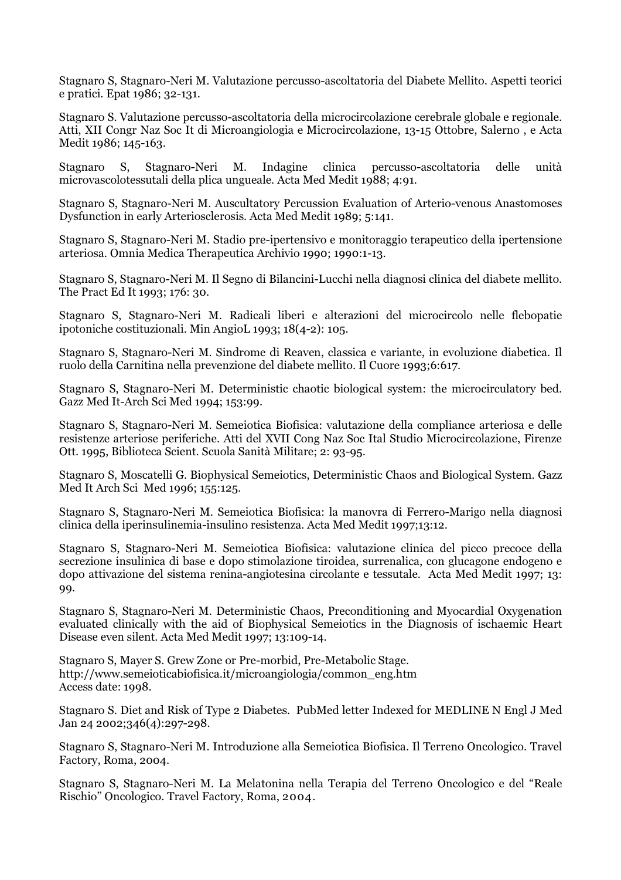Stagnaro S, Stagnaro-Neri M. Valutazione percusso-ascoltatoria del Diabete Mellito. Aspetti teorici e pratici. Epat 1986; 32-131.

Stagnaro S. Valutazione percusso-ascoltatoria della microcircolazione cerebrale globale e regionale. Atti, XII Congr Naz Soc It di Microangiologia e Microcircolazione, 13-15 Ottobre, Salerno , e Acta Medit 1986; 145-163.

Stagnaro S, Stagnaro-Neri M. Indagine clinica percusso-ascoltatoria delle unità microvascolotessutali della plica ungueale. Acta Med Medit 1988; 4:91.

Stagnaro S, Stagnaro-Neri M. Auscultatory Percussion Evaluation of Arterio-venous Anastomoses Dysfunction in early Arteriosclerosis. Acta Med Medit 1989; 5:141.

Stagnaro S, Stagnaro-Neri M. Stadio pre-ipertensivo e monitoraggio terapeutico della ipertensione arteriosa. Omnia Medica Therapeutica Archivio 1990; 1990:1-13.

Stagnaro S, Stagnaro-Neri M. Il Segno di Bilancini-Lucchi nella diagnosi clinica del diabete mellito. The Pract Ed It 1993; 176: 30.

Stagnaro S, Stagnaro-Neri M. Radicali liberi e alterazioni del microcircolo nelle flebopatie ipotoniche costituzionali. Min AngioL 1993; 18(4-2): 105.

Stagnaro S, Stagnaro-Neri M. Sindrome di Reaven, classica e variante, in evoluzione diabetica. Il ruolo della Carnitina nella prevenzione del diabete mellito. Il Cuore 1993;6:617.

Stagnaro S, Stagnaro-Neri M. Deterministic chaotic biological system: the microcirculatory bed. Gazz Med It-Arch Sci Med 1994; 153:99.

Stagnaro S, Stagnaro-Neri M. Semeiotica Biofisica: valutazione della compliance arteriosa e delle resistenze arteriose periferiche. Atti del XVII Cong Naz Soc Ital Studio Microcircolazione, Firenze Ott. 1995, Biblioteca Scient. Scuola Sanità Militare; 2: 93-95.

Stagnaro S, Moscatelli G. Biophysical Semeiotics, Deterministic Chaos and Biological System. Gazz Med It Arch Sci Med 1996; 155:125.

Stagnaro S, Stagnaro-Neri M. Semeiotica Biofisica: la manovra di Ferrero-Marigo nella diagnosi clinica della iperinsulinemia-insulino resistenza. Acta Med Medit 1997;13:12.

Stagnaro S, Stagnaro-Neri M. Semeiotica Biofisica: valutazione clinica del picco precoce della secrezione insulinica di base e dopo stimolazione tiroidea, surrenalica, con glucagone endogeno e dopo attivazione del sistema renina-angiotesina circolante e tessutale. Acta Med Medit 1997; 13: 99.

Stagnaro S, Stagnaro-Neri M. Deterministic Chaos, Preconditioning and Myocardial Oxygenation evaluated clinically with the aid of Biophysical Semeiotics in the Diagnosis of ischaemic Heart Disease even silent. Acta Med Medit 1997; 13:109-14.

Stagnaro S, Mayer S. Grew Zone or Pre-morbid, Pre-Metabolic Stage.
http://www.semeioticabiofisica.it/microangiologia/common_eng.htm
Access date: 1998.

Stagnaro S. Diet and Risk of Type 2 Diabetes. PubMed letter Indexed for MEDLINE N Engl J Med Jan 24 2002;346(4):297-298.

Stagnaro S, Stagnaro-Neri M. Introduzione alla Semeiotica Biofisica. Il Terreno Oncologico. Travel Factory, Roma, 2004.

Stagnaro S, Stagnaro-Neri M. La Melatonina nella Terapia del Terreno Oncologico e del "Reale Rischio" Oncologico. Travel Factory, Roma, 2004.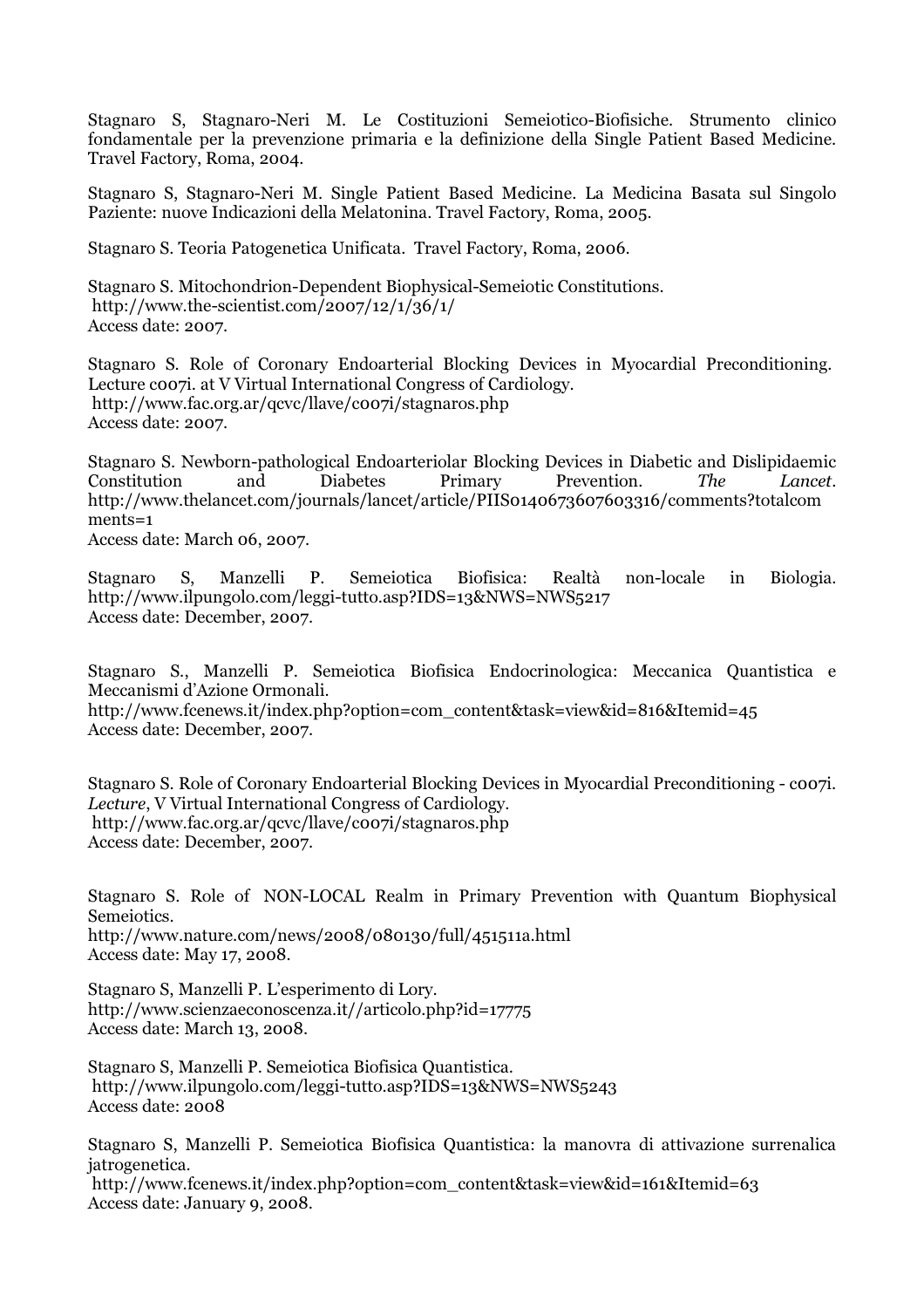Stagnaro S, Stagnaro-Neri M. Le Costituzioni Semeiotico-Biofisiche. Strumento clinico fondamentale per la prevenzione primaria e la definizione della Single Patient Based Medicine. Travel Factory, Roma, 2004.

Stagnaro S, Stagnaro-Neri M. Single Patient Based Medicine. La Medicina Basata sul Singolo Paziente: nuove Indicazioni della Melatonina. Travel Factory, Roma, 2005.

Stagnaro S. Teoria Patogenetica Unificata. Travel Factory, Roma, 2006.

Stagnaro S. Mitochondrion-Dependent Biophysical-Semeiotic Constitutions.
http://www.the-scientist.com/2007/12/1/36/1/
Access date: 2007.

Stagnaro S. Role of Coronary Endoarterial Blocking Devices in Myocardial Preconditioning. Lecture c007i. at V Virtual International Congress of Cardiology.
http://www.fac.org.ar/qcvc/llave/c007i/stagnaros.php
Access date: 2007.

Stagnaro S. Newborn-pathological Endoarteriolar Blocking Devices in Diabetic and Dislipidaemic Constitution and Diabetes Primary Prevention. *The Lancet*. http://www.thelancet.com/journals/lancet/article/PIIS0140673607603316/comments?totalcomments=1
Access date: March 06, 2007.

Stagnaro S, Manzelli P. Semeiotica Biofisica: Realtà non-locale in Biologia. http://www.ilpungolo.com/leggi-tutto.asp?IDS=13&NWS=NWS5217
Access date: December, 2007.

Stagnaro S., Manzelli P. Semeiotica Biofisica Endocrinologica: Meccanica Quantistica e Meccanismi d'Azione Ormonali.
http://www.fcenews.it/index.php?option=com_content&task=view&id=816&Itemid=45
Access date: December, 2007.

Stagnaro S. Role of Coronary Endoarterial Blocking Devices in Myocardial Preconditioning - c007i. *Lecture*, V Virtual International Congress of Cardiology.
http://www.fac.org.ar/qcvc/llave/c007i/stagnaros.php
Access date: December, 2007.

Stagnaro S. Role of NON-LOCAL Realm in Primary Prevention with Quantum Biophysical Semeiotics.
http://www.nature.com/news/2008/080130/full/451511a.html
Access date: May 17, 2008.

Stagnaro S, Manzelli P. L'esperimento di Lory.
http://www.scienzaeconoscenza.it//articolo.php?id=17775
Access date: March 13, 2008.

Stagnaro S, Manzelli P. Semeiotica Biofisica Quantistica.
http://www.ilpungolo.com/leggi-tutto.asp?IDS=13&NWS=NWS5243
Access date: 2008

Stagnaro S, Manzelli P. Semeiotica Biofisica Quantistica: la manovra di attivazione surrenalica jatrogenetica.
http://www.fcenews.it/index.php?option=com_content&task=view&id=161&Itemid=63
Access date: January 9, 2008.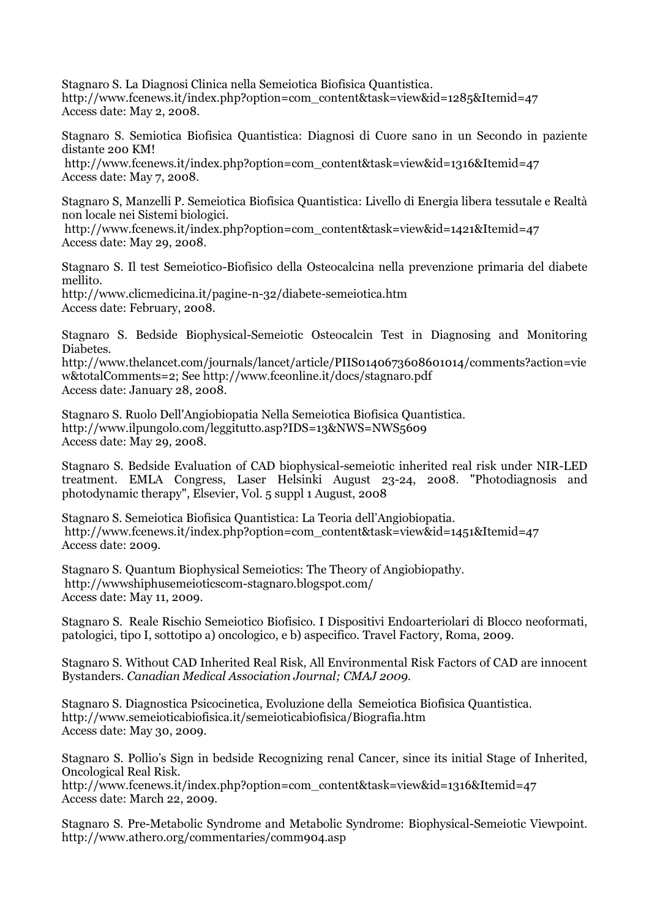Stagnaro S. La Diagnosi Clinica nella Semeiotica Biofisica Quantistica.
http://www.fcenews.it/index.php?option=com_content&task=view&id=1285&Itemid=47
Access date: May 2, 2008.

Stagnaro S. Semiotica Biofisica Quantistica: Diagnosi di Cuore sano in un Secondo in paziente distante 200 KM!
http://www.fcenews.it/index.php?option=com_content&task=view&id=1316&Itemid=47
Access date: May 7, 2008.

Stagnaro S, Manzelli P. Semeiotica Biofisica Quantistica: Livello di Energia libera tessutale e Realtà non locale nei Sistemi biologici.
http://www.fcenews.it/index.php?option=com_content&task=view&id=1421&Itemid=47
Access date: May 29, 2008.

Stagnaro S. Il test Semeiotico-Biofisico della Osteocalcina nella prevenzione primaria del diabete mellito.
http://www.clicmedicina.it/pagine-n-32/diabete-semeiotica.htm
Access date: February, 2008.

Stagnaro S. Bedside Biophysical-Semeiotic Osteocalcin Test in Diagnosing and Monitoring Diabetes.
http://www.thelancet.com/journals/lancet/article/PIIS0140673608601014/comments?action=view&totalComments=2; See http://www.fceonline.it/docs/stagnaro.pdf
Access date: January 28, 2008.

Stagnaro S. Ruolo Dell'Angiobiopatia Nella Semeiotica Biofisica Quantistica.
http://www.ilpungolo.com/leggitutto.asp?IDS=13&NWS=NWS5609
Access date: May 29, 2008.

Stagnaro S. Bedside Evaluation of CAD biophysical-semeiotic inherited real risk under NIR-LED treatment. EMLA Congress, Laser Helsinki August 23-24, 2008. "Photodiagnosis and photodynamic therapy", Elsevier, Vol. 5 suppl 1 August, 2008

Stagnaro S. Semeiotica Biofisica Quantistica: La Teoria dell'Angiobiopatia.
http://www.fcenews.it/index.php?option=com_content&task=view&id=1451&Itemid=47
Access date: 2009.

Stagnaro S. Quantum Biophysical Semeiotics: The Theory of Angiobiopathy.
http://wwwshiphusemeioticscom-stagnaro.blogspot.com/
Access date: May 11, 2009.

Stagnaro S. Reale Rischio Semeiotico Biofisico. I Dispositivi Endoarteriolari di Blocco neoformati, patologici, tipo I, sottotipo a) oncologico, e b) aspecifico. Travel Factory, Roma, 2009.

Stagnaro S. Without CAD Inherited Real Risk, All Environmental Risk Factors of CAD are innocent Bystanders. *Canadian Medical Association Journal; CMAJ 2009.*

Stagnaro S. Diagnostica Psicocinetica, Evoluzione della Semeiotica Biofisica Quantistica.
http://www.semeioticabiofisica.it/semeioticabiofisica/Biografia.htm
Access date: May 30, 2009.

Stagnaro S. Pollio's Sign in bedside Recognizing renal Cancer, since its initial Stage of Inherited, Oncological Real Risk.
http://www.fcenews.it/index.php?option=com_content&task=view&id=1316&Itemid=47
Access date: March 22, 2009.

Stagnaro S. Pre-Metabolic Syndrome and Metabolic Syndrome: Biophysical-Semeiotic Viewpoint.
http://www.athero.org/commentaries/comm904.asp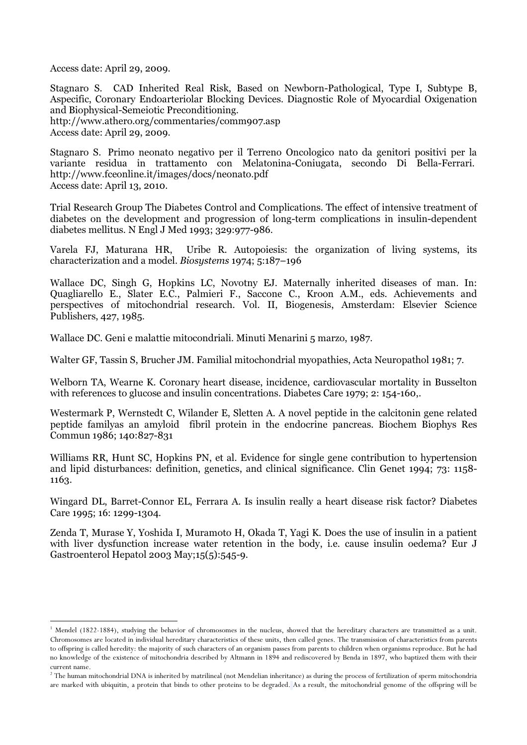Access date: April 29, 2009.

Stagnaro S. CAD Inherited Real Risk, Based on Newborn-Pathological, Type I, Subtype B, Aspecific, Coronary Endoarteriolar Blocking Devices. Diagnostic Role of Myocardial Oxigenation and Biophysical-Semeiotic Preconditioning.
http://www.athero.org/commentaries/comm907.asp
Access date: April 29, 2009.

Stagnaro S. Primo neonato negativo per il Terreno Oncologico nato da genitori positivi per la variante residua in trattamento con Melatonina-Coniugata, secondo Di Bella-Ferrari. http://www.fceonline.it/images/docs/neonato.pdf
Access date: April 13, 2010.

Trial Research Group The Diabetes Control and Complications. The effect of intensive treatment of diabetes on the development and progression of long-term complications in insulin-dependent diabetes mellitus. N Engl J Med 1993; 329:977-986.

Varela FJ, Maturana HR, Uribe R. Autopoiesis: the organization of living systems, its characterization and a model. *Biosystems* 1974; 5:187–196

Wallace DC, Singh G, Hopkins LC, Novotny EJ. Maternally inherited diseases of man. In: Quagliarello E., Slater E.C., Palmieri F., Saccone C., Kroon A.M., eds. Achievements and perspectives of mitochondrial research. Vol. II, Biogenesis, Amsterdam: Elsevier Science Publishers, 427, 1985.

Wallace DC. Geni e malattie mitocondriali. Minuti Menarini 5 marzo, 1987.

Walter GF, Tassin S, Brucher JM. Familial mitochondrial myopathies, Acta Neuropathol 1981; 7.

Welborn TA, Wearne K. Coronary heart disease, incidence, cardiovascular mortality in Busselton with references to glucose and insulin concentrations. Diabetes Care 1979; 2: 154-160,.

Westermark P, Wernstedt C, Wilander E, Sletten A. A novel peptide in the calcitonin gene related peptide familyas an amyloid fibril protein in the endocrine pancreas. Biochem Biophys Res Commun 1986; 140:827-831

Williams RR, Hunt SC, Hopkins PN, et al. Evidence for single gene contribution to hypertension and lipid disturbances: definition, genetics, and clinical significance. Clin Genet 1994; 73: 1158-1163.

Wingard DL, Barret-Connor EL, Ferrara A. Is insulin really a heart disease risk factor? Diabetes Care 1995; 16: 1299-1304.

Zenda T, Murase Y, Yoshida I, Muramoto H, Okada T, Yagi K. Does the use of insulin in a patient with liver dysfunction increase water retention in the body, i.e. cause insulin oedema? Eur J Gastroenterol Hepatol 2003 May;15(5):545-9.

---

[1] Mendel (1822-1884), studying the behavior of chromosomes in the nucleus, showed that the hereditary characters are transmitted as a unit. Chromosomes are located in individual hereditary characteristics of these units, then called genes. The transmission of characteristics from parents to offspring is called heredity: the majority of such characters of an organism passes from parents to children when organisms reproduce. But he had no knowledge of the existence of mitochondria described by Altmann in 1894 and rediscovered by Benda in 1897, who baptized them with their current name.

[2] The human mitochondrial DNA is inherited by matrilineal (not Mendelian inheritance) as during the process of fertilization of sperm mitochondria are marked with ubiquitin, a protein that binds to other proteins to be degraded. As a result, the mitochondrial genome of the offspring will be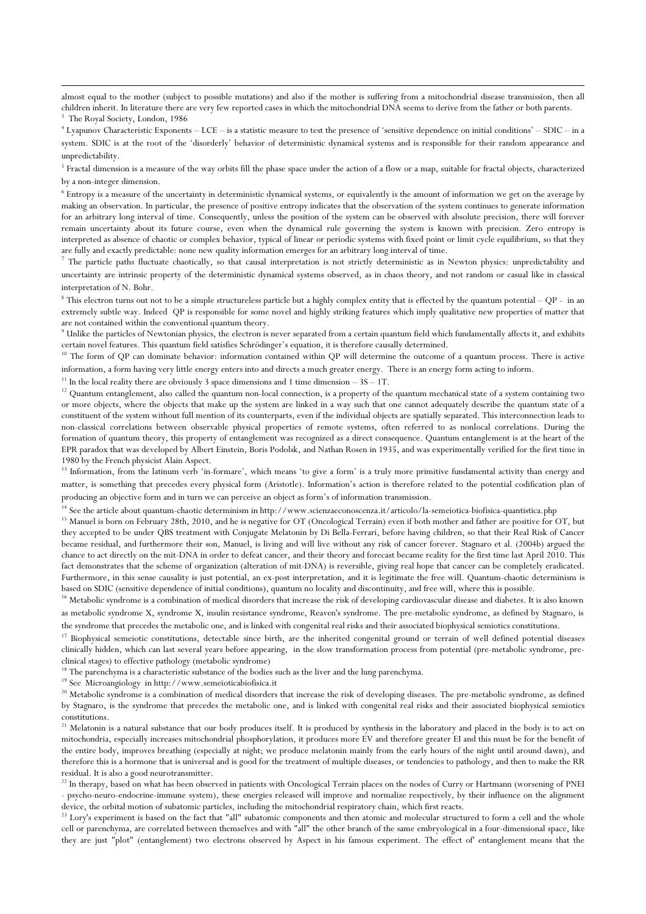almost equal to the mother (subject to possible mutations) and also if the mother is suffering from a mitochondrial disease transmission, then all children inherit. In literature there are very few reported cases in which the mitochondrial DNA seems to derive from the father or both parents.

[3] The Royal Society, London, 1986

[4] Lyapunov Characteristic Exponents – LCE – is a statistic measure to test the presence of 'sensitive dependence on initial conditions' – SDIC – in a system. SDIC is at the root of the 'disorderly' behavior of deterministic dynamical systems and is responsible for their random appearance and unpredictability.

[5] Fractal dimension is a measure of the way orbits fill the phase space under the action of a flow or a map, suitable for fractal objects, characterized by a non-integer dimension.

[6] Entropy is a measure of the uncertainty in deterministic dynamical systems, or equivalently is the amount of information we get on the average by making an observation. In particular, the presence of positive entropy indicates that the observation of the system continues to generate information for an arbitrary long interval of time. Consequently, unless the position of the system can be observed with absolute precision, there will forever remain uncertainty about its future course, even when the dynamical rule governing the system is known with precision. Zero entropy is interpreted as absence of chaotic or complex behavior, typical of linear or periodic systems with fixed point or limit cycle equilibrium, so that they are fully and exactly predictable: none new quality information emerges for an arbitrary long interval of time.

[7] The particle paths fluctuate chaotically, so that causal interpretation is not strictly deterministic as in Newton physics: unpredictability and uncertainty are intrinsic property of the deterministic dynamical systems observed, as in chaos theory, and not random or casual like in classical interpretation of N. Bohr.

[8] This electron turns out not to be a simple structureless particle but a highly complex entity that is effected by the quantum potential – QP - in an extremely subtle way. Indeed QP is responsible for some novel and highly striking features which imply qualitative new properties of matter that are not contained within the conventional quantum theory.

[9] Unlike the particles of Newtonian physics, the electron is never separated from a certain quantum field which fundamentally affects it, and exhibits certain novel features. This quantum field satisfies Schrödinger's equation, it is therefore causally determined.

[10] The form of QP can dominate behavior: information contained within QP will determine the outcome of a quantum process. There is active information, a form having very little energy enters into and directs a much greater energy. There is an energy form acting to inform.

[11] In the local reality there are obviously 3 space dimensions and 1 time dimension – 3S – 1T.

[12] Quantum entanglement, also called the quantum non-local connection, is a property of the quantum mechanical state of a system containing two or more objects, where the objects that make up the system are linked in a way such that one cannot adequately describe the quantum state of a constituent of the system without full mention of its counterparts, even if the individual objects are spatially separated. This interconnection leads to non-classical correlations between observable physical properties of remote systems, often referred to as nonlocal correlations. During the formation of quantum theory, this property of entanglement was recognized as a direct consequence. Quantum entanglement is at the heart of the EPR paradox that was developed by Albert Einstein, Boris Podolsk, and Nathan Rosen in 1935, and was experimentally verified for the first time in 1980 by the French physicist Alain Aspect.

[13] Information, from the latinum verb 'in-formare', which means 'to give a form' is a truly more primitive fundamental activity than energy and matter, is something that precedes every physical form (Aristotle). Information's action is therefore related to the potential codification plan of producing an objective form and in turn we can perceive an object as form's of information transmission.

[14] See the article about quantum-chaotic determinism in http://www.scienzaeconoscenza.it/articolo/la-semeiotica-biofisica-quantistica.php

[15] Manuel is born on February 28th, 2010, and he is negative for OT (Oncological Terrain) even if both mother and father are positive for OT, but they accepted to be under QBS treatment with Conjugate Melatonin by Di Bella-Ferrari, before having children, so that their Real Risk of Cancer became residual, and furthermore their son, Manuel, is living and will live without any risk of cancer forever. Stagnaro et al. (2004b) argued the chance to act directly on the mit-DNA in order to defeat cancer, and their theory and forecast became reality for the first time last April 2010. This fact demonstrates that the scheme of organization (alteration of mit-DNA) is reversible, giving real hope that cancer can be completely eradicated. Furthermore, in this sense causality is just potential, an ex-post interpretation, and it is legitimate the free will. Quantum-chaotic determinism is based on SDIC (sensitive dependence of initial conditions), quantum no locality and discontinuity, and free will, where this is possible.

[16] Metabolic syndrome is a combination of medical disorders that increase the risk of developing cardiovascular disease and diabetes. It is also known as metabolic syndrome X, syndrome X, insulin resistance syndrome, Reaven's syndrome. The pre-metabolic syndrome, as defined by Stagnaro, is the syndrome that precedes the metabolic one, and is linked with congenital real risks and their associated biophysical semiotics constitutions.

[17] Biophysical semeiotic constitutions, detectable since birth, are the inherited congenital ground or terrain of well defined potential diseases clinically hidden, which can last several years before appearing, in the slow transformation process from potential (pre-metabolic syndrome, pre-clinical stages) to effective pathology (metabolic syndrome)

[18] The parenchyma is a characteristic substance of the bodies such as the liver and the lung parenchyma.

[19] See Microangiology in http://www.semeioticabiofisica.it

[20] Metabolic syndrome is a combination of medical disorders that increase the risk of developing diseases. The pre-metabolic syndrome, as defined by Stagnaro, is the syndrome that precedes the metabolic one, and is linked with congenital real risks and their associated biophysical semiotics constitutions.

[21] Melatonin is a natural substance that our body produces itself. It is produced by synthesis in the laboratory and placed in the body is to act on mitochondria, especially increases mitochondrial phosphorylation, it produces more EV and therefore greater EI and this must be for the benefit of the entire body, improves breathing (especially at night; we produce melatonin mainly from the early hours of the night until around dawn), and therefore this is a hormone that is universal and is good for the treatment of multiple diseases, or tendencies to pathology, and then to make the RR residual. It is also a good neurotransmitter.

[22] In therapy, based on what has been observed in patients with Oncological Terrain places on the nodes of Curry or Hartmann (worsening of PNEI - psycho-neuro-endocrine-immune system), these energies released will improve and normalize respectively, by their influence on the alignment device, the orbital motion of subatomic particles, including the mitochondrial respiratory chain, which first reacts.

[23] Lory's experiment is based on the fact that "all" subatomic components and then atomic and molecular structured to form a cell and the whole cell or parenchyma, are correlated between themselves and with "all" the other branch of the same embryological in a four-dimensional space, like they are just "plot" (entanglement) two electrons observed by Aspect in his famous experiment. The effect of' entanglement means that the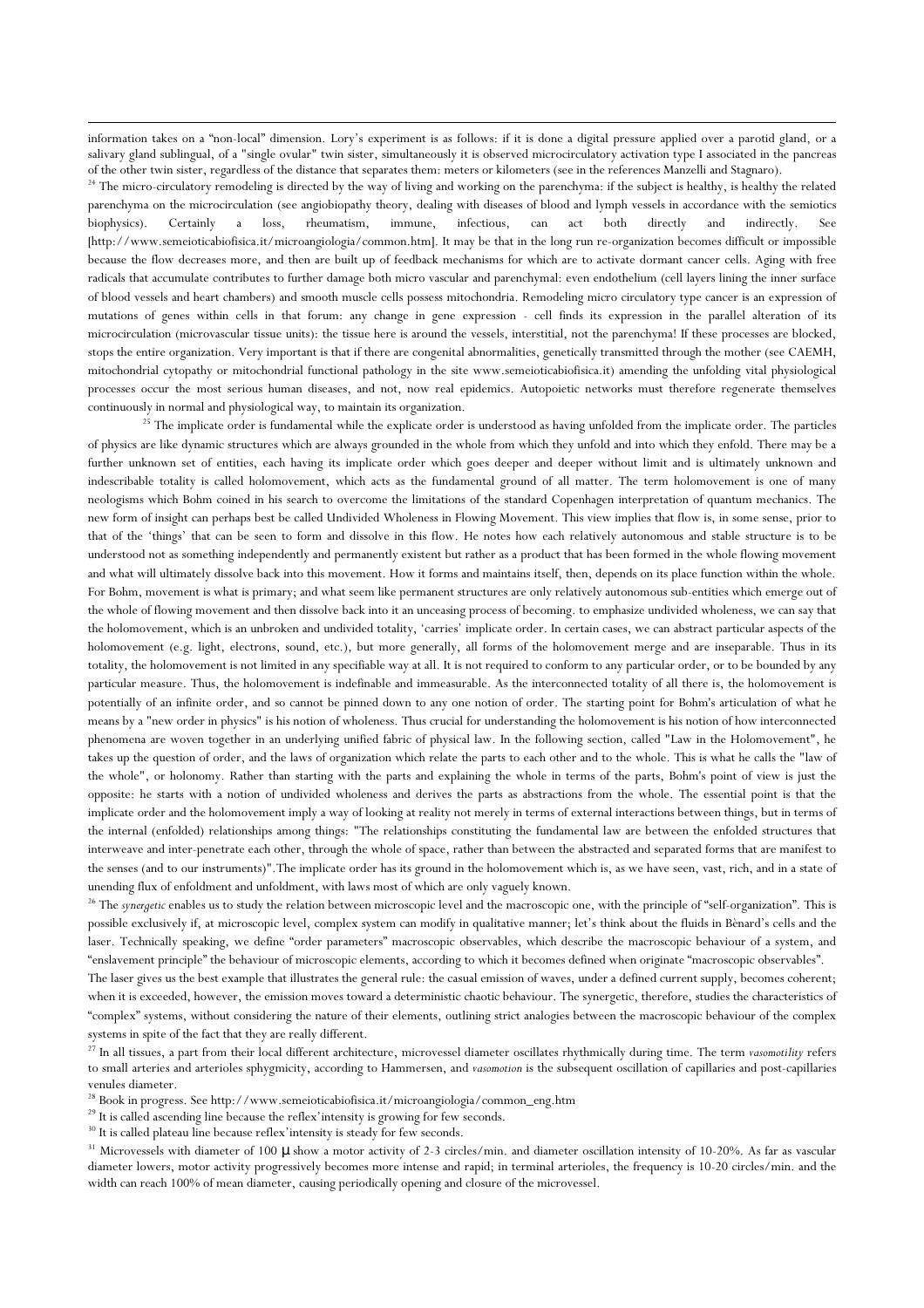information takes on a "non-local" dimension. Lory's experiment is as follows: if it is done a digital pressure applied over a parotid gland, or a salivary gland sublingual, of a "single ovular" twin sister, simultaneously it is observed microcirculatory activation type I associated in the pancreas of the other twin sister, regardless of the distance that separates them: meters or kilometers (see in the references Manzelli and Stagnaro).

[24] The micro-circulatory remodeling is directed by the way of living and working on the parenchyma: if the subject is healthy, is healthy the related parenchyma on the microcirculation (see angiobiopathy theory, dealing with diseases of blood and lymph vessels in accordance with the semiotics biophysics). Certainly a loss, rheumatism, immune, infectious, can act both directly and indirectly. See [http://www.semeioticabiofisica.it/microangiologia/common.htm]. It may be that in the long run re-organization becomes difficult or impossible because the flow decreases more, and then are built up of feedback mechanisms for which are to activate dormant cancer cells. Aging with free radicals that accumulate contributes to further damage both micro vascular and parenchymal: even endothelium (cell layers lining the inner surface of blood vessels and heart chambers) and smooth muscle cells possess mitochondria. Remodeling micro circulatory type cancer is an expression of mutations of genes within cells in that forum: any change in gene expression - cell finds its expression in the parallel alteration of its microcirculation (microvascular tissue units): the tissue here is around the vessels, interstitial, not the parenchyma! If these processes are blocked, stops the entire organization. Very important is that if there are congenital abnormalities, genetically transmitted through the mother (see CAEMH, mitochondrial cytopathy or mitochondrial functional pathology in the site www.semeioticabiofisica.it) amending the unfolding vital physiological processes occur the most serious human diseases, and not, now real epidemics. Autopoietic networks must therefore regenerate themselves continuously in normal and physiological way, to maintain its organization.

[25] The implicate order is fundamental while the explicate order is understood as having unfolded from the implicate order. The particles of physics are like dynamic structures which are always grounded in the whole from which they unfold and into which they enfold. There may be a further unknown set of entities, each having its implicate order which goes deeper and deeper without limit and is ultimately unknown and indescribable totality is called holomovement, which acts as the fundamental ground of all matter. The term holomovement is one of many neologisms which Bohm coined in his search to overcome the limitations of the standard Copenhagen interpretation of quantum mechanics. The new form of insight can perhaps best be called Undivided Wholeness in Flowing Movement. This view implies that flow is, in some sense, prior to that of the 'things' that can be seen to form and dissolve in this flow. He notes how each relatively autonomous and stable structure is to be understood not as something independently and permanently existent but rather as a product that has been formed in the whole flowing movement and what will ultimately dissolve back into this movement. How it forms and maintains itself, then, depends on its place function within the whole. For Bohm, movement is what is primary; and what seem like permanent structures are only relatively autonomous sub-entities which emerge out of the whole of flowing movement and then dissolve back into it an unceasing process of becoming. to emphasize undivided wholeness, we can say that the holomovement, which is an unbroken and undivided totality, 'carries' implicate order. In certain cases, we can abstract particular aspects of the holomovement (e.g. light, electrons, sound, etc.), but more generally, all forms of the holomovement merge and are inseparable. Thus in its totality, the holomovement is not limited in any specifiable way at all. It is not required to conform to any particular order, or to be bounded by any particular measure. Thus, the holomovement is indefinable and immeasurable. As the interconnected totality of all there is, the holomovement is potentially of an infinite order, and so cannot be pinned down to any one notion of order. The starting point for Bohm's articulation of what he means by a "new order in physics" is his notion of wholeness. Thus crucial for understanding the holomovement is his notion of how interconnected phenomena are woven together in an underlying unified fabric of physical law. In the following section, called "Law in the Holomovement", he takes up the question of order, and the laws of organization which relate the parts to each other and to the whole. This is what he calls the "law of the whole", or holonomy. Rather than starting with the parts and explaining the whole in terms of the parts, Bohm's point of view is just the opposite: he starts with a notion of undivided wholeness and derives the parts as abstractions from the whole. The essential point is that the implicate order and the holomovement imply a way of looking at reality not merely in terms of external interactions between things, but in terms of the internal (enfolded) relationships among things: "The relationships constituting the fundamental law are between the enfolded structures that interweave and inter-penetrate each other, through the whole of space, rather than between the abstracted and separated forms that are manifest to the senses (and to our instruments)".The implicate order has its ground in the holomovement which is, as we have seen, vast, rich, and in a state of unending flux of enfoldment and unfoldment, with laws most of which are only vaguely known.

[26] The *synergetic* enables us to study the relation between microscopic level and the macroscopic one, with the principle of "self-organization". This is possible exclusively if, at microscopic level, complex system can modify in qualitative manner; let's think about the fluids in Bènard's cells and the laser. Technically speaking, we define "order parameters" macroscopic observables, which describe the macroscopic behaviour of a system, and "enslavement principle" the behaviour of microscopic elements, according to which it becomes defined when originate "macroscopic observables".

The laser gives us the best example that illustrates the general rule: the casual emission of waves, under a defined current supply, becomes coherent; when it is exceeded, however, the emission moves toward a deterministic chaotic behaviour. The synergetic, therefore, studies the characteristics of "complex" systems, without considering the nature of their elements, outlining strict analogies between the macroscopic behaviour of the complex systems in spite of the fact that they are really different.

[27] In all tissues, a part from their local different architecture, microvessel diameter oscillates rhythmically during time. The term *vasomotility* refers to small arteries and arterioles sphygmicity, according to Hammersen, and *vasomotion* is the subsequent oscillation of capillaries and post-capillaries venules diameter.

[28] Book in progress. See http://www.semeioticabiofisica.it/microangiologia/common_eng.htm

[29] It is called ascending line because the reflex'intensity is growing for few seconds.

[30] It is called plateau line because reflex'intensity is steady for few seconds.

[31] Microvessels with diameter of 100 μ show a motor activity of 2-3 circles/min. and diameter oscillation intensity of 10-20%. As far as vascular diameter lowers, motor activity progressively becomes more intense and rapid; in terminal arterioles, the frequency is 10-20 circles/min. and the width can reach 100% of mean diameter, causing periodically opening and closure of the microvessel.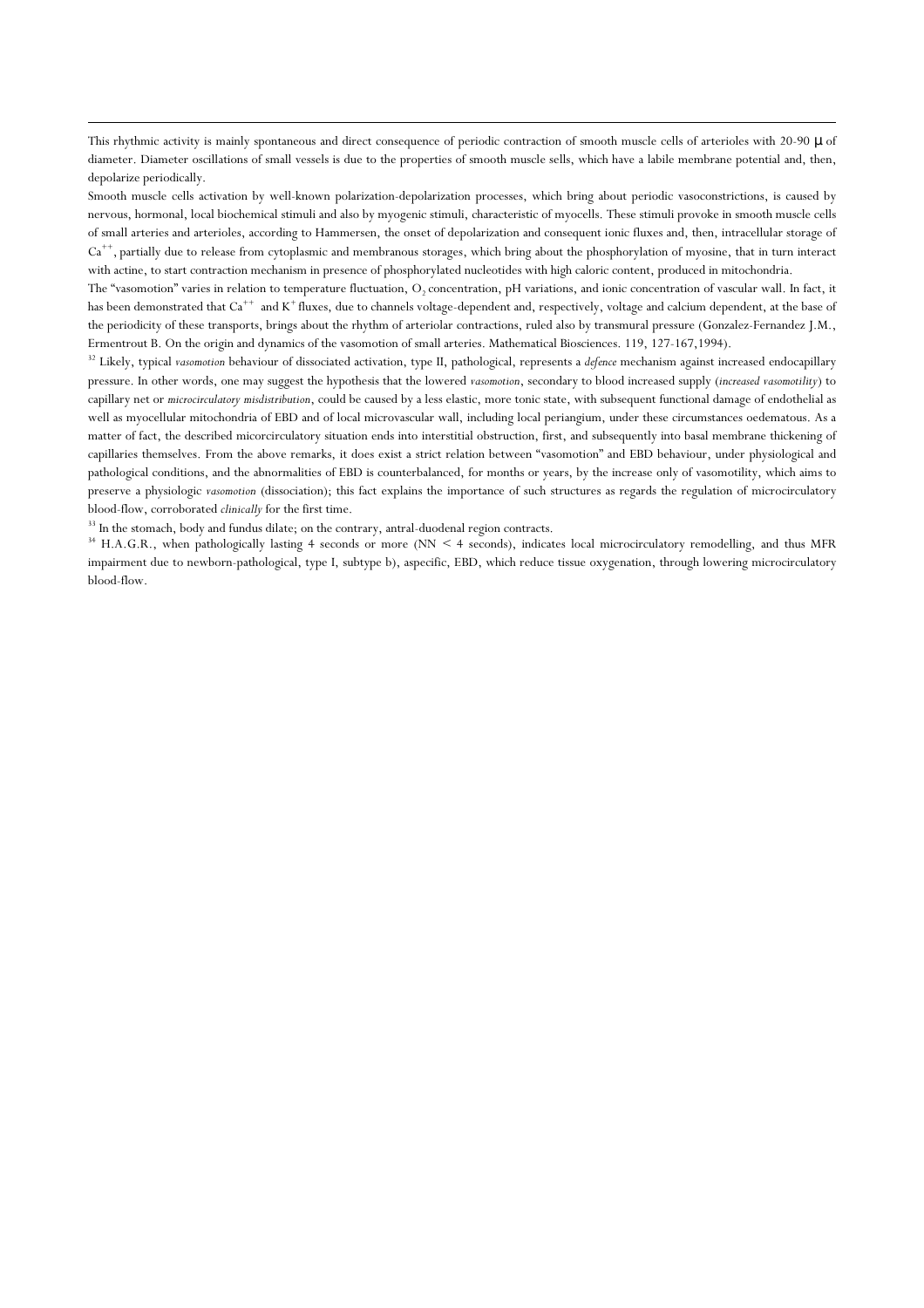This rhythmic activity is mainly spontaneous and direct consequence of periodic contraction of smooth muscle cells of arterioles with 20-90 μ of diameter. Diameter oscillations of small vessels is due to the properties of smooth muscle sells, which have a labile membrane potential and, then, depolarize periodically.

Smooth muscle cells activation by well-known polarization-depolarization processes, which bring about periodic vasoconstrictions, is caused by nervous, hormonal, local biochemical stimuli and also by myogenic stimuli, characteristic of myocells. These stimuli provoke in smooth muscle cells of small arteries and arterioles, according to Hammersen, the onset of depolarization and consequent ionic fluxes and, then, intracellular storage of $Ca^{++}$, partially due to release from cytoplasmic and membranous storages, which bring about the phosphorylation of myosine, that in turn interact with actine, to start contraction mechanism in presence of phosphorylated nucleotides with high caloric content, produced in mitochondria.

The "vasomotion" varies in relation to temperature fluctuation, $O_2$ concentration, pH variations, and ionic concentration of vascular wall. In fact, it has been demonstrated that $Ca^{++}$ and $K^{+}$ fluxes, due to channels voltage-dependent and, respectively, voltage and calcium dependent, at the base of the periodicity of these transports, brings about the rhythm of arteriolar contractions, ruled also by transmural pressure (Gonzalez-Fernandez J.M., Ermentrout B. On the origin and dynamics of the vasomotion of small arteries. Mathematical Biosciences. 119, 127-167,1994).

[32] Likely, typical *vasomotion* behaviour of dissociated activation, type II, pathological, represents a *defence* mechanism against increased endocapillary pressure. In other words, one may suggest the hypothesis that the lowered *vasomotion*, secondary to blood increased supply (*increased vasomotility*) to capillary net or *microcirculatory misdistribution*, could be caused by a less elastic, more tonic state, with subsequent functional damage of endothelial as well as myocellular mitochondria of EBD and of local microvascular wall, including local periangium, under these circumstances oedematous. As a matter of fact, the described micorcirculatory situation ends into interstitial obstruction, first, and subsequently into basal membrane thickening of capillaries themselves. From the above remarks, it does exist a strict relation between "vasomotion" and EBD behaviour, under physiological and pathological conditions, and the abnormalities of EBD is counterbalanced, for months or years, by the increase only of vasomotility, which aims to preserve a physiologic *vasomotion* (dissociation); this fact explains the importance of such structures as regards the regulation of microcirculatory blood-flow, corroborated *clinically* for the first time.

[33] In the stomach, body and fundus dilate; on the contrary, antral-duodenal region contracts.

[34] H.A.G.R., when pathologically lasting 4 seconds or more (NN < 4 seconds), indicates local microcirculatory remodelling, and thus MFR impairment due to newborn-pathological, type I, subtype b), aspecific, EBD, which reduce tissue oxygenation, through lowering microcirculatory blood-flow.